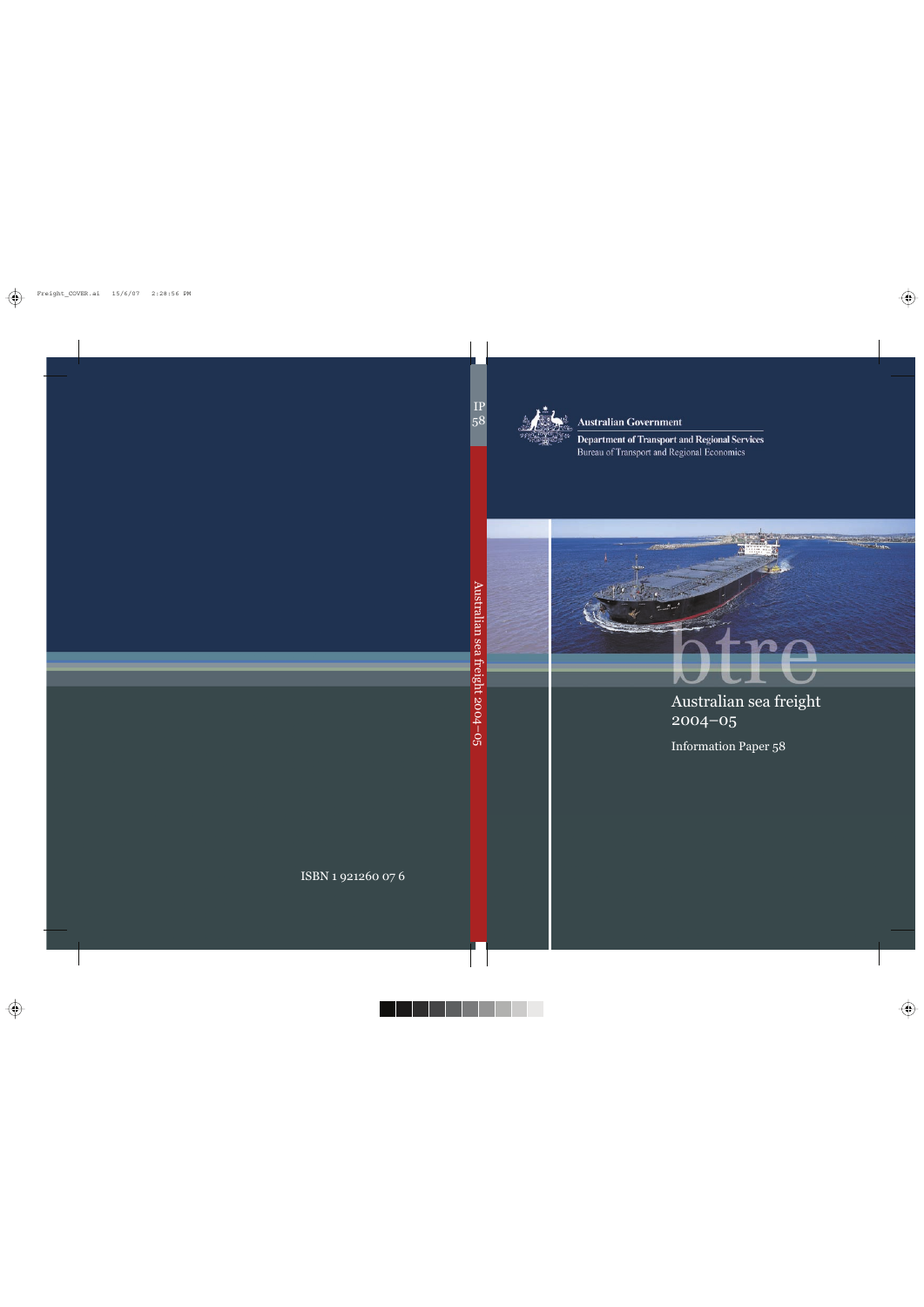Australian Government

Department of Transport and Regional Services

Bureau of Transport and Regional Economics

btre

# Australian sea freight 2004–05

Information Paper 58

IP 58

Australian sea freight 2004–05

ISBN 1 921260 07 6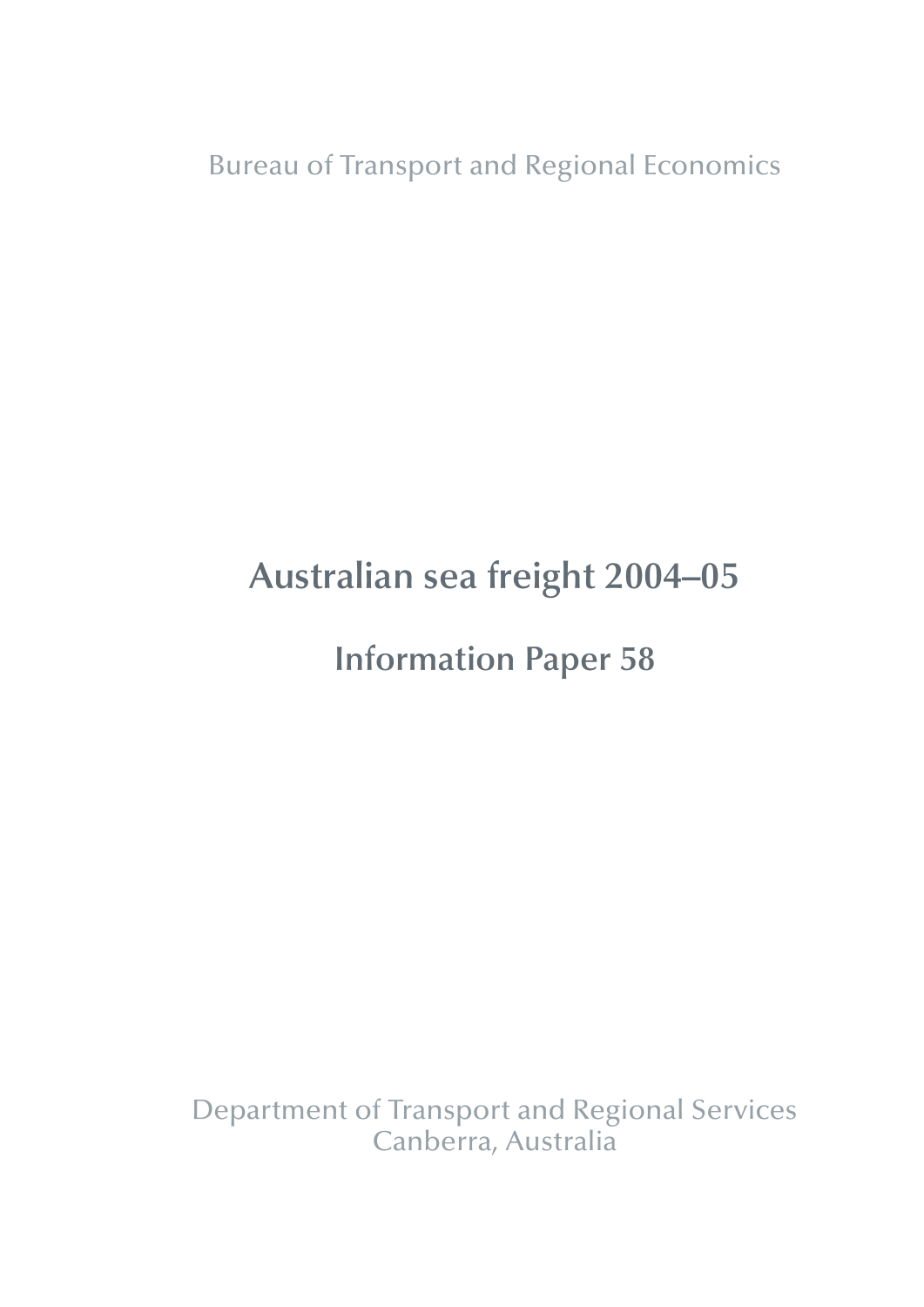Bureau of Transport and Regional Economics

# Australian sea freight 2004–05

## Information Paper 58

Department of Transport and Regional Services
Canberra, Australia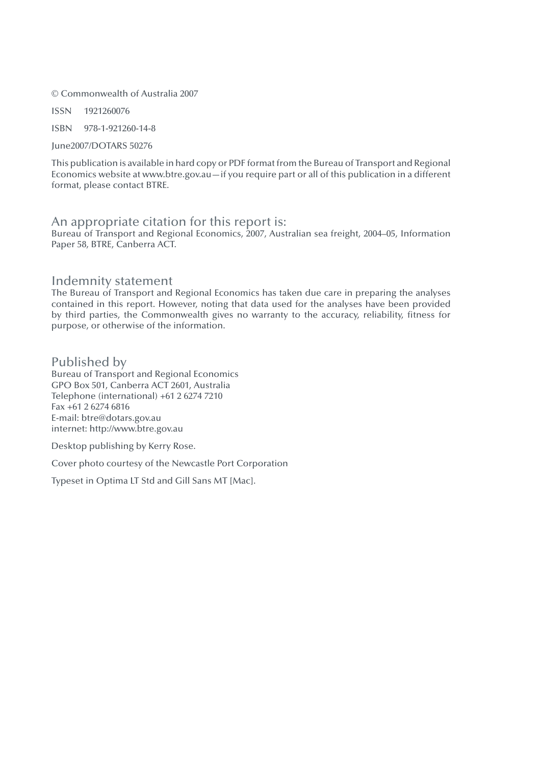© Commonwealth of Australia 2007

ISSN 1921260076

ISBN 978-1-921260-14-8

June2007/DOTARS 50276

This publication is available in hard copy or PDF format from the Bureau of Transport and Regional Economics website at www.btre.gov.au—if you require part or all of this publication in a different format, please contact BTRE.

## An appropriate citation for this report is:

Bureau of Transport and Regional Economics, 2007, Australian sea freight, 2004–05, Information Paper 58, BTRE, Canberra ACT.

## Indemnity statement

The Bureau of Transport and Regional Economics has taken due care in preparing the analyses contained in this report. However, noting that data used for the analyses have been provided by third parties, the Commonwealth gives no warranty to the accuracy, reliability, fitness for purpose, or otherwise of the information.

## Published by

Bureau of Transport and Regional Economics
GPO Box 501, Canberra ACT 2601, Australia
Telephone (international) +61 2 6274 7210
Fax +61 2 6274 6816
E-mail: btre@dotars.gov.au
internet: http://www.btre.gov.au

Desktop publishing by Kerry Rose.

Cover photo courtesy of the Newcastle Port Corporation

Typeset in Optima LT Std and Gill Sans MT [Mac].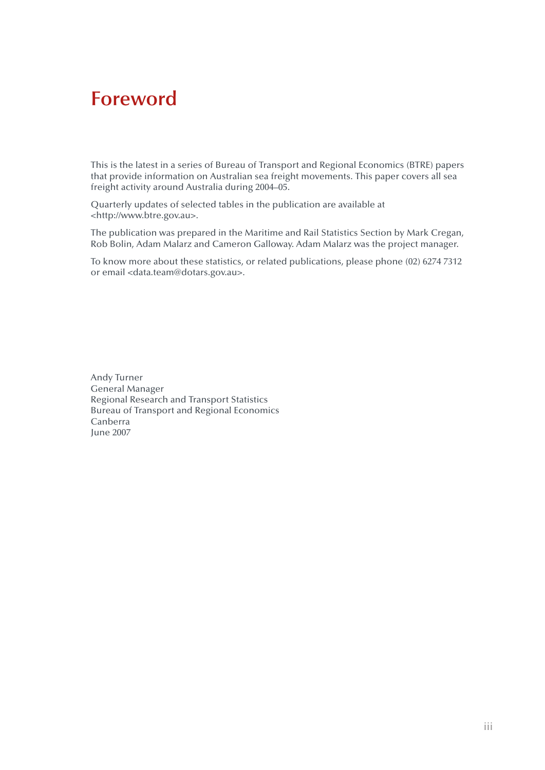# Foreword

This is the latest in a series of Bureau of Transport and Regional Economics (BTRE) papers that provide information on Australian sea freight movements. This paper covers all sea freight activity around Australia during 2004–05.

Quarterly updates of selected tables in the publication are available at <http://www.btre.gov.au>.

The publication was prepared in the Maritime and Rail Statistics Section by Mark Cregan, Rob Bolin, Adam Malarz and Cameron Galloway. Adam Malarz was the project manager.

To know more about these statistics, or related publications, please phone (02) 6274 7312 or email <data.team@dotars.gov.au>.

Andy Turner
General Manager
Regional Research and Transport Statistics
Bureau of Transport and Regional Economics
Canberra
June 2007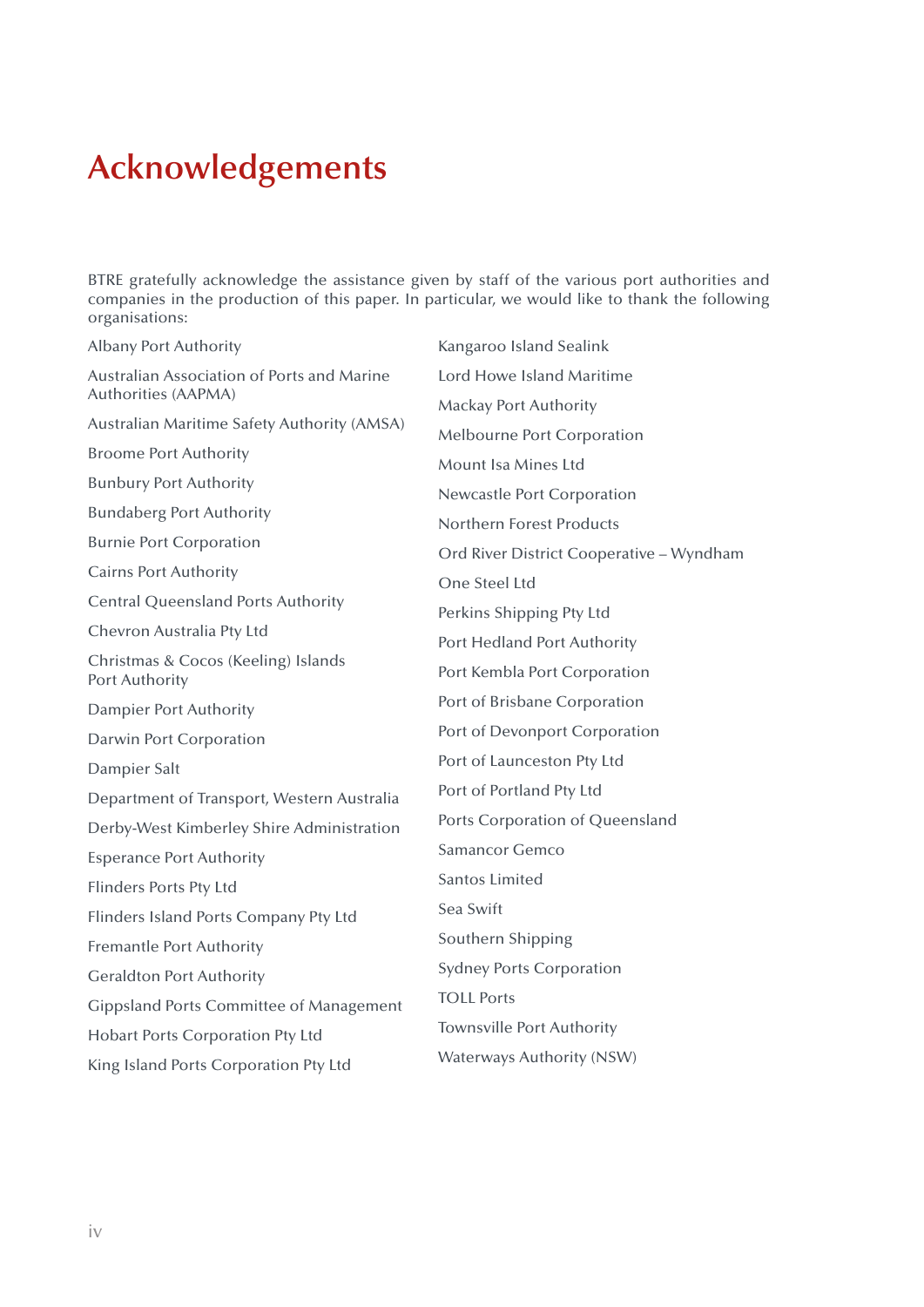# Acknowledgements

BTRE gratefully acknowledge the assistance given by staff of the various port authorities and companies in the production of this paper. In particular, we would like to thank the following organisations:

Albany Port Authority

Australian Association of Ports and Marine Authorities (AAPMA)

Australian Maritime Safety Authority (AMSA)

Broome Port Authority

Bunbury Port Authority

Bundaberg Port Authority

Burnie Port Corporation

Cairns Port Authority

Central Queensland Ports Authority

Chevron Australia Pty Ltd

Christmas & Cocos (Keeling) Islands Port Authority

Dampier Port Authority

Darwin Port Corporation

Dampier Salt

Department of Transport, Western Australia

Derby-West Kimberley Shire Administration

Esperance Port Authority

Flinders Ports Pty Ltd

Flinders Island Ports Company Pty Ltd

Fremantle Port Authority

Geraldton Port Authority

Gippsland Ports Committee of Management

Hobart Ports Corporation Pty Ltd

King Island Ports Corporation Pty Ltd

Kangaroo Island Sealink

Lord Howe Island Maritime

Mackay Port Authority

Melbourne Port Corporation

Mount Isa Mines Ltd

Newcastle Port Corporation

Northern Forest Products

Ord River District Cooperative – Wyndham

One Steel Ltd

Perkins Shipping Pty Ltd

Port Hedland Port Authority

Port Kembla Port Corporation

Port of Brisbane Corporation

Port of Devonport Corporation

Port of Launceston Pty Ltd

Port of Portland Pty Ltd

Ports Corporation of Queensland

Samancor Gemco

Santos Limited

Sea Swift

Southern Shipping

Sydney Ports Corporation

TOLL Ports

Townsville Port Authority

Waterways Authority (NSW)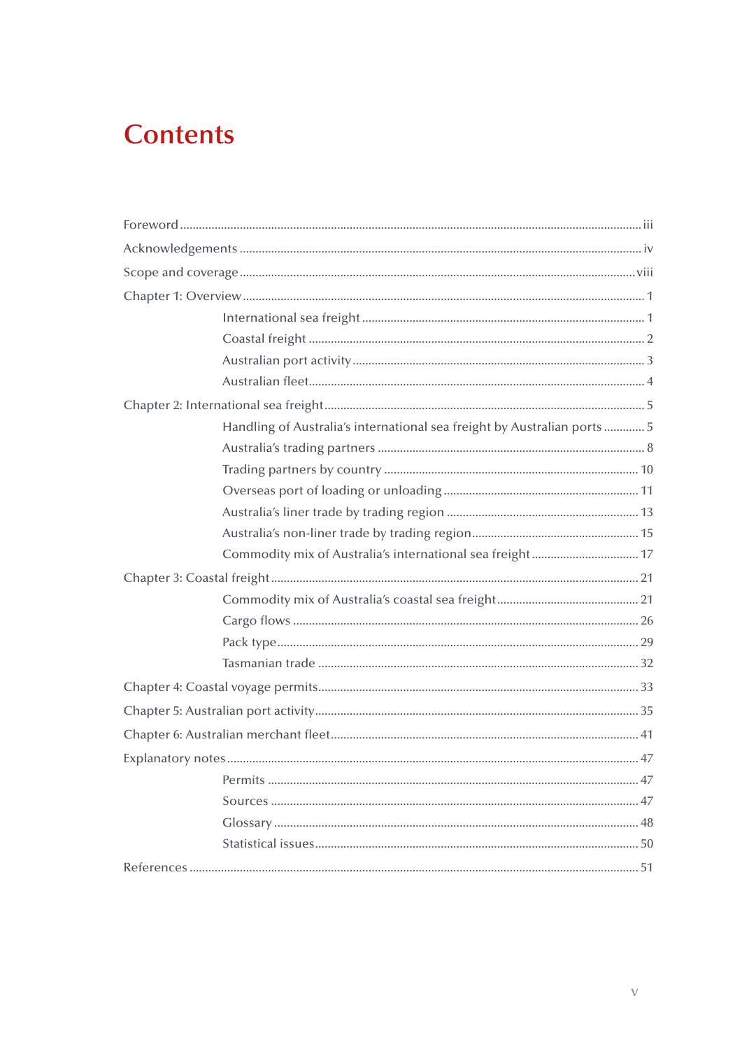# Contents

- Foreword ... iii
- Acknowledgements ... iv
- Scope and coverage ... viii
- Chapter 1: Overview ... 1
  - International sea freight ... 1
  - Coastal freight ... 2
  - Australian port activity ... 3
  - Australian fleet ... 4
- Chapter 2: International sea freight ... 5
  - Handling of Australia's international sea freight by Australian ports ... 5
  - Australia's trading partners ... 8
  - Trading partners by country ... 10
  - Overseas port of loading or unloading ... 11
  - Australia's liner trade by trading region ... 13
  - Australia's non-liner trade by trading region ... 15
  - Commodity mix of Australia's international sea freight ... 17
- Chapter 3: Coastal freight ... 21
  - Commodity mix of Australia's coastal sea freight ... 21
  - Cargo flows ... 26
  - Pack type ... 29
  - Tasmanian trade ... 32
- Chapter 4: Coastal voyage permits ... 33
- Chapter 5: Australian port activity ... 35
- Chapter 6: Australian merchant fleet ... 41
- Explanatory notes ... 47
  - Permits ... 47
  - Sources ... 47
  - Glossary ... 48
  - Statistical issues ... 50
- References ... 51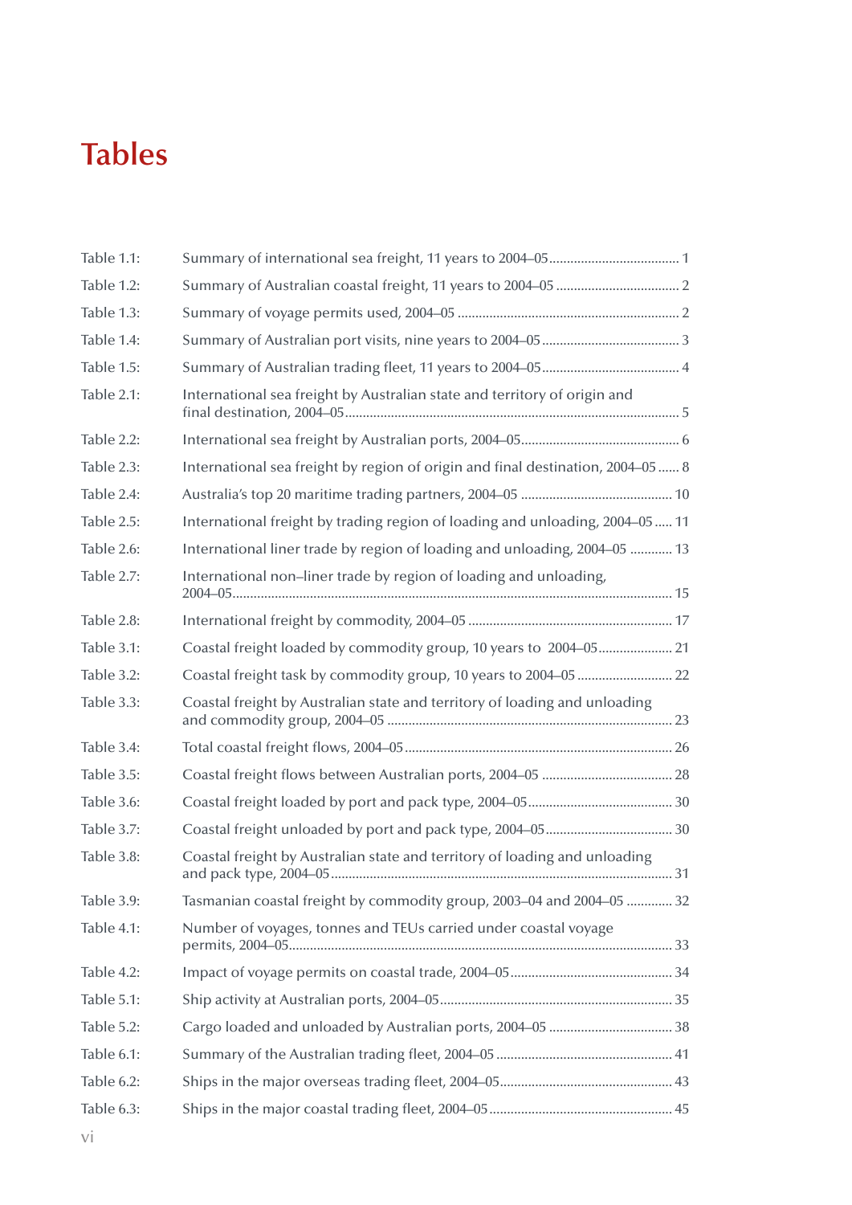# Tables

| | | |
|---|---|---|
| Table 1.1: | Summary of international sea freight, 11 years to 2004–05 | 1 |
| Table 1.2: | Summary of Australian coastal freight, 11 years to 2004–05 | 2 |
| Table 1.3: | Summary of voyage permits used, 2004–05 | 2 |
| Table 1.4: | Summary of Australian port visits, nine years to 2004–05 | 3 |
| Table 1.5: | Summary of Australian trading fleet, 11 years to 2004–05 | 4 |
| Table 2.1: | International sea freight by Australian state and territory of origin and final destination, 2004–05 | 5 |
| Table 2.2: | International sea freight by Australian ports, 2004–05 | 6 |
| Table 2.3: | International sea freight by region of origin and final destination, 2004–05 | 8 |
| Table 2.4: | Australia's top 20 maritime trading partners, 2004–05 | 10 |
| Table 2.5: | International freight by trading region of loading and unloading, 2004–05 | 11 |
| Table 2.6: | International liner trade by region of loading and unloading, 2004–05 | 13 |
| Table 2.7: | International non–liner trade by region of loading and unloading, 2004–05 | 15 |
| Table 2.8: | International freight by commodity, 2004–05 | 17 |
| Table 3.1: | Coastal freight loaded by commodity group, 10 years to 2004–05 | 21 |
| Table 3.2: | Coastal freight task by commodity group, 10 years to 2004–05 | 22 |
| Table 3.3: | Coastal freight by Australian state and territory of loading and unloading and commodity group, 2004–05 | 23 |
| Table 3.4: | Total coastal freight flows, 2004–05 | 26 |
| Table 3.5: | Coastal freight flows between Australian ports, 2004–05 | 28 |
| Table 3.6: | Coastal freight loaded by port and pack type, 2004–05 | 30 |
| Table 3.7: | Coastal freight unloaded by port and pack type, 2004–05 | 30 |
| Table 3.8: | Coastal freight by Australian state and territory of loading and unloading and pack type, 2004–05 | 31 |
| Table 3.9: | Tasmanian coastal freight by commodity group, 2003–04 and 2004–05 | 32 |
| Table 4.1: | Number of voyages, tonnes and TEUs carried under coastal voyage permits, 2004–05 | 33 |
| Table 4.2: | Impact of voyage permits on coastal trade, 2004–05 | 34 |
| Table 5.1: | Ship activity at Australian ports, 2004–05 | 35 |
| Table 5.2: | Cargo loaded and unloaded by Australian ports, 2004–05 | 38 |
| Table 6.1: | Summary of the Australian trading fleet, 2004–05 | 41 |
| Table 6.2: | Ships in the major overseas trading fleet, 2004–05 | 43 |
| Table 6.3: | Ships in the major coastal trading fleet, 2004–05 | 45 |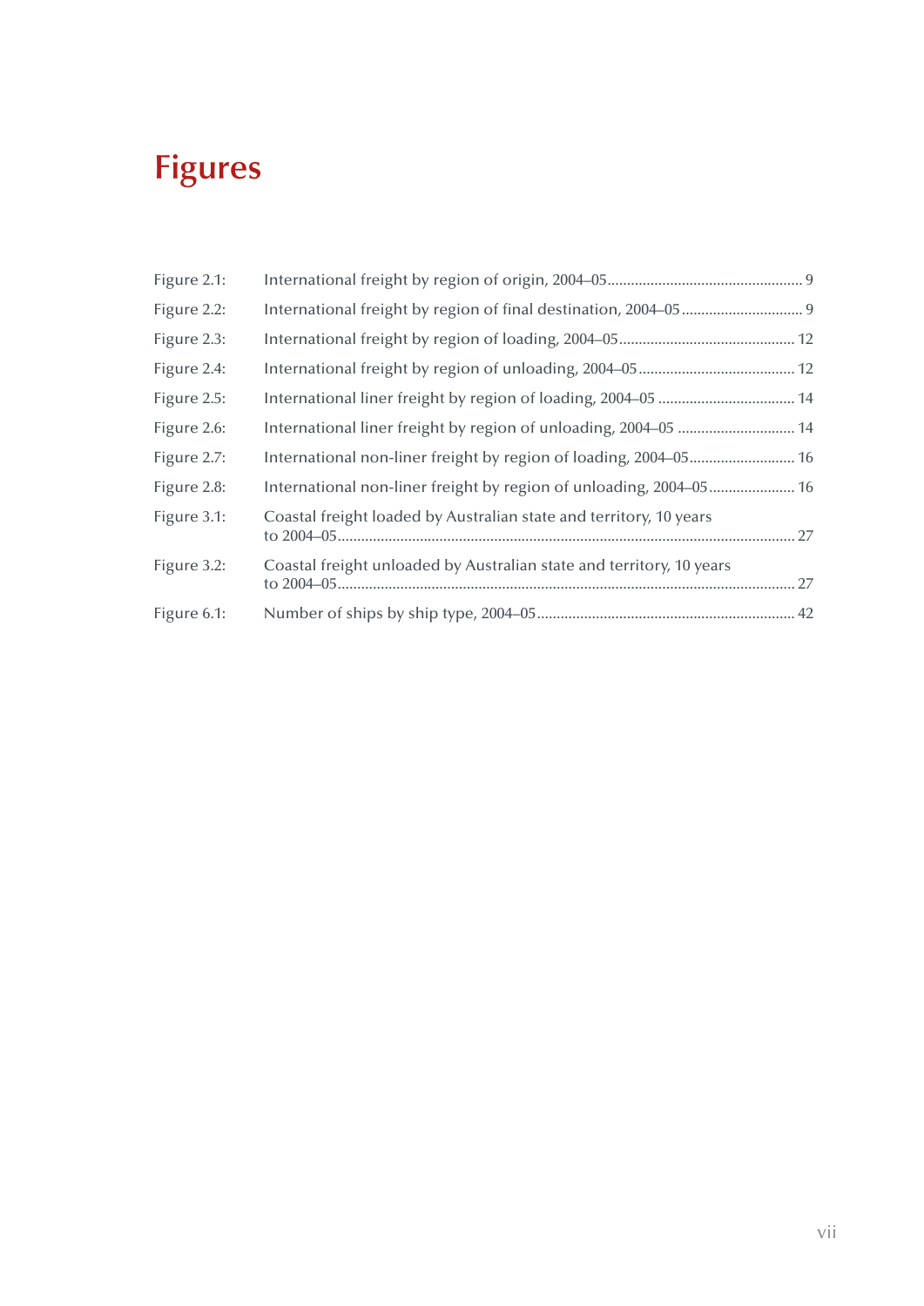# Figures

| | | |
|---|---|---|
| Figure 2.1: | International freight by region of origin, 2004–05 | 9 |
| Figure 2.2: | International freight by region of final destination, 2004–05 | 9 |
| Figure 2.3: | International freight by region of loading, 2004–05 | 12 |
| Figure 2.4: | International freight by region of unloading, 2004–05 | 12 |
| Figure 2.5: | International liner freight by region of loading, 2004–05 | 14 |
| Figure 2.6: | International liner freight by region of unloading, 2004–05 | 14 |
| Figure 2.7: | International non-liner freight by region of loading, 2004–05 | 16 |
| Figure 2.8: | International non-liner freight by region of unloading, 2004–05 | 16 |
| Figure 3.1: | Coastal freight loaded by Australian state and territory, 10 years to 2004–05 | 27 |
| Figure 3.2: | Coastal freight unloaded by Australian state and territory, 10 years to 2004–05 | 27 |
| Figure 6.1: | Number of ships by ship type, 2004–05 | 42 |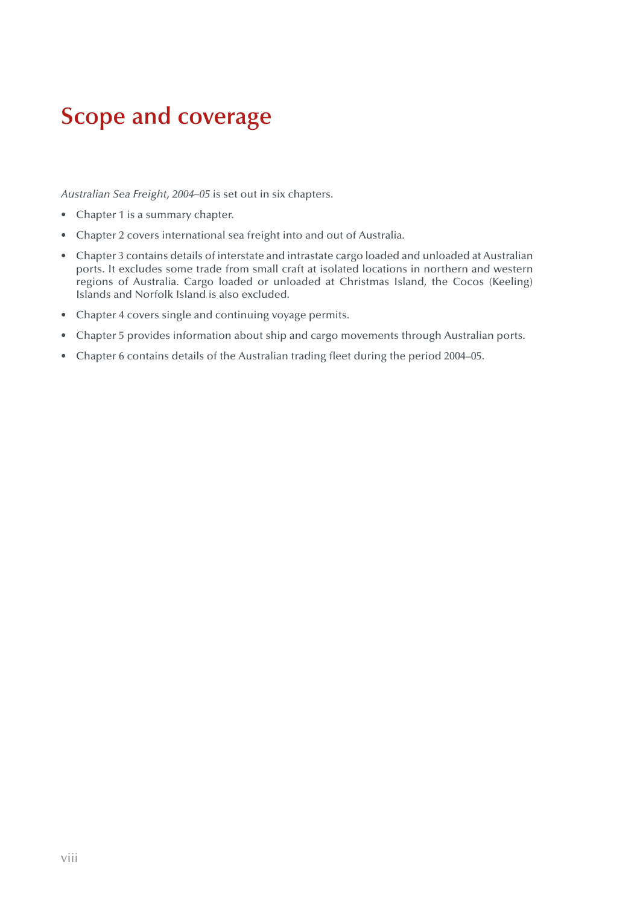# Scope and coverage

*Australian Sea Freight, 2004–05* is set out in six chapters.

- Chapter 1 is a summary chapter.
- Chapter 2 covers international sea freight into and out of Australia.
- Chapter 3 contains details of interstate and intrastate cargo loaded and unloaded at Australian ports. It excludes some trade from small craft at isolated locations in northern and western regions of Australia. Cargo loaded or unloaded at Christmas Island, the Cocos (Keeling) Islands and Norfolk Island is also excluded.
- Chapter 4 covers single and continuing voyage permits.
- Chapter 5 provides information about ship and cargo movements through Australian ports.
- Chapter 6 contains details of the Australian trading fleet during the period 2004–05.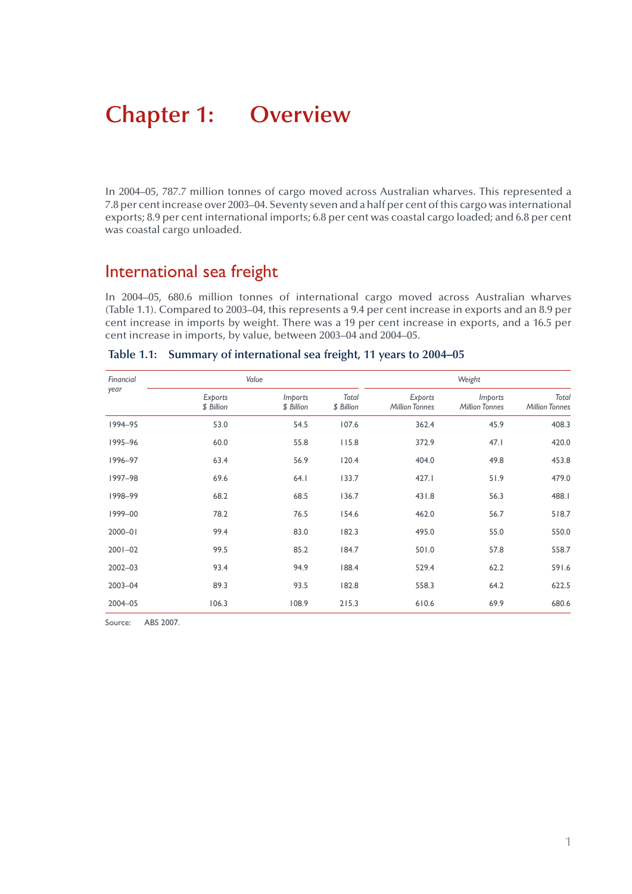# Chapter 1: Overview

In 2004–05, 787.7 million tonnes of cargo moved across Australian wharves. This represented a 7.8 per cent increase over 2003–04. Seventy seven and a half per cent of this cargo was international exports; 8.9 per cent international imports; 6.8 per cent was coastal cargo loaded; and 6.8 per cent was coastal cargo unloaded.

## International sea freight

In 2004–05, 680.6 million tonnes of international cargo moved across Australian wharves (Table 1.1). Compared to 2003–04, this represents a 9.4 per cent increase in exports and an 8.9 per cent increase in imports by weight. There was a 19 per cent increase in exports, and a 16.5 per cent increase in imports, by value, between 2003–04 and 2004–05.

**Table 1.1: Summary of international sea freight, 11 years to 2004–05**

| Financial year | Value | | | Weight | | |
|---|---|---|---|---|---|---|
| | Exports $ Billion | Imports $ Billion | Total $ Billion | Exports Million Tonnes | Imports Million Tonnes | Total Million Tonnes |
| 1994–95 | 53.0 | 54.5 | 107.6 | 362.4 | 45.9 | 408.3 |
| 1995–96 | 60.0 | 55.8 | 115.8 | 372.9 | 47.1 | 420.0 |
| 1996–97 | 63.4 | 56.9 | 120.4 | 404.0 | 49.8 | 453.8 |
| 1997–98 | 69.6 | 64.1 | 133.7 | 427.1 | 51.9 | 479.0 |
| 1998–99 | 68.2 | 68.5 | 136.7 | 431.8 | 56.3 | 488.1 |
| 1999–00 | 78.2 | 76.5 | 154.6 | 462.0 | 56.7 | 518.7 |
| 2000–01 | 99.4 | 83.0 | 182.3 | 495.0 | 55.0 | 550.0 |
| 2001–02 | 99.5 | 85.2 | 184.7 | 501.0 | 57.8 | 558.7 |
| 2002–03 | 93.4 | 94.9 | 188.4 | 529.4 | 62.2 | 591.6 |
| 2003–04 | 89.3 | 93.5 | 182.8 | 558.3 | 64.2 | 622.5 |
| 2004–05 | 106.3 | 108.9 | 215.3 | 610.6 | 69.9 | 680.6 |

Source: ABS 2007.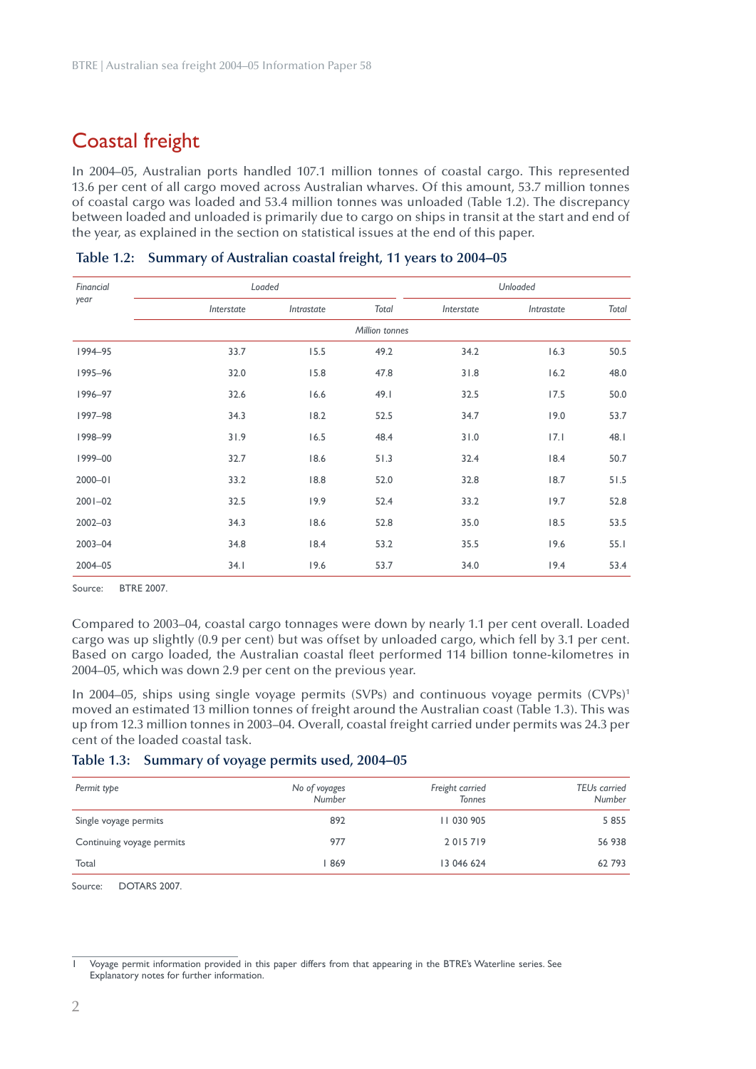## Coastal freight

In 2004–05, Australian ports handled 107.1 million tonnes of coastal cargo. This represented 13.6 per cent of all cargo moved across Australian wharves. Of this amount, 53.7 million tonnes of coastal cargo was loaded and 53.4 million tonnes was unloaded (Table 1.2). The discrepancy between loaded and unloaded is primarily due to cargo on ships in transit at the start and end of the year, as explained in the section on statistical issues at the end of this paper.

**Table 1.2: Summary of Australian coastal freight, 11 years to 2004–05**

| *Financial year* | *Loaded* | | | *Unloaded* | | |
|---|---|---|---|---|---|---|
| | *Interstate* | *Intrastate* | *Total* | *Interstate* | *Intrastate* | *Total* |
| | *Million tonnes* | | | | | |
| 1994–95 | 33.7 | 15.5 | 49.2 | 34.2 | 16.3 | 50.5 |
| 1995–96 | 32.0 | 15.8 | 47.8 | 31.8 | 16.2 | 48.0 |
| 1996–97 | 32.6 | 16.6 | 49.1 | 32.5 | 17.5 | 50.0 |
| 1997–98 | 34.3 | 18.2 | 52.5 | 34.7 | 19.0 | 53.7 |
| 1998–99 | 31.9 | 16.5 | 48.4 | 31.0 | 17.1 | 48.1 |
| 1999–00 | 32.7 | 18.6 | 51.3 | 32.4 | 18.4 | 50.7 |
| 2000–01 | 33.2 | 18.8 | 52.0 | 32.8 | 18.7 | 51.5 |
| 2001–02 | 32.5 | 19.9 | 52.4 | 33.2 | 19.7 | 52.8 |
| 2002–03 | 34.3 | 18.6 | 52.8 | 35.0 | 18.5 | 53.5 |
| 2003–04 | 34.8 | 18.4 | 53.2 | 35.5 | 19.6 | 55.1 |
| 2004–05 | 34.1 | 19.6 | 53.7 | 34.0 | 19.4 | 53.4 |

Source: BTRE 2007.

Compared to 2003–04, coastal cargo tonnages were down by nearly 1.1 per cent overall. Loaded cargo was up slightly (0.9 per cent) but was offset by unloaded cargo, which fell by 3.1 per cent. Based on cargo loaded, the Australian coastal fleet performed 114 billion tonne-kilometres in 2004–05, which was down 2.9 per cent on the previous year.

In 2004–05, ships using single voyage permits (SVPs) and continuous voyage permits (CVPs)[1] moved an estimated 13 million tonnes of freight around the Australian coast (Table 1.3). This was up from 12.3 million tonnes in 2003–04. Overall, coastal freight carried under permits was 24.3 per cent of the loaded coastal task.

**Table 1.3: Summary of voyage permits used, 2004–05**

| *Permit type* | *No of voyages* Number | *Freight carried* Tonnes | *TEUs carried* Number |
|---|---|---|---|
| Single voyage permits | 892 | 11 030 905 | 5 855 |
| Continuing voyage permits | 977 | 2 015 719 | 56 938 |
| Total | 1 869 | 13 046 624 | 62 793 |

Source: DOTARS 2007.

1 Voyage permit information provided in this paper differs from that appearing in the BTRE's Waterline series. See Explanatory notes for further information.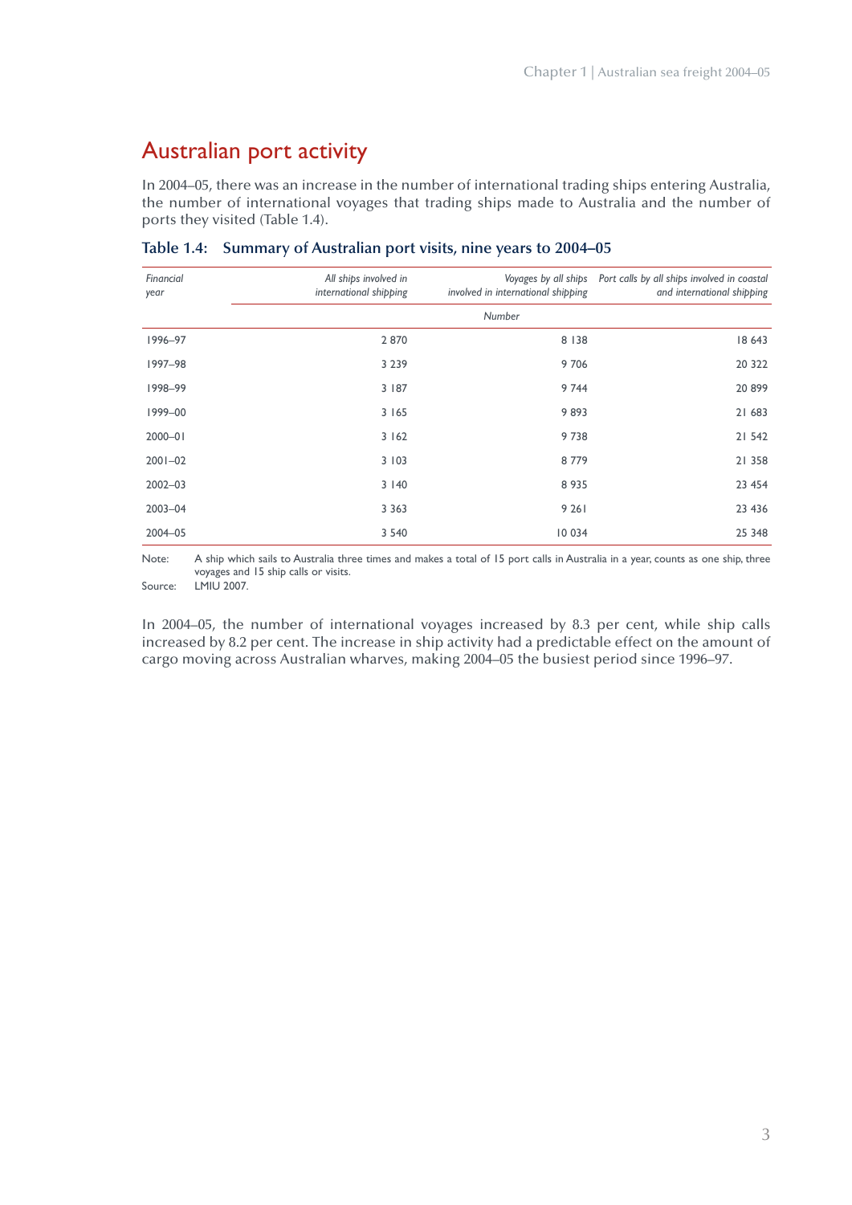## Australian port activity

In 2004–05, there was an increase in the number of international trading ships entering Australia, the number of international voyages that trading ships made to Australia and the number of ports they visited (Table 1.4).

**Table 1.4: Summary of Australian port visits, nine years to 2004–05**

| *Financial year* | *All ships involved in international shipping* | *Voyages by all ships involved in international shipping* | *Port calls by all ships involved in coastal and international shipping* |
|---|---|---|---|
| | | *Number* | |
| 1996–97 | 2 870 | 8 138 | 18 643 |
| 1997–98 | 3 239 | 9 706 | 20 322 |
| 1998–99 | 3 187 | 9 744 | 20 899 |
| 1999–00 | 3 165 | 9 893 | 21 683 |
| 2000–01 | 3 162 | 9 738 | 21 542 |
| 2001–02 | 3 103 | 8 779 | 21 358 |
| 2002–03 | 3 140 | 8 935 | 23 454 |
| 2003–04 | 3 363 | 9 261 | 23 436 |
| 2004–05 | 3 540 | 10 034 | 25 348 |

Note: A ship which sails to Australia three times and makes a total of 15 port calls in Australia in a year, counts as one ship, three voyages and 15 ship calls or visits.

Source: LMIU 2007.

In 2004–05, the number of international voyages increased by 8.3 per cent, while ship calls increased by 8.2 per cent. The increase in ship activity had a predictable effect on the amount of cargo moving across Australian wharves, making 2004–05 the busiest period since 1996–97.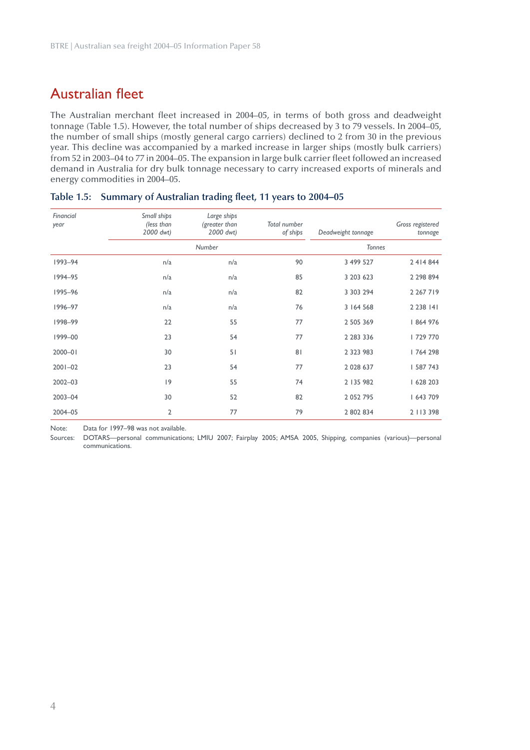## Australian fleet

The Australian merchant fleet increased in 2004–05, in terms of both gross and deadweight tonnage (Table 1.5). However, the total number of ships decreased by 3 to 79 vessels. In 2004–05, the number of small ships (mostly general cargo carriers) declined to 2 from 30 in the previous year. This decline was accompanied by a marked increase in larger ships (mostly bulk carriers) from 52 in 2003–04 to 77 in 2004–05. The expansion in large bulk carrier fleet followed an increased demand in Australia for dry bulk tonnage necessary to carry increased exports of minerals and energy commodities in 2004–05.

### Table 1.5: Summary of Australian trading fleet, 11 years to 2004–05

| *Financial year* | *Small ships (less than 2000 dwt)* | *Large ships (greater than 2000 dwt)* | *Total number of ships* | *Deadweight tonnage* | *Gross registered tonnage* |
|---|---|---|---|---|---|
| | *Number* | | | *Tonnes* | |
| 1993–94 | n/a | n/a | 90 | 3 499 527 | 2 414 844 |
| 1994–95 | n/a | n/a | 85 | 3 203 623 | 2 298 894 |
| 1995–96 | n/a | n/a | 82 | 3 303 294 | 2 267 719 |
| 1996–97 | n/a | n/a | 76 | 3 164 568 | 2 238 141 |
| 1998–99 | 22 | 55 | 77 | 2 505 369 | 1 864 976 |
| 1999–00 | 23 | 54 | 77 | 2 283 336 | 1 729 770 |
| 2000–01 | 30 | 51 | 81 | 2 323 983 | 1 764 298 |
| 2001–02 | 23 | 54 | 77 | 2 028 637 | 1 587 743 |
| 2002–03 | 19 | 55 | 74 | 2 135 982 | 1 628 203 |
| 2003–04 | 30 | 52 | 82 | 2 052 795 | 1 643 709 |
| 2004–05 | 2 | 77 | 79 | 2 802 834 | 2 113 398 |

Note: Data for 1997–98 was not available.

Sources: DOTARS—personal communications; LMIU 2007; Fairplay 2005; AMSA 2005, Shipping, companies (various)—personal communications.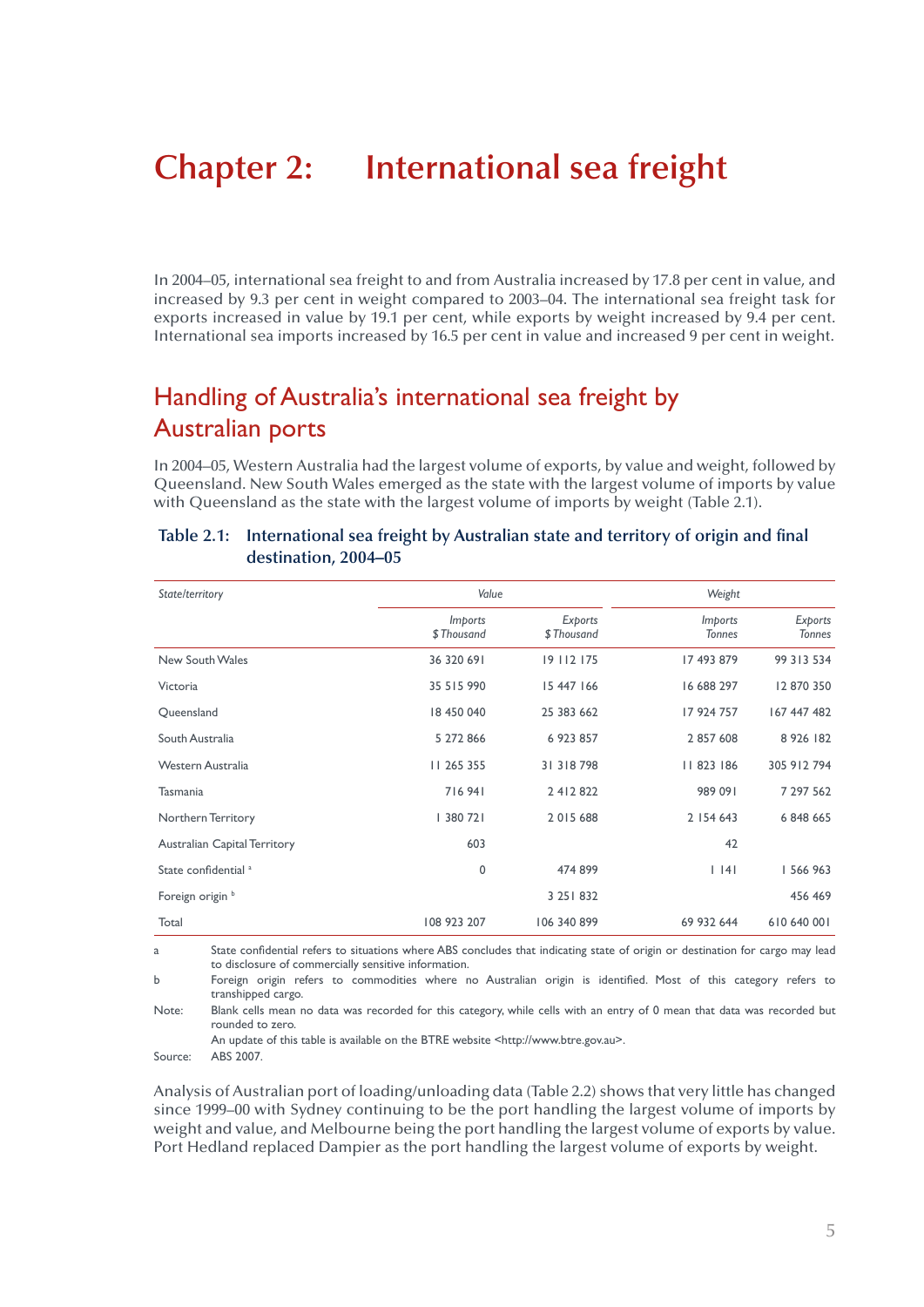# Chapter 2: International sea freight

In 2004–05, international sea freight to and from Australia increased by 17.8 per cent in value, and increased by 9.3 per cent in weight compared to 2003–04. The international sea freight task for exports increased in value by 19.1 per cent, while exports by weight increased by 9.4 per cent. International sea imports increased by 16.5 per cent in value and increased 9 per cent in weight.

## Handling of Australia's international sea freight by Australian ports

In 2004–05, Western Australia had the largest volume of exports, by value and weight, followed by Queensland. New South Wales emerged as the state with the largest volume of imports by value with Queensland as the state with the largest volume of imports by weight (Table 2.1).

**Table 2.1: International sea freight by Australian state and territory of origin and final destination, 2004–05**

| *State/territory* | *Value* | | *Weight* | |
|---|---|---|---|---|
| | *Imports $ Thousand* | *Exports $ Thousand* | *Imports Tonnes* | *Exports Tonnes* |
| New South Wales | 36 320 691 | 19 112 175 | 17 493 879 | 99 313 534 |
| Victoria | 35 515 990 | 15 447 166 | 16 688 297 | 12 870 350 |
| Queensland | 18 450 040 | 25 383 662 | 17 924 757 | 167 447 482 |
| South Australia | 5 272 866 | 6 923 857 | 2 857 608 | 8 926 182 |
| Western Australia | 11 265 355 | 31 318 798 | 11 823 186 | 305 912 794 |
| Tasmania | 716 941 | 2 412 822 | 989 091 | 7 297 562 |
| Northern Territory | 1 380 721 | 2 015 688 | 2 154 643 | 6 848 665 |
| Australian Capital Territory | 603 | | 42 | |
| State confidential [a] | 0 | 474 899 | 1 141 | 1 566 963 |
| Foreign origin [b] | | 3 251 832 | | 456 469 |
| Total | 108 923 207 | 106 340 899 | 69 932 644 | 610 640 001 |

a State confidential refers to situations where ABS concludes that indicating state of origin or destination for cargo may lead to disclosure of commercially sensitive information.

b Foreign origin refers to commodities where no Australian origin is identified. Most of this category refers to transhipped cargo.

Note: Blank cells mean no data was recorded for this category, while cells with an entry of 0 mean that data was recorded but rounded to zero.

An update of this table is available on the BTRE website <http://www.btre.gov.au>.

Source: ABS 2007.

Analysis of Australian port of loading/unloading data (Table 2.2) shows that very little has changed since 1999–00 with Sydney continuing to be the port handling the largest volume of imports by weight and value, and Melbourne being the port handling the largest volume of exports by value. Port Hedland replaced Dampier as the port handling the largest volume of exports by weight.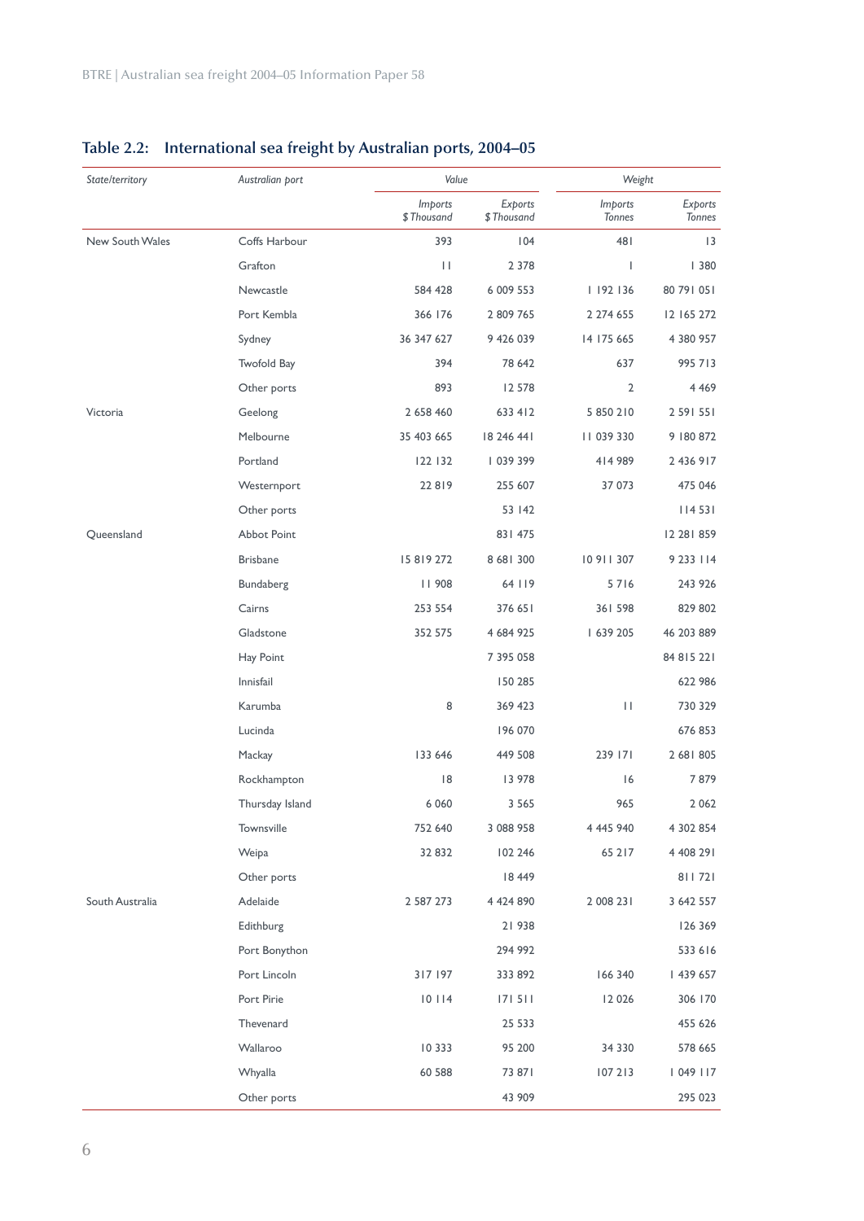## Table 2.2: International sea freight by Australian ports, 2004–05

| State/territory | Australian port | Value | | Weight | |
|---|---|---|---|---|---|
| | | Imports $ Thousand | Exports $ Thousand | Imports Tonnes | Exports Tonnes |
| New South Wales | Coffs Harbour | 393 | 104 | 481 | 13 |
| | Grafton | 11 | 2 378 | 1 | 1 380 |
| | Newcastle | 584 428 | 6 009 553 | 1 192 136 | 80 791 051 |
| | Port Kembla | 366 176 | 2 809 765 | 2 274 655 | 12 165 272 |
| | Sydney | 36 347 627 | 9 426 039 | 14 175 665 | 4 380 957 |
| | Twofold Bay | 394 | 78 642 | 637 | 995 713 |
| | Other ports | 893 | 12 578 | 2 | 4 469 |
| Victoria | Geelong | 2 658 460 | 633 412 | 5 850 210 | 2 591 551 |
| | Melbourne | 35 403 665 | 18 246 441 | 11 039 330 | 9 180 872 |
| | Portland | 122 132 | 1 039 399 | 414 989 | 2 436 917 |
| | Westernport | 22 819 | 255 607 | 37 073 | 475 046 |
| | Other ports | | 53 142 | | 114 531 |
| Queensland | Abbot Point | | 831 475 | | 12 281 859 |
| | Brisbane | 15 819 272 | 8 681 300 | 10 911 307 | 9 233 114 |
| | Bundaberg | 11 908 | 64 119 | 5 716 | 243 926 |
| | Cairns | 253 554 | 376 651 | 361 598 | 829 802 |
| | Gladstone | 352 575 | 4 684 925 | 1 639 205 | 46 203 889 |
| | Hay Point | | 7 395 058 | | 84 815 221 |
| | Innisfail | | 150 285 | | 622 986 |
| | Karumba | 8 | 369 423 | 11 | 730 329 |
| | Lucinda | | 196 070 | | 676 853 |
| | Mackay | 133 646 | 449 508 | 239 171 | 2 681 805 |
| | Rockhampton | 18 | 13 978 | 16 | 7 879 |
| | Thursday Island | 6 060 | 3 565 | 965 | 2 062 |
| | Townsville | 752 640 | 3 088 958 | 4 445 940 | 4 302 854 |
| | Weipa | 32 832 | 102 246 | 65 217 | 4 408 291 |
| | Other ports | | 18 449 | | 811 721 |
| South Australia | Adelaide | 2 587 273 | 4 424 890 | 2 008 231 | 3 642 557 |
| | Edithburg | | 21 938 | | 126 369 |
| | Port Bonython | | 294 992 | | 533 616 |
| | Port Lincoln | 317 197 | 333 892 | 166 340 | 1 439 657 |
| | Port Pirie | 10 114 | 171 511 | 12 026 | 306 170 |
| | Thevenard | | 25 533 | | 455 626 |
| | Wallaroo | 10 333 | 95 200 | 34 330 | 578 665 |
| | Whyalla | 60 588 | 73 871 | 107 213 | 1 049 117 |
| | Other ports | | 43 909 | | 295 023 |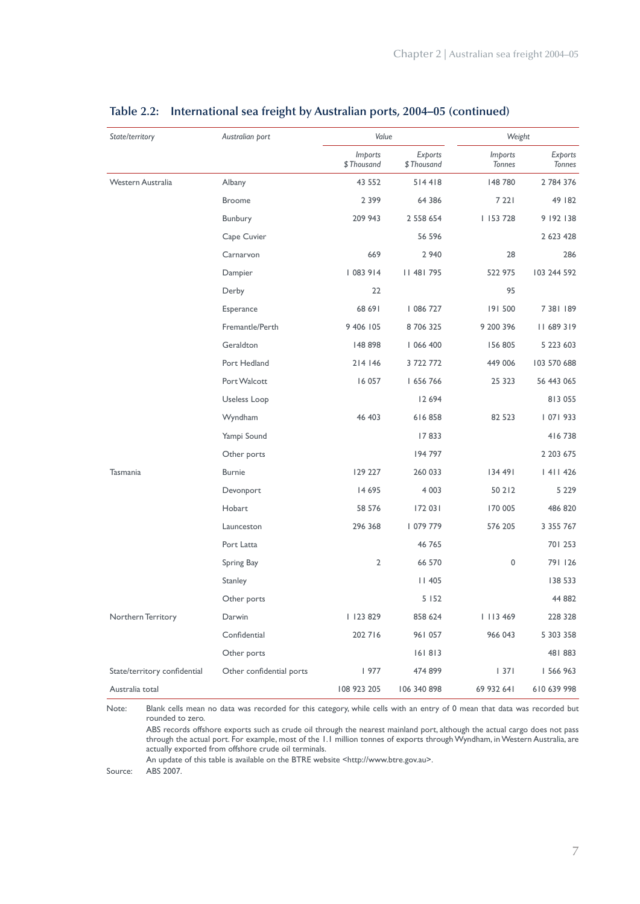## Table 2.2: International sea freight by Australian ports, 2004–05 (continued)

| State/territory | Australian port | Value | | Weight | |
|---|---|---|---|---|---|
| | | Imports $ Thousand | Exports $ Thousand | Imports Tonnes | Exports Tonnes |
| Western Australia | Albany | 43 552 | 514 418 | 148 780 | 2 784 376 |
| | Broome | 2 399 | 64 386 | 7 221 | 49 182 |
| | Bunbury | 209 943 | 2 558 654 | 1 153 728 | 9 192 138 |
| | Cape Cuvier | | 56 596 | | 2 623 428 |
| | Carnarvon | 669 | 2 940 | 28 | 286 |
| | Dampier | 1 083 914 | 11 481 795 | 522 975 | 103 244 592 |
| | Derby | 22 | | 95 | |
| | Esperance | 68 691 | 1 086 727 | 191 500 | 7 381 189 |
| | Fremantle/Perth | 9 406 105 | 8 706 325 | 9 200 396 | 11 689 319 |
| | Geraldton | 148 898 | 1 066 400 | 156 805 | 5 223 603 |
| | Port Hedland | 214 146 | 3 722 772 | 449 006 | 103 570 688 |
| | Port Walcott | 16 057 | 1 656 766 | 25 323 | 56 443 065 |
| | Useless Loop | | 12 694 | | 813 055 |
| | Wyndham | 46 403 | 616 858 | 82 523 | 1 071 933 |
| | Yampi Sound | | 17 833 | | 416 738 |
| | Other ports | | 194 797 | | 2 203 675 |
| Tasmania | Burnie | 129 227 | 260 033 | 134 491 | 1 411 426 |
| | Devonport | 14 695 | 4 003 | 50 212 | 5 229 |
| | Hobart | 58 576 | 172 031 | 170 005 | 486 820 |
| | Launceston | 296 368 | 1 079 779 | 576 205 | 3 355 767 |
| | Port Latta | | 46 765 | | 701 253 |
| | Spring Bay | 2 | 66 570 | 0 | 791 126 |
| | Stanley | | 11 405 | | 138 533 |
| | Other ports | | 5 152 | | 44 882 |
| Northern Territory | Darwin | 1 123 829 | 858 624 | 1 113 469 | 228 328 |
| | Confidential | 202 716 | 961 057 | 966 043 | 5 303 358 |
| | Other ports | | 161 813 | | 481 883 |
| State/territory confidential | Other confidential ports | 1 977 | 474 899 | 1 371 | 1 566 963 |
| Australia total | | 108 923 205 | 106 340 898 | 69 932 641 | 610 639 998 |

Note: Blank cells mean no data was recorded for this category, while cells with an entry of 0 mean that data was recorded but rounded to zero.
ABS records offshore exports such as crude oil through the nearest mainland port, although the actual cargo does not pass through the actual port. For example, most of the 1.1 million tonnes of exports through Wyndham, in Western Australia, are actually exported from offshore crude oil terminals.
An update of this table is available on the BTRE website <http://www.btre.gov.au>.

Source: ABS 2007.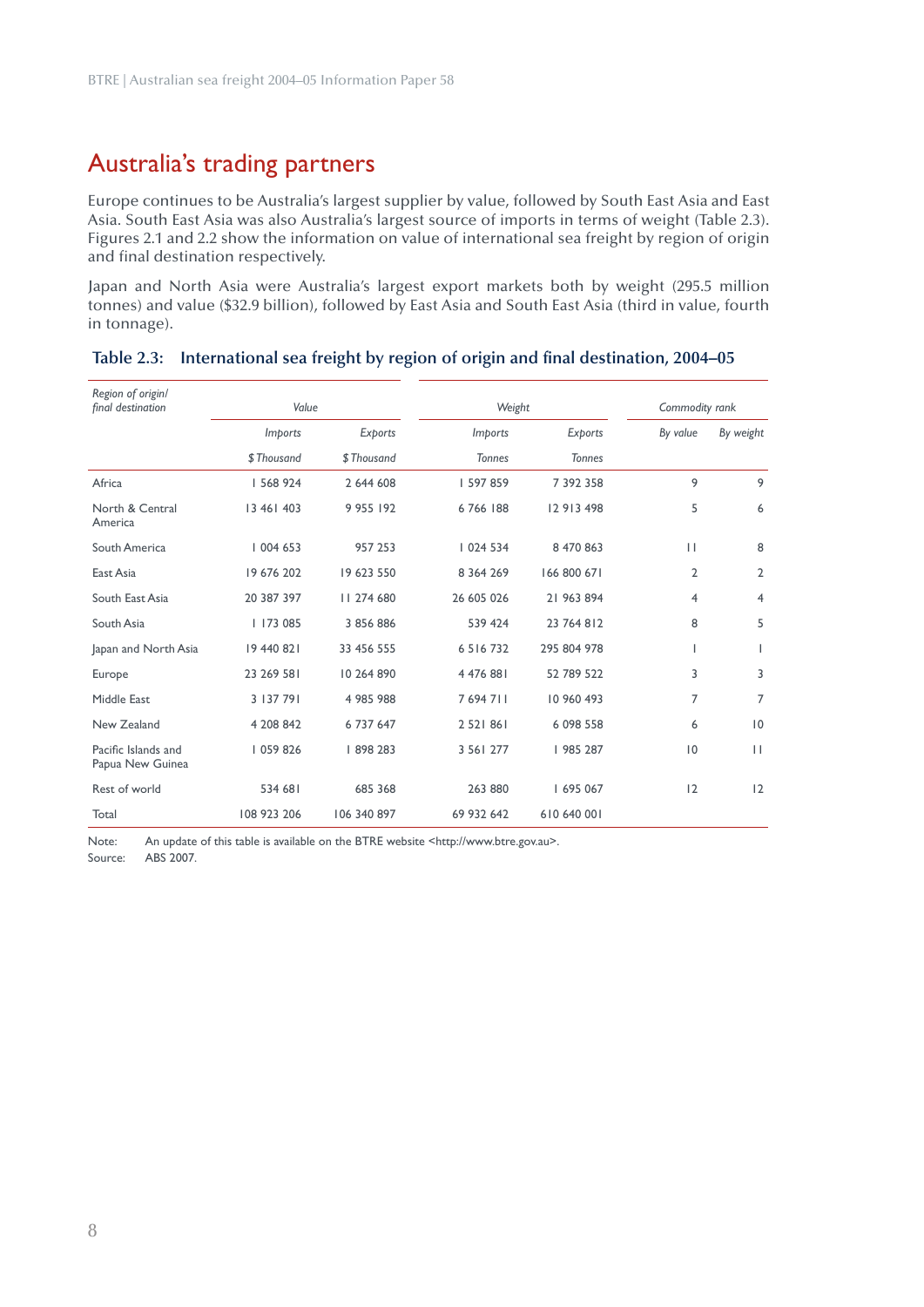## Australia's trading partners

Europe continues to be Australia's largest supplier by value, followed by South East Asia and East Asia. South East Asia was also Australia's largest source of imports in terms of weight (Table 2.3). Figures 2.1 and 2.2 show the information on value of international sea freight by region of origin and final destination respectively.

Japan and North Asia were Australia's largest export markets both by weight (295.5 million tonnes) and value ($32.9 billion), followed by East Asia and South East Asia (third in value, fourth in tonnage).

**Table 2.3: International sea freight by region of origin and final destination, 2004–05**

| *Region of origin/ final destination* | *Value* | | *Weight* | | *Commodity rank* | |
|---|---|---|---|---|---|---|
| | *Imports* | *Exports* | *Imports* | *Exports* | *By value* | *By weight* |
| | *$ Thousand* | *$ Thousand* | *Tonnes* | *Tonnes* | | |
| Africa | 1 568 924 | 2 644 608 | 1 597 859 | 7 392 358 | 9 | 9 |
| North & Central America | 13 461 403 | 9 955 192 | 6 766 188 | 12 913 498 | 5 | 6 |
| South America | 1 004 653 | 957 253 | 1 024 534 | 8 470 863 | 11 | 8 |
| East Asia | 19 676 202 | 19 623 550 | 8 364 269 | 166 800 671 | 2 | 2 |
| South East Asia | 20 387 397 | 11 274 680 | 26 605 026 | 21 963 894 | 4 | 4 |
| South Asia | 1 173 085 | 3 856 886 | 539 424 | 23 764 812 | 8 | 5 |
| Japan and North Asia | 19 440 821 | 33 456 555 | 6 516 732 | 295 804 978 | 1 | 1 |
| Europe | 23 269 581 | 10 264 890 | 4 476 881 | 52 789 522 | 3 | 3 |
| Middle East | 3 137 791 | 4 985 988 | 7 694 711 | 10 960 493 | 7 | 7 |
| New Zealand | 4 208 842 | 6 737 647 | 2 521 861 | 6 098 558 | 6 | 10 |
| Pacific Islands and Papua New Guinea | 1 059 826 | 1 898 283 | 3 561 277 | 1 985 287 | 10 | 11 |
| Rest of world | 534 681 | 685 368 | 263 880 | 1 695 067 | 12 | 12 |
| Total | 108 923 206 | 106 340 897 | 69 932 642 | 610 640 001 | | |

Note: An update of this table is available on the BTRE website <http://www.btre.gov.au>.
Source: ABS 2007.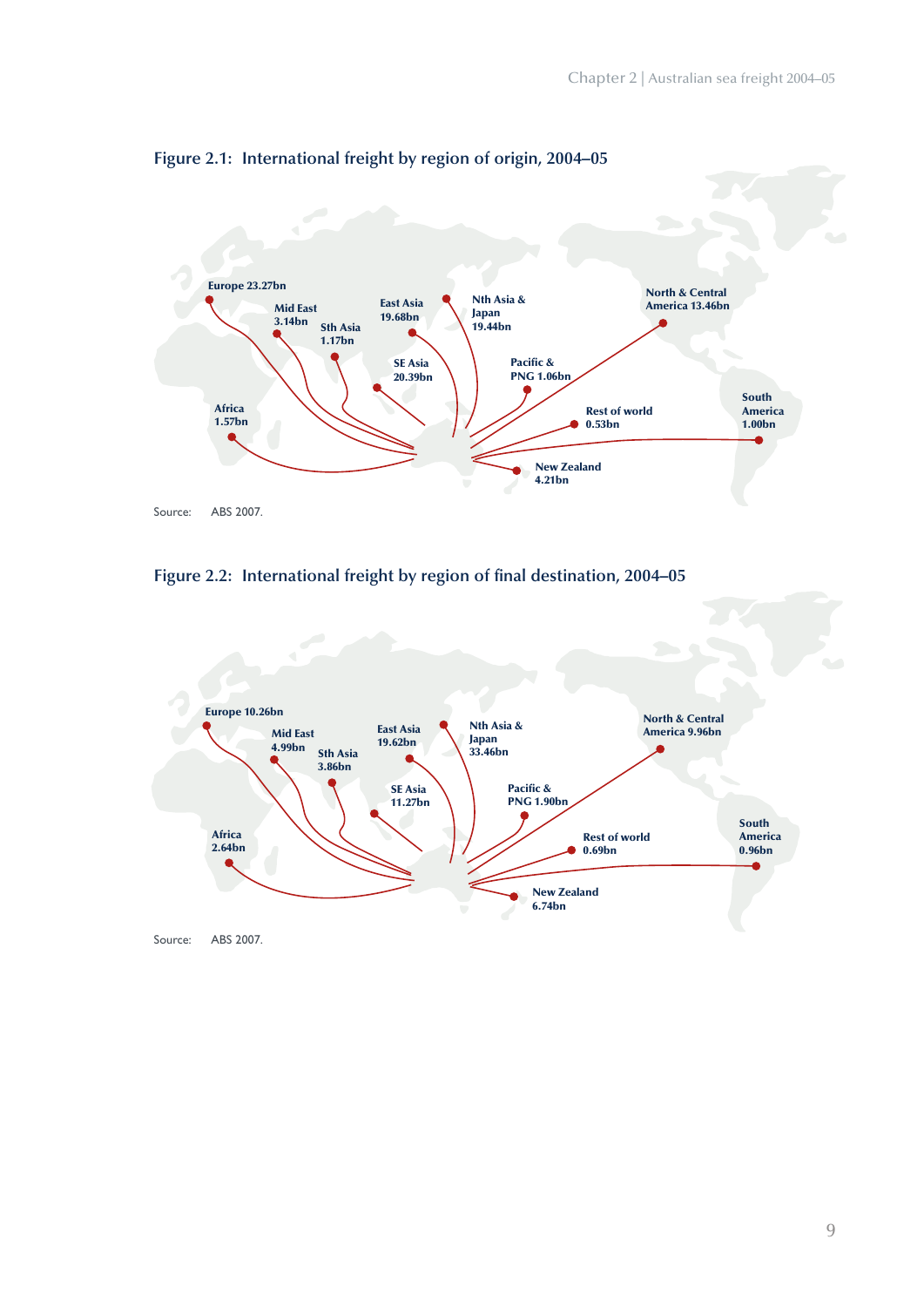## Figure 2.1: International freight by region of origin, 2004–05

Europe 23.27bn

Mid East 3.14bn

Sth Asia 1.17bn

East Asia 19.68bn

Nth Asia & Japan 19.44bn

North & Central America 13.46bn

SE Asia 20.39bn

Pacific & PNG 1.06bn

Africa 1.57bn

Rest of world 0.53bn

South America 1.00bn

New Zealand 4.21bn

Source: ABS 2007.

## Figure 2.2: International freight by region of final destination, 2004–05

Europe 10.26bn

Mid East 4.99bn

Sth Asia 3.86bn

East Asia 19.62bn

Nth Asia & Japan 33.46bn

North & Central America 9.96bn

SE Asia 11.27bn

Pacific & PNG 1.90bn

Africa 2.64bn

Rest of world 0.69bn

South America 0.96bn

New Zealand 6.74bn

Source: ABS 2007.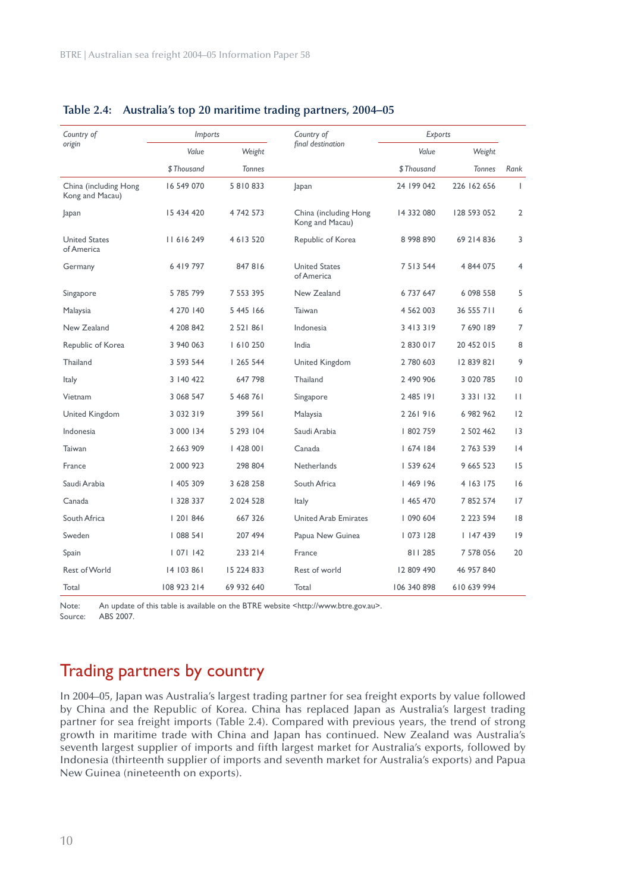**Table 2.4: Australia's top 20 maritime trading partners, 2004–05**

| *Country of origin* | *Imports* | | *Country of final destination* | *Exports* | | |
|---|---|---|---|---|---|---|
| | *Value* | *Weight* | | *Value* | *Weight* | |
| | *$ Thousand* | *Tonnes* | | *$ Thousand* | *Tonnes* | *Rank* |
| China (including Hong Kong and Macau) | 16 549 070 | 5 810 833 | Japan | 24 199 042 | 226 162 656 | 1 |
| Japan | 15 434 420 | 4 742 573 | China (including Hong Kong and Macau) | 14 332 080 | 128 593 052 | 2 |
| United States of America | 11 616 249 | 4 613 520 | Republic of Korea | 8 998 890 | 69 214 836 | 3 |
| Germany | 6 419 797 | 847 816 | United States of America | 7 513 544 | 4 844 075 | 4 |
| Singapore | 5 785 799 | 7 553 395 | New Zealand | 6 737 647 | 6 098 558 | 5 |
| Malaysia | 4 270 140 | 5 445 166 | Taiwan | 4 562 003 | 36 555 711 | 6 |
| New Zealand | 4 208 842 | 2 521 861 | Indonesia | 3 413 319 | 7 690 189 | 7 |
| Republic of Korea | 3 940 063 | 1 610 250 | India | 2 830 017 | 20 452 015 | 8 |
| Thailand | 3 593 544 | 1 265 544 | United Kingdom | 2 780 603 | 12 839 821 | 9 |
| Italy | 3 140 422 | 647 798 | Thailand | 2 490 906 | 3 020 785 | 10 |
| Vietnam | 3 068 547 | 5 468 761 | Singapore | 2 485 191 | 3 331 132 | 11 |
| United Kingdom | 3 032 319 | 399 561 | Malaysia | 2 261 916 | 6 982 962 | 12 |
| Indonesia | 3 000 134 | 5 293 104 | Saudi Arabia | 1 802 759 | 2 502 462 | 13 |
| Taiwan | 2 663 909 | 1 428 001 | Canada | 1 674 184 | 2 763 539 | 14 |
| France | 2 000 923 | 298 804 | Netherlands | 1 539 624 | 9 665 523 | 15 |
| Saudi Arabia | 1 405 309 | 3 628 258 | South Africa | 1 469 196 | 4 163 175 | 16 |
| Canada | 1 328 337 | 2 024 528 | Italy | 1 465 470 | 7 852 574 | 17 |
| South Africa | 1 201 846 | 667 326 | United Arab Emirates | 1 090 604 | 2 223 594 | 18 |
| Sweden | 1 088 541 | 207 494 | Papua New Guinea | 1 073 128 | 1 147 439 | 19 |
| Spain | 1 071 142 | 233 214 | France | 811 285 | 7 578 056 | 20 |
| Rest of World | 14 103 861 | 15 224 833 | Rest of world | 12 809 490 | 46 957 840 | |
| Total | 108 923 214 | 69 932 640 | Total | 106 340 898 | 610 639 994 | |

Note: An update of this table is available on the BTRE website <http://www.btre.gov.au>.
Source: ABS 2007.

## Trading partners by country

In 2004–05, Japan was Australia's largest trading partner for sea freight exports by value followed by China and the Republic of Korea. China has replaced Japan as Australia's largest trading partner for sea freight imports (Table 2.4). Compared with previous years, the trend of strong growth in maritime trade with China and Japan has continued. New Zealand was Australia's seventh largest supplier of imports and fifth largest market for Australia's exports, followed by Indonesia (thirteenth supplier of imports and seventh market for Australia's exports) and Papua New Guinea (nineteenth on exports).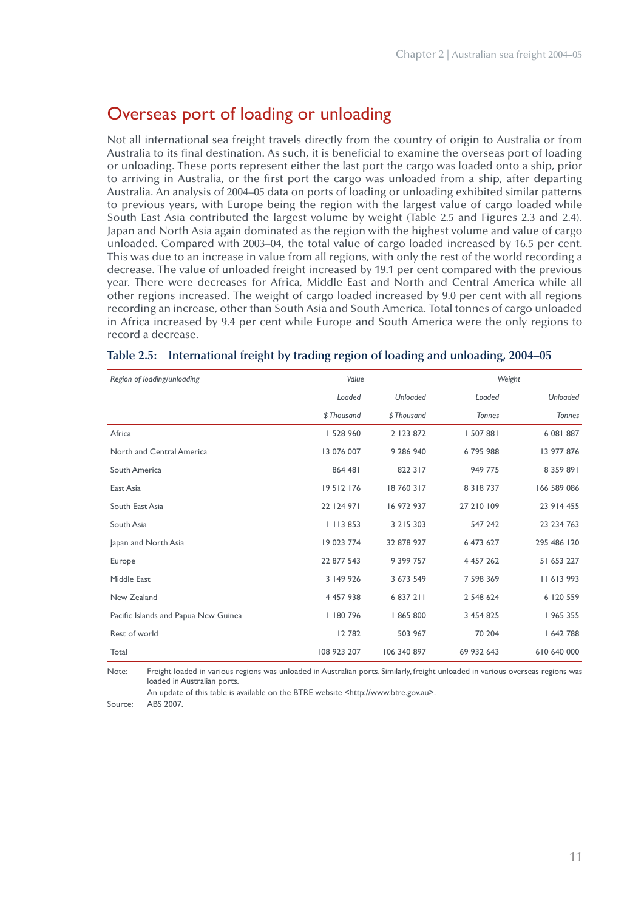## Overseas port of loading or unloading

Not all international sea freight travels directly from the country of origin to Australia or from Australia to its final destination. As such, it is beneficial to examine the overseas port of loading or unloading. These ports represent either the last port the cargo was loaded onto a ship, prior to arriving in Australia, or the first port the cargo was unloaded from a ship, after departing Australia. An analysis of 2004–05 data on ports of loading or unloading exhibited similar patterns to previous years, with Europe being the region with the largest value of cargo loaded while South East Asia contributed the largest volume by weight (Table 2.5 and Figures 2.3 and 2.4). Japan and North Asia again dominated as the region with the highest volume and value of cargo unloaded. Compared with 2003–04, the total value of cargo loaded increased by 16.5 per cent. This was due to an increase in value from all regions, with only the rest of the world recording a decrease. The value of unloaded freight increased by 19.1 per cent compared with the previous year. There were decreases for Africa, Middle East and North and Central America while all other regions increased. The weight of cargo loaded increased by 9.0 per cent with all regions recording an increase, other than South Asia and South America. Total tonnes of cargo unloaded in Africa increased by 9.4 per cent while Europe and South America were the only regions to record a decrease.

**Table 2.5: International freight by trading region of loading and unloading, 2004–05**

| *Region of loading/unloading* | *Value* | | *Weight* | |
|---|---|---|---|---|
| | *Loaded* | *Unloaded* | *Loaded* | *Unloaded* |
| | *$ Thousand* | *$ Thousand* | *Tonnes* | *Tonnes* |
| Africa | 1 528 960 | 2 123 872 | 1 507 881 | 6 081 887 |
| North and Central America | 13 076 007 | 9 286 940 | 6 795 988 | 13 977 876 |
| South America | 864 481 | 822 317 | 949 775 | 8 359 891 |
| East Asia | 19 512 176 | 18 760 317 | 8 318 737 | 166 589 086 |
| South East Asia | 22 124 971 | 16 972 937 | 27 210 109 | 23 914 455 |
| South Asia | 1 113 853 | 3 215 303 | 547 242 | 23 234 763 |
| Japan and North Asia | 19 023 774 | 32 878 927 | 6 473 627 | 295 486 120 |
| Europe | 22 877 543 | 9 399 757 | 4 457 262 | 51 653 227 |
| Middle East | 3 149 926 | 3 673 549 | 7 598 369 | 11 613 993 |
| New Zealand | 4 457 938 | 6 837 211 | 2 548 624 | 6 120 559 |
| Pacific Islands and Papua New Guinea | 1 180 796 | 1 865 800 | 3 454 825 | 1 965 355 |
| Rest of world | 12 782 | 503 967 | 70 204 | 1 642 788 |
| Total | 108 923 207 | 106 340 897 | 69 932 643 | 610 640 000 |

Note: Freight loaded in various regions was unloaded in Australian ports. Similarly, freight unloaded in various overseas regions was loaded in Australian ports.
An update of this table is available on the BTRE website <http://www.btre.gov.au>.

Source: ABS 2007.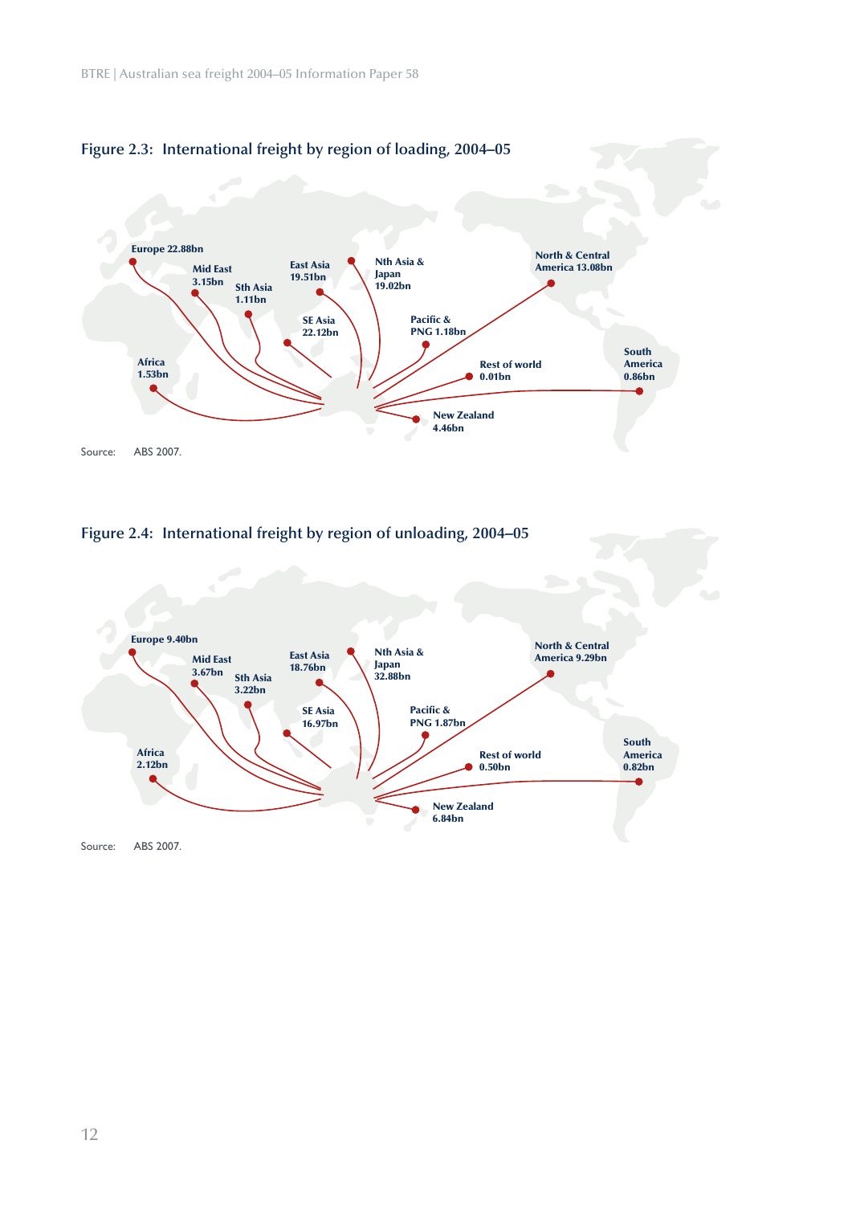Figure 2.3: International freight by region of loading, 2004–05

Europe 22.88bn

Mid East 3.15bn

Sth Asia 1.11bn

East Asia 19.51bn

Nth Asia & Japan 19.02bn

SE Asia 22.12bn

Pacific & PNG 1.18bn

North & Central America 13.08bn

Africa 1.53bn

Rest of world 0.01bn

South America 0.86bn

New Zealand 4.46bn

Source: ABS 2007.

Figure 2.4: International freight by region of unloading, 2004–05

Europe 9.40bn

Mid East 3.67bn

Sth Asia 3.22bn

East Asia 18.76bn

Nth Asia & Japan 32.88bn

SE Asia 16.97bn

Pacific & PNG 1.87bn

North & Central America 9.29bn

Africa 2.12bn

Rest of world 0.50bn

South America 0.82bn

New Zealand 6.84bn

Source: ABS 2007.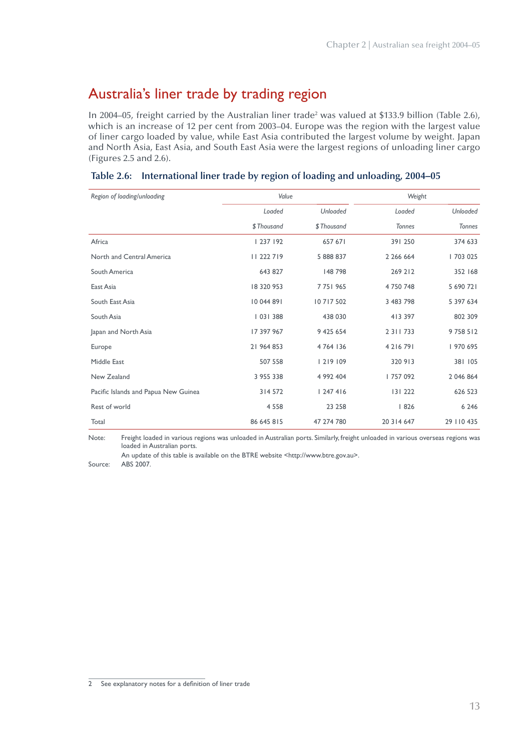## Australia's liner trade by trading region

In 2004–05, freight carried by the Australian liner trade[2] was valued at $133.9 billion (Table 2.6), which is an increase of 12 per cent from 2003–04. Europe was the region with the largest value of liner cargo loaded by value, while East Asia contributed the largest volume by weight. Japan and North Asia, East Asia, and South East Asia were the largest regions of unloading liner cargo (Figures 2.5 and 2.6).

### Table 2.6: International liner trade by region of loading and unloading, 2004–05

| *Region of loading/unloading* | *Value* | | *Weight* | |
|---|---|---|---|---|
| | *Loaded* | *Unloaded* | *Loaded* | *Unloaded* |
| | *$ Thousand* | *$ Thousand* | *Tonnes* | *Tonnes* |
| Africa | 1 237 192 | 657 671 | 391 250 | 374 633 |
| North and Central America | 11 222 719 | 5 888 837 | 2 266 664 | 1 703 025 |
| South America | 643 827 | 148 798 | 269 212 | 352 168 |
| East Asia | 18 320 953 | 7 751 965 | 4 750 748 | 5 690 721 |
| South East Asia | 10 044 891 | 10 717 502 | 3 483 798 | 5 397 634 |
| South Asia | 1 031 388 | 438 030 | 413 397 | 802 309 |
| Japan and North Asia | 17 397 967 | 9 425 654 | 2 311 733 | 9 758 512 |
| Europe | 21 964 853 | 4 764 136 | 4 216 791 | 1 970 695 |
| Middle East | 507 558 | 1 219 109 | 320 913 | 381 105 |
| New Zealand | 3 955 338 | 4 992 404 | 1 757 092 | 2 046 864 |
| Pacific Islands and Papua New Guinea | 314 572 | 1 247 416 | 131 222 | 626 523 |
| Rest of world | 4 558 | 23 258 | 1 826 | 6 246 |
| Total | 86 645 815 | 47 274 780 | 20 314 647 | 29 110 435 |

Note: Freight loaded in various regions was unloaded in Australian ports. Similarly, freight unloaded in various overseas regions was loaded in Australian ports.
An update of this table is available on the BTRE website <http://www.btre.gov.au>.

Source: ABS 2007.

2 See explanatory notes for a definition of liner trade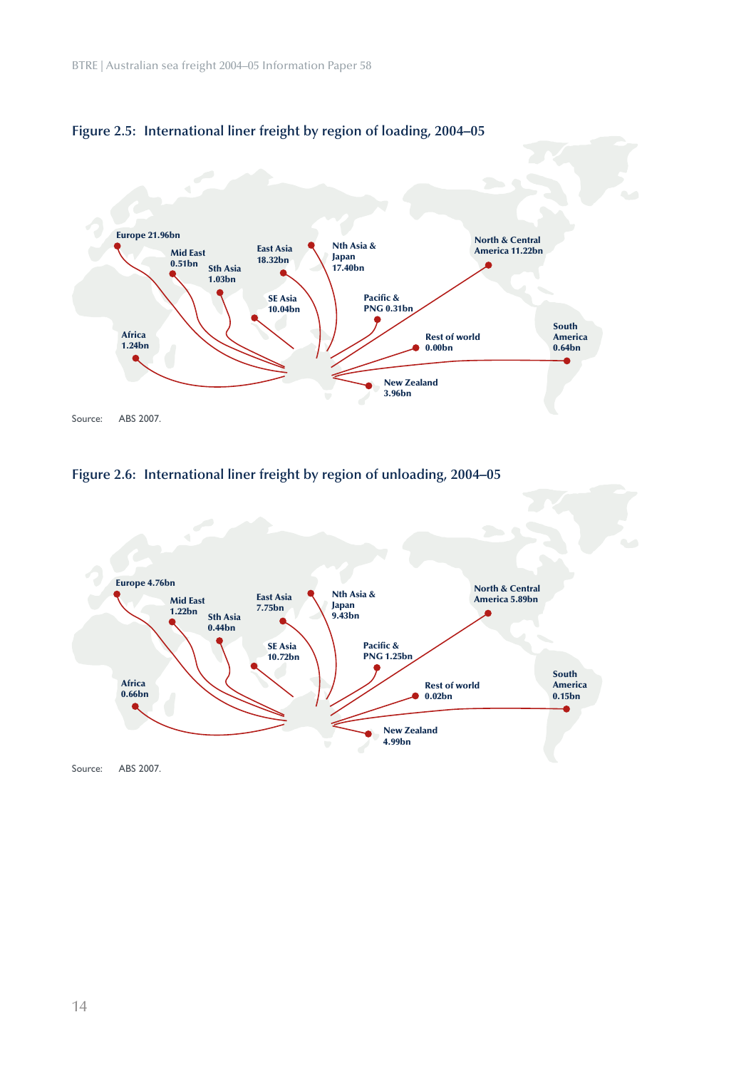### Figure 2.5: International liner freight by region of loading, 2004–05

Europe 21.96bn

Mid East 0.51bn

Sth Asia 1.03bn

East Asia 18.32bn

Nth Asia & Japan 17.40bn

North & Central America 11.22bn

SE Asia 10.04bn

Pacific & PNG 0.31bn

Africa 1.24bn

Rest of world 0.00bn

South America 0.64bn

New Zealand 3.96bn

Source: ABS 2007.

### Figure 2.6: International liner freight by region of unloading, 2004–05

Europe 4.76bn

Mid East 1.22bn

Sth Asia 0.44bn

East Asia 7.75bn

Nth Asia & Japan 9.43bn

North & Central America 5.89bn

SE Asia 10.72bn

Pacific & PNG 1.25bn

Africa 0.66bn

Rest of world 0.02bn

South America 0.15bn

New Zealand 4.99bn

Source: ABS 2007.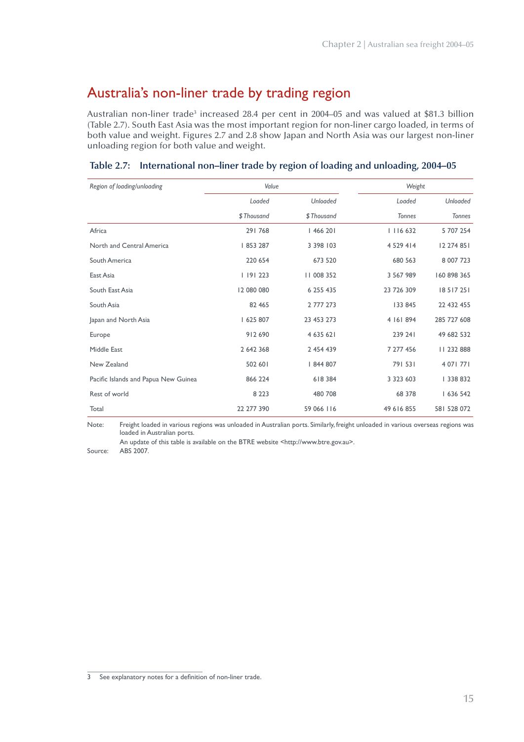## Australia's non-liner trade by trading region

Australian non-liner trade[3] increased 28.4 per cent in 2004–05 and was valued at $81.3 billion (Table 2.7). South East Asia was the most important region for non-liner cargo loaded, in terms of both value and weight. Figures 2.7 and 2.8 show Japan and North Asia was our largest non-liner unloading region for both value and weight.

**Table 2.7: International non–liner trade by region of loading and unloading, 2004–05**

| *Region of loading/unloading* | *Value* | | *Weight* | |
|---|---|---|---|---|
| | *Loaded* | *Unloaded* | *Loaded* | *Unloaded* |
| | *$ Thousand* | *$ Thousand* | *Tonnes* | *Tonnes* |
| Africa | 291 768 | 1 466 201 | 1 116 632 | 5 707 254 |
| North and Central America | 1 853 287 | 3 398 103 | 4 529 414 | 12 274 851 |
| South America | 220 654 | 673 520 | 680 563 | 8 007 723 |
| East Asia | 1 191 223 | 11 008 352 | 3 567 989 | 160 898 365 |
| South East Asia | 12 080 080 | 6 255 435 | 23 726 309 | 18 517 251 |
| South Asia | 82 465 | 2 777 273 | 133 845 | 22 432 455 |
| Japan and North Asia | 1 625 807 | 23 453 273 | 4 161 894 | 285 727 608 |
| Europe | 912 690 | 4 635 621 | 239 241 | 49 682 532 |
| Middle East | 2 642 368 | 2 454 439 | 7 277 456 | 11 232 888 |
| New Zealand | 502 601 | 1 844 807 | 791 531 | 4 071 771 |
| Pacific Islands and Papua New Guinea | 866 224 | 618 384 | 3 323 603 | 1 338 832 |
| Rest of world | 8 223 | 480 708 | 68 378 | 1 636 542 |
| Total | 22 277 390 | 59 066 116 | 49 616 855 | 581 528 072 |

Note: Freight loaded in various regions was unloaded in Australian ports. Similarly, freight unloaded in various overseas regions was loaded in Australian ports.
An update of this table is available on the BTRE website <http://www.btre.gov.au>.

Source: ABS 2007.

3 See explanatory notes for a definition of non-liner trade.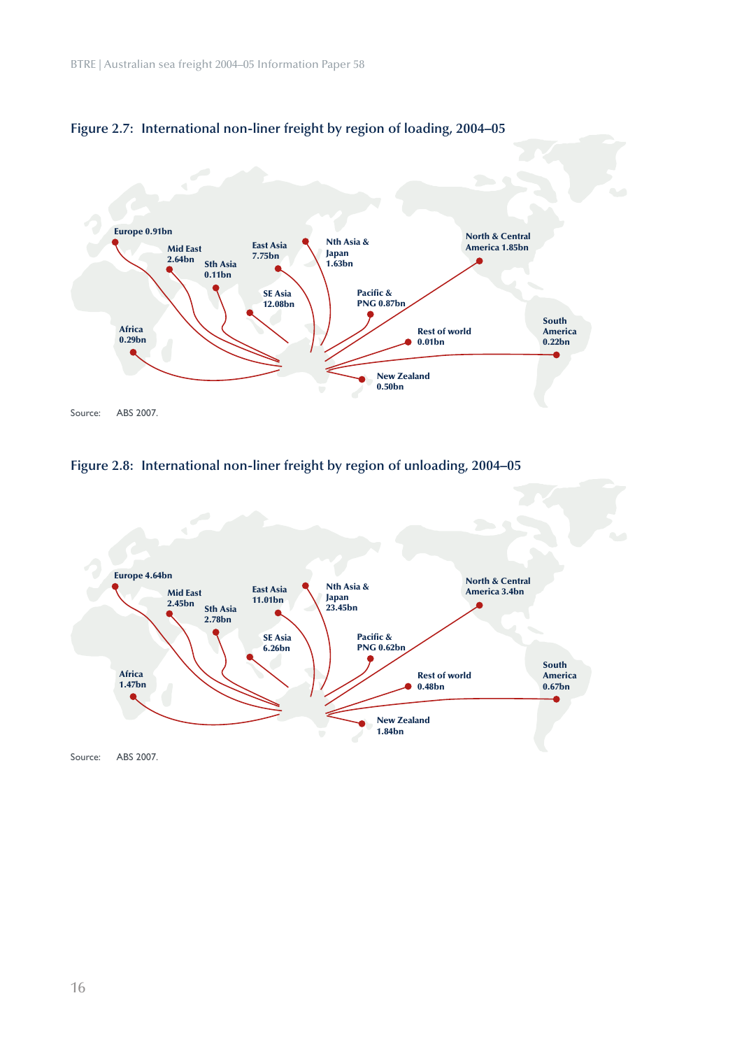**Figure 2.7: International non-liner freight by region of loading, 2004–05**

Europe 0.91bn

Mid East 2.64bn

Sth Asia 0.11bn

East Asia 7.75bn

Nth Asia & Japan 1.63bn

SE Asia 12.08bn

Pacific & PNG 0.87bn

North & Central America 1.85bn

Africa 0.29bn

Rest of world 0.01bn

South America 0.22bn

New Zealand 0.50bn

Source: ABS 2007.

**Figure 2.8: International non-liner freight by region of unloading, 2004–05**

Europe 4.64bn

Mid East 2.45bn

Sth Asia 2.78bn

East Asia 11.01bn

Nth Asia & Japan 23.45bn

SE Asia 6.26bn

Pacific & PNG 0.62bn

North & Central America 3.4bn

Africa 1.47bn

Rest of world 0.48bn

South America 0.67bn

New Zealand 1.84bn

Source: ABS 2007.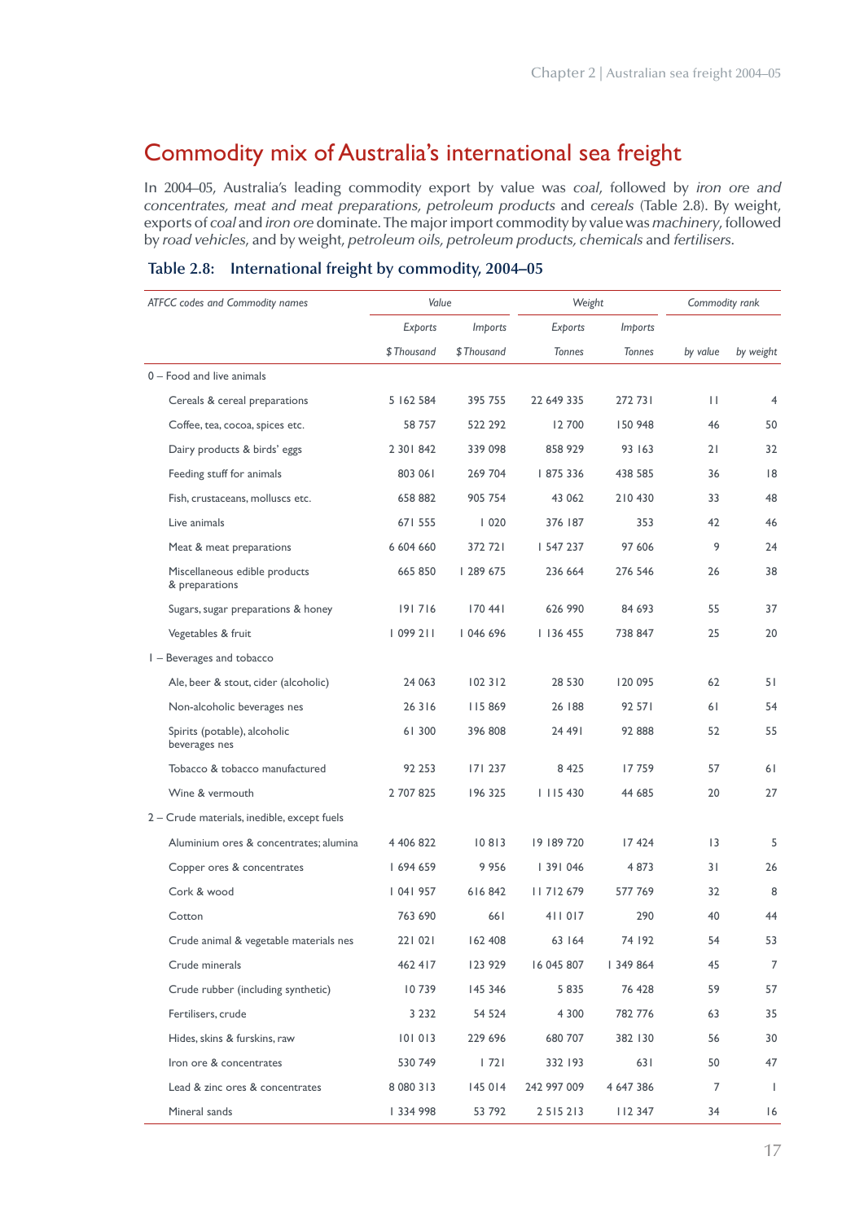# Commodity mix of Australia's international sea freight

In 2004–05, Australia's leading commodity export by value was *coal*, followed by *iron ore and concentrates, meat and meat preparations, petroleum products* and *cereals* (Table 2.8). By weight, exports of *coal* and *iron ore* dominate. The major import commodity by value was *machinery*, followed by *road vehicles*, and by weight, *petroleum oils, petroleum products, chemicals* and *fertilisers*.

## Table 2.8: International freight by commodity, 2004–05

| *ATFCC codes and Commodity names* | *Value* | | *Weight* | | *Commodity rank* | |
|---|---|---|---|---|---|---|
| | *Exports* | *Imports* | *Exports* | *Imports* | | |
| | *$ Thousand* | *$ Thousand* | *Tonnes* | *Tonnes* | *by value* | *by weight* |
| 0 – Food and live animals | | | | | | |
| Cereals & cereal preparations | 5 162 584 | 395 755 | 22 649 335 | 272 731 | 11 | 4 |
| Coffee, tea, cocoa, spices etc. | 58 757 | 522 292 | 12 700 | 150 948 | 46 | 50 |
| Dairy products & birds' eggs | 2 301 842 | 339 098 | 858 929 | 93 163 | 21 | 32 |
| Feeding stuff for animals | 803 061 | 269 704 | 1 875 336 | 438 585 | 36 | 18 |
| Fish, crustaceans, molluscs etc. | 658 882 | 905 754 | 43 062 | 210 430 | 33 | 48 |
| Live animals | 671 555 | 1 020 | 376 187 | 353 | 42 | 46 |
| Meat & meat preparations | 6 604 660 | 372 721 | 1 547 237 | 97 606 | 9 | 24 |
| Miscellaneous edible products & preparations | 665 850 | 1 289 675 | 236 664 | 276 546 | 26 | 38 |
| Sugars, sugar preparations & honey | 191 716 | 170 441 | 626 990 | 84 693 | 55 | 37 |
| Vegetables & fruit | 1 099 211 | 1 046 696 | 1 136 455 | 738 847 | 25 | 20 |
| 1 – Beverages and tobacco | | | | | | |
| Ale, beer & stout, cider (alcoholic) | 24 063 | 102 312 | 28 530 | 120 095 | 62 | 51 |
| Non-alcoholic beverages nes | 26 316 | 115 869 | 26 188 | 92 571 | 61 | 54 |
| Spirits (potable), alcoholic beverages nes | 61 300 | 396 808 | 24 491 | 92 888 | 52 | 55 |
| Tobacco & tobacco manufactured | 92 253 | 171 237 | 8 425 | 17 759 | 57 | 61 |
| Wine & vermouth | 2 707 825 | 196 325 | 1 115 430 | 44 685 | 20 | 27 |
| 2 – Crude materials, inedible, except fuels | | | | | | |
| Aluminium ores & concentrates; alumina | 4 406 822 | 10 813 | 19 189 720 | 17 424 | 13 | 5 |
| Copper ores & concentrates | 1 694 659 | 9 956 | 1 391 046 | 4 873 | 31 | 26 |
| Cork & wood | 1 041 957 | 616 842 | 11 712 679 | 577 769 | 32 | 8 |
| Cotton | 763 690 | 661 | 411 017 | 290 | 40 | 44 |
| Crude animal & vegetable materials nes | 221 021 | 162 408 | 63 164 | 74 192 | 54 | 53 |
| Crude minerals | 462 417 | 123 929 | 16 045 807 | 1 349 864 | 45 | 7 |
| Crude rubber (including synthetic) | 10 739 | 145 346 | 5 835 | 76 428 | 59 | 57 |
| Fertilisers, crude | 3 232 | 54 524 | 4 300 | 782 776 | 63 | 35 |
| Hides, skins & furskins, raw | 101 013 | 229 696 | 680 707 | 382 130 | 56 | 30 |
| Iron ore & concentrates | 530 749 | 1 721 | 332 193 | 631 | 50 | 47 |
| Lead & zinc ores & concentrates | 8 080 313 | 145 014 | 242 997 009 | 4 647 386 | 7 | 1 |
| Mineral sands | 1 334 998 | 53 792 | 2 515 213 | 112 347 | 34 | 16 |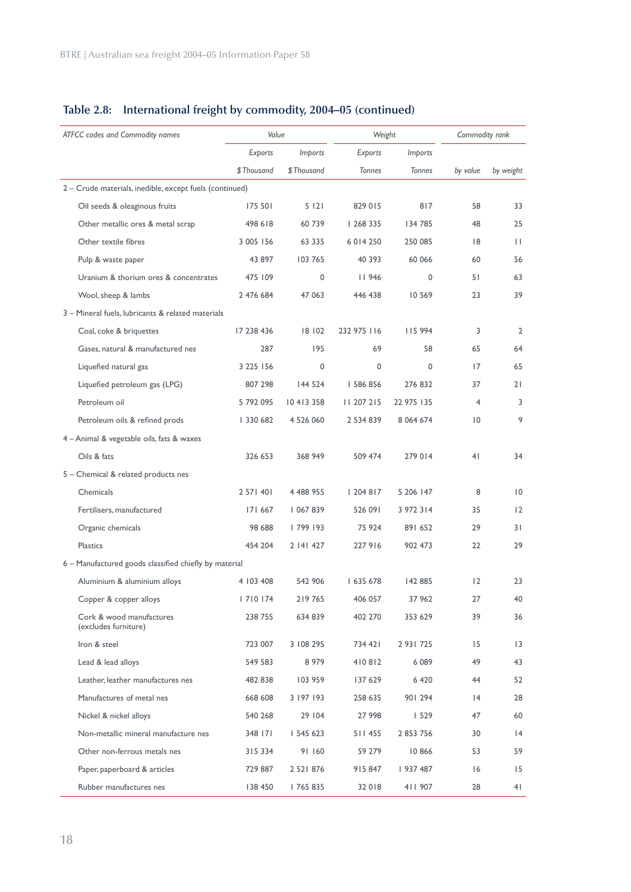## Table 2.8: International freight by commodity, 2004–05 (continued)

| ATFCC codes and Commodity names | Value | | Weight | | Commodity rank | |
|---|---|---|---|---|---|---|
| | Exports | Imports | Exports | Imports | | |
| | $ Thousand | $ Thousand | Tonnes | Tonnes | by value | by weight |
| 2 – Crude materials, inedible, except fuels (continued) | | | | | | |
| Oil seeds & oleaginous fruits | 175 501 | 5 121 | 829 015 | 817 | 58 | 33 |
| Other metallic ores & metal scrap | 498 618 | 60 739 | 1 268 335 | 134 785 | 48 | 25 |
| Other textile fibres | 3 005 156 | 63 335 | 6 014 250 | 250 085 | 18 | 11 |
| Pulp & waste paper | 43 897 | 103 765 | 40 393 | 60 066 | 60 | 56 |
| Uranium & thorium ores & concentrates | 475 109 | 0 | 11 946 | 0 | 51 | 63 |
| Wool, sheep & lambs | 2 476 684 | 47 063 | 446 438 | 10 569 | 23 | 39 |
| 3 – Mineral fuels, lubricants & related materials | | | | | | |
| Coal, coke & briquettes | 17 238 436 | 18 102 | 232 975 116 | 115 994 | 3 | 2 |
| Gases, natural & manufactured nes | 287 | 195 | 69 | 58 | 65 | 64 |
| Liquefied natural gas | 3 225 156 | 0 | 0 | 0 | 17 | 65 |
| Liquefied petroleum gas (LPG) | 807 298 | 144 524 | 1 586 856 | 276 832 | 37 | 21 |
| Petroleum oil | 5 792 095 | 10 413 358 | 11 207 215 | 22 975 135 | 4 | 3 |
| Petroleum oils & refined prods | 1 330 682 | 4 526 060 | 2 534 839 | 8 064 674 | 10 | 9 |
| 4 – Animal & vegetable oils, fats & waxes | | | | | | |
| Oils & fats | 326 653 | 368 949 | 509 474 | 279 014 | 41 | 34 |
| 5 – Chemical & related products nes | | | | | | |
| Chemicals | 2 571 401 | 4 488 955 | 1 204 817 | 5 206 147 | 8 | 10 |
| Fertilisers, manufactured | 171 667 | 1 067 839 | 526 091 | 3 972 314 | 35 | 12 |
| Organic chemicals | 98 688 | 1 799 193 | 75 924 | 891 652 | 29 | 31 |
| Plastics | 454 204 | 2 141 427 | 227 916 | 902 473 | 22 | 29 |
| 6 – Manufactured goods classified chiefly by material | | | | | | |
| Aluminium & aluminium alloys | 4 103 408 | 542 906 | 1 635 678 | 142 885 | 12 | 23 |
| Copper & copper alloys | 1 710 174 | 219 765 | 406 057 | 37 962 | 27 | 40 |
| Cork & wood manufactures (excludes furniture) | 238 755 | 634 839 | 402 270 | 353 629 | 39 | 36 |
| Iron & steel | 723 007 | 3 108 295 | 734 421 | 2 931 725 | 15 | 13 |
| Lead & lead alloys | 549 583 | 8 979 | 410 812 | 6 089 | 49 | 43 |
| Leather, leather manufactures nes | 482 838 | 103 959 | 137 629 | 6 420 | 44 | 52 |
| Manufactures of metal nes | 668 608 | 3 197 193 | 258 635 | 901 294 | 14 | 28 |
| Nickel & nickel alloys | 540 268 | 29 104 | 27 998 | 1 529 | 47 | 60 |
| Non-metallic mineral manufacture nes | 348 171 | 1 545 623 | 511 455 | 2 853 756 | 30 | 14 |
| Other non-ferrous metals nes | 315 334 | 91 160 | 59 279 | 10 866 | 53 | 59 |
| Paper, paperboard & articles | 729 887 | 2 521 876 | 915 847 | 1 937 487 | 16 | 15 |
| Rubber manufactures nes | 138 450 | 1 765 835 | 32 018 | 411 907 | 28 | 41 |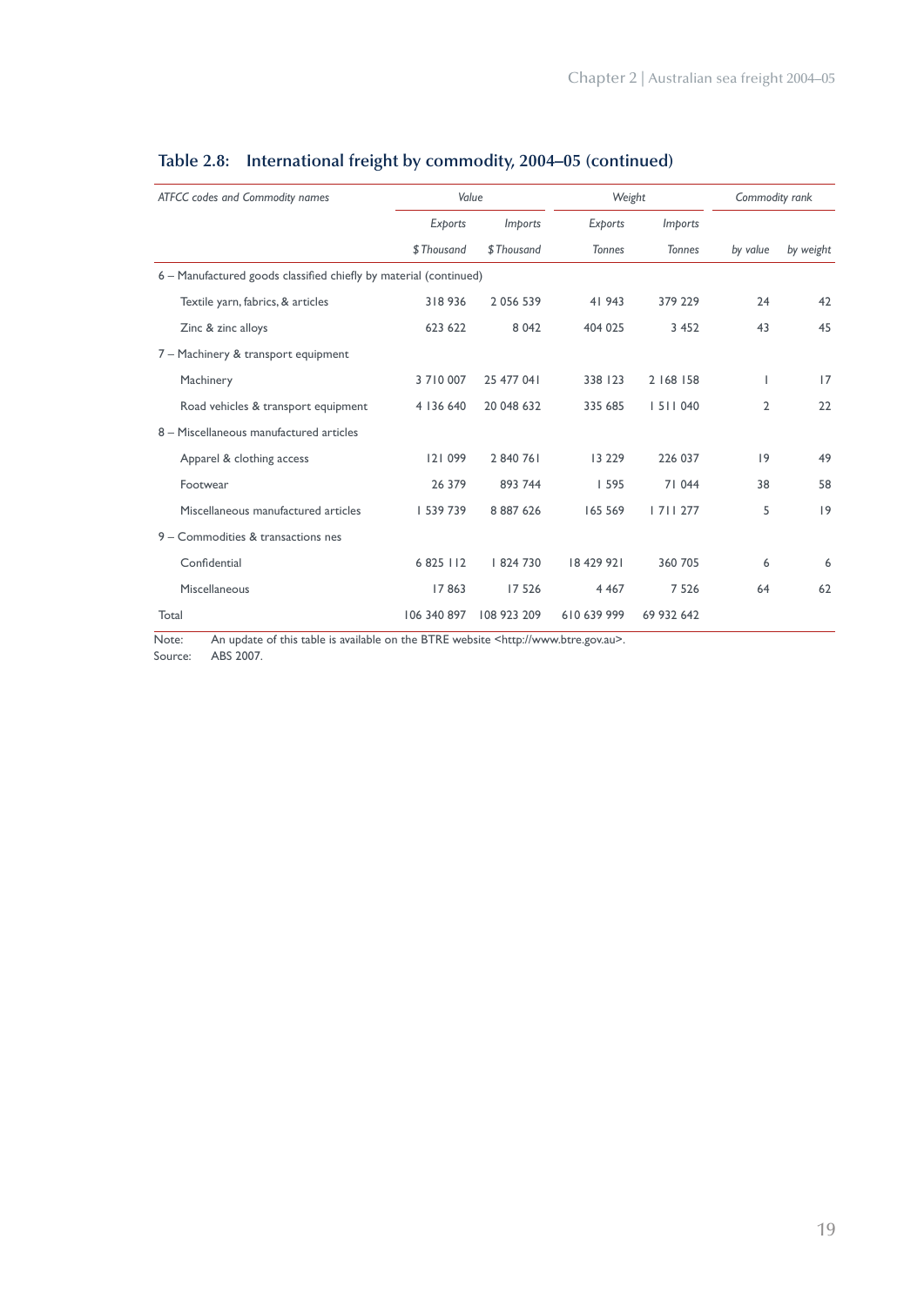## Table 2.8: International freight by commodity, 2004–05 (continued)

| ATFCC codes and Commodity names | Value | | Weight | | Commodity rank | |
|---|---|---|---|---|---|---|
| | Exports | Imports | Exports | Imports | | |
| | $ Thousand | $ Thousand | Tonnes | Tonnes | by value | by weight |
| 6 – Manufactured goods classified chiefly by material (continued) | | | | | | |
| Textile yarn, fabrics, & articles | 318 936 | 2 056 539 | 41 943 | 379 229 | 24 | 42 |
| Zinc & zinc alloys | 623 622 | 8 042 | 404 025 | 3 452 | 43 | 45 |
| 7 – Machinery & transport equipment | | | | | | |
| Machinery | 3 710 007 | 25 477 041 | 338 123 | 2 168 158 | 1 | 17 |
| Road vehicles & transport equipment | 4 136 640 | 20 048 632 | 335 685 | 1 511 040 | 2 | 22 |
| 8 – Miscellaneous manufactured articles | | | | | | |
| Apparel & clothing access | 121 099 | 2 840 761 | 13 229 | 226 037 | 19 | 49 |
| Footwear | 26 379 | 893 744 | 1 595 | 71 044 | 38 | 58 |
| Miscellaneous manufactured articles | 1 539 739 | 8 887 626 | 165 569 | 1 711 277 | 5 | 19 |
| 9 – Commodities & transactions nes | | | | | | |
| Confidential | 6 825 112 | 1 824 730 | 18 429 921 | 360 705 | 6 | 6 |
| Miscellaneous | 17 863 | 17 526 | 4 467 | 7 526 | 64 | 62 |
| Total | 106 340 897 | 108 923 209 | 610 639 999 | 69 932 642 | | |

Note: An update of this table is available on the BTRE website <http://www.btre.gov.au>.
Source: ABS 2007.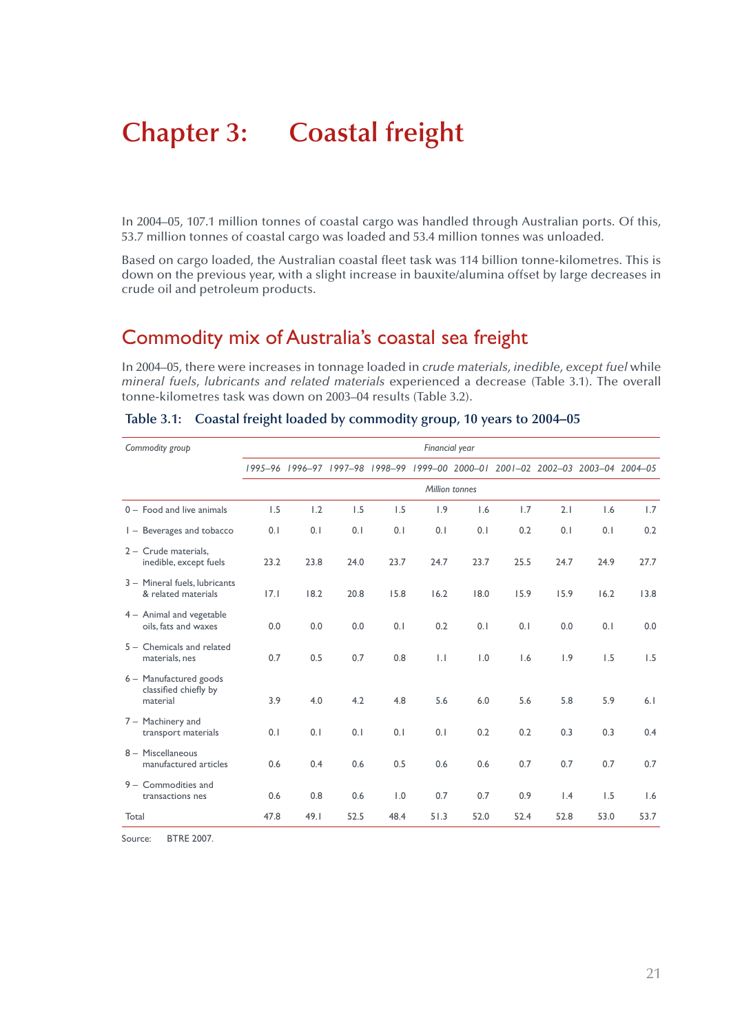# Chapter 3: Coastal freight

In 2004–05, 107.1 million tonnes of coastal cargo was handled through Australian ports. Of this, 53.7 million tonnes of coastal cargo was loaded and 53.4 million tonnes was unloaded.

Based on cargo loaded, the Australian coastal fleet task was 114 billion tonne-kilometres. This is down on the previous year, with a slight increase in bauxite/alumina offset by large decreases in crude oil and petroleum products.

## Commodity mix of Australia's coastal sea freight

In 2004–05, there were increases in tonnage loaded in *crude materials, inedible, except fuel* while *mineral fuels, lubricants and related materials* experienced a decrease (Table 3.1). The overall tonne-kilometres task was down on 2003–04 results (Table 3.2).

### Table 3.1: Coastal freight loaded by commodity group, 10 years to 2004–05

| *Commodity group* | *Financial year* | | | | | | | | | |
|---|---|---|---|---|---|---|---|---|---|---|
| | *1995–96* | *1996–97* | *1997–98* | *1998–99* | *1999–00* | *2000–01* | *2001–02* | *2002–03* | *2003–04* | *2004–05* |
| | *Million tonnes* | | | | | | | | | |
| 0 – Food and live animals | 1.5 | 1.2 | 1.5 | 1.5 | 1.9 | 1.6 | 1.7 | 2.1 | 1.6 | 1.7 |
| 1 – Beverages and tobacco | 0.1 | 0.1 | 0.1 | 0.1 | 0.1 | 0.1 | 0.2 | 0.1 | 0.1 | 0.2 |
| 2 – Crude materials, inedible, except fuels | 23.2 | 23.8 | 24.0 | 23.7 | 24.7 | 23.7 | 25.5 | 24.7 | 24.9 | 27.7 |
| 3 – Mineral fuels, lubricants & related materials | 17.1 | 18.2 | 20.8 | 15.8 | 16.2 | 18.0 | 15.9 | 15.9 | 16.2 | 13.8 |
| 4 – Animal and vegetable oils, fats and waxes | 0.0 | 0.0 | 0.0 | 0.1 | 0.2 | 0.1 | 0.1 | 0.0 | 0.1 | 0.0 |
| 5 – Chemicals and related materials, nes | 0.7 | 0.5 | 0.7 | 0.8 | 1.1 | 1.0 | 1.6 | 1.9 | 1.5 | 1.5 |
| 6 – Manufactured goods classified chiefly by material | 3.9 | 4.0 | 4.2 | 4.8 | 5.6 | 6.0 | 5.6 | 5.8 | 5.9 | 6.1 |
| 7 – Machinery and transport materials | 0.1 | 0.1 | 0.1 | 0.1 | 0.1 | 0.2 | 0.2 | 0.3 | 0.3 | 0.4 |
| 8 – Miscellaneous manufactured articles | 0.6 | 0.4 | 0.6 | 0.5 | 0.6 | 0.6 | 0.7 | 0.7 | 0.7 | 0.7 |
| 9 – Commodities and transactions nes | 0.6 | 0.8 | 0.6 | 1.0 | 0.7 | 0.7 | 0.9 | 1.4 | 1.5 | 1.6 |
| Total | 47.8 | 49.1 | 52.5 | 48.4 | 51.3 | 52.0 | 52.4 | 52.8 | 53.0 | 53.7 |

Source: BTRE 2007.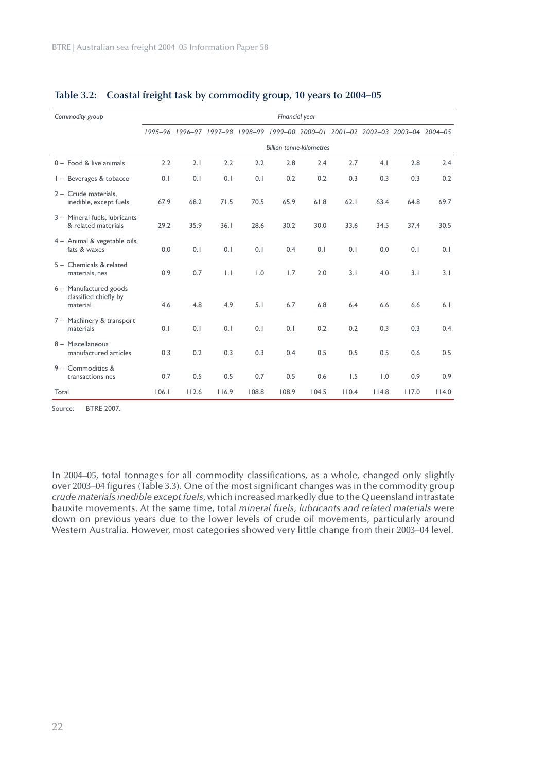## Table 3.2: Coastal freight task by commodity group, 10 years to 2004–05

| *Commodity group* | *Financial year* | | | | | | | | | |
|---|---|---|---|---|---|---|---|---|---|---|
| | *1995–96* | *1996–97* | *1997–98* | *1998–99* | *1999–00* | *2000–01* | *2001–02* | *2002–03* | *2003–04* | *2004–05* |
| | *Billion tonne-kilometres* | | | | | | | | | |
| 0 – Food & live animals | 2.2 | 2.1 | 2.2 | 2.2 | 2.8 | 2.4 | 2.7 | 4.1 | 2.8 | 2.4 |
| 1 – Beverages & tobacco | 0.1 | 0.1 | 0.1 | 0.1 | 0.2 | 0.2 | 0.3 | 0.3 | 0.3 | 0.2 |
| 2 – Crude materials, inedible, except fuels | 67.9 | 68.2 | 71.5 | 70.5 | 65.9 | 61.8 | 62.1 | 63.4 | 64.8 | 69.7 |
| 3 – Mineral fuels, lubricants & related materials | 29.2 | 35.9 | 36.1 | 28.6 | 30.2 | 30.0 | 33.6 | 34.5 | 37.4 | 30.5 |
| 4 – Animal & vegetable oils, fats & waxes | 0.0 | 0.1 | 0.1 | 0.1 | 0.4 | 0.1 | 0.1 | 0.0 | 0.1 | 0.1 |
| 5 – Chemicals & related materials, nes | 0.9 | 0.7 | 1.1 | 1.0 | 1.7 | 2.0 | 3.1 | 4.0 | 3.1 | 3.1 |
| 6 – Manufactured goods classified chiefly by material | 4.6 | 4.8 | 4.9 | 5.1 | 6.7 | 6.8 | 6.4 | 6.6 | 6.6 | 6.1 |
| 7 – Machinery & transport materials | 0.1 | 0.1 | 0.1 | 0.1 | 0.1 | 0.2 | 0.2 | 0.3 | 0.3 | 0.4 |
| 8 – Miscellaneous manufactured articles | 0.3 | 0.2 | 0.3 | 0.3 | 0.4 | 0.5 | 0.5 | 0.5 | 0.6 | 0.5 |
| 9 – Commodities & transactions nes | 0.7 | 0.5 | 0.5 | 0.7 | 0.5 | 0.6 | 1.5 | 1.0 | 0.9 | 0.9 |
| Total | 106.1 | 112.6 | 116.9 | 108.8 | 108.9 | 104.5 | 110.4 | 114.8 | 117.0 | 114.0 |

Source: BTRE 2007.

In 2004–05, total tonnages for all commodity classifications, as a whole, changed only slightly over 2003–04 figures (Table 3.3). One of the most significant changes was in the commodity group *crude materials inedible except fuels*, which increased markedly due to the Queensland intrastate bauxite movements. At the same time, total *mineral fuels, lubricants and related materials* were down on previous years due to the lower levels of crude oil movements, particularly around Western Australia. However, most categories showed very little change from their 2003–04 level.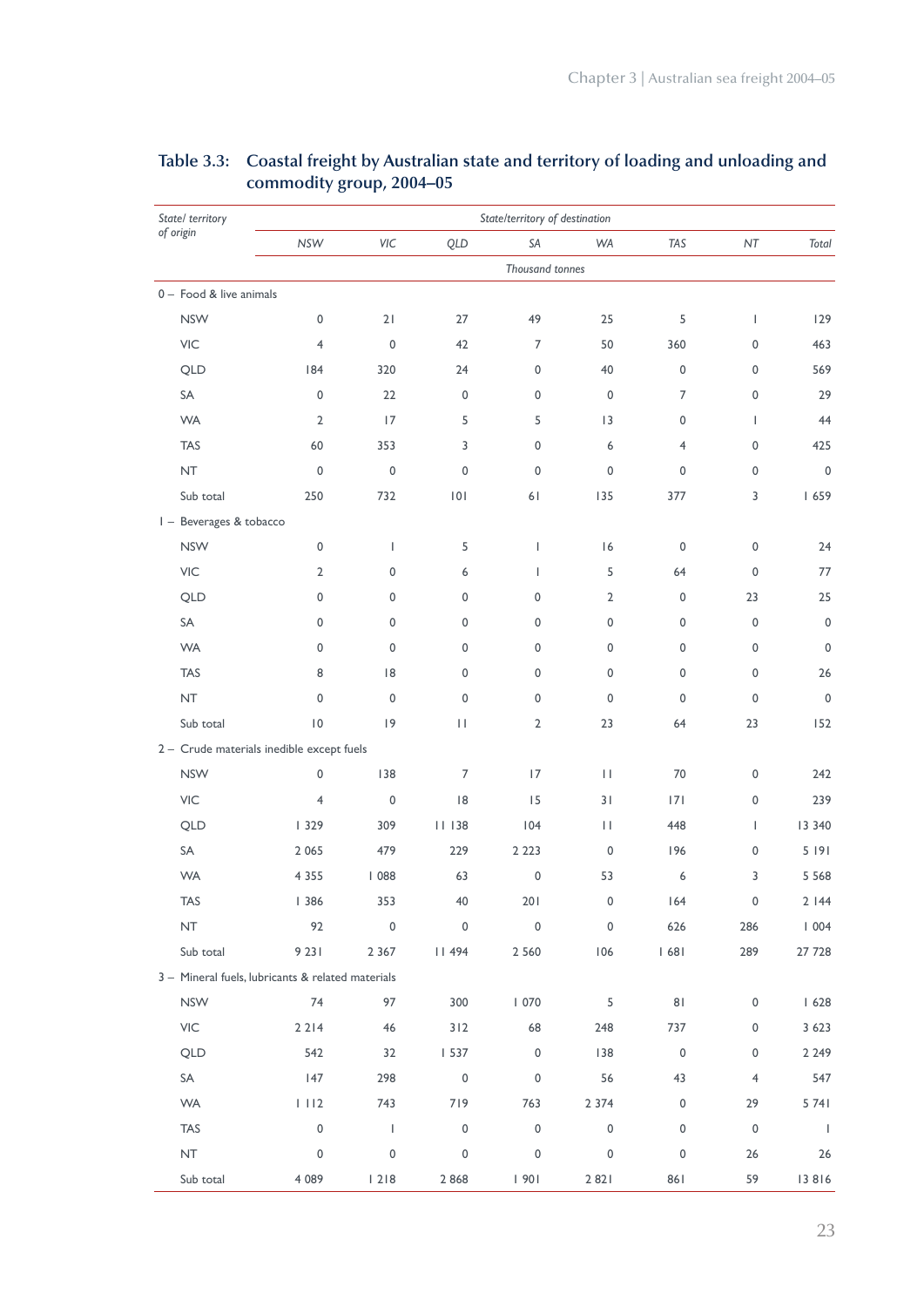## Table 3.3: Coastal freight by Australian state and territory of loading and unloading and commodity group, 2004–05

| *State/ territory of origin* | *State/territory of destination* | | | | | | | |
|---|---|---|---|---|---|---|---|---|
| | *NSW* | *VIC* | *QLD* | *SA* | *WA* | *TAS* | *NT* | *Total* |
| | *Thousand tonnes* | | | | | | | |
| 0 – Food & live animals | | | | | | | | |
| NSW | 0 | 21 | 27 | 49 | 25 | 5 | 1 | 129 |
| VIC | 4 | 0 | 42 | 7 | 50 | 360 | 0 | 463 |
| QLD | 184 | 320 | 24 | 0 | 40 | 0 | 0 | 569 |
| SA | 0 | 22 | 0 | 0 | 0 | 7 | 0 | 29 |
| WA | 2 | 17 | 5 | 5 | 13 | 0 | 1 | 44 |
| TAS | 60 | 353 | 3 | 0 | 6 | 4 | 0 | 425 |
| NT | 0 | 0 | 0 | 0 | 0 | 0 | 0 | 0 |
| Sub total | 250 | 732 | 101 | 61 | 135 | 377 | 3 | 1 659 |
| 1 – Beverages & tobacco | | | | | | | | |
| NSW | 0 | 1 | 5 | 1 | 16 | 0 | 0 | 24 |
| VIC | 2 | 0 | 6 | 1 | 5 | 64 | 0 | 77 |
| QLD | 0 | 0 | 0 | 0 | 2 | 0 | 23 | 25 |
| SA | 0 | 0 | 0 | 0 | 0 | 0 | 0 | 0 |
| WA | 0 | 0 | 0 | 0 | 0 | 0 | 0 | 0 |
| TAS | 8 | 18 | 0 | 0 | 0 | 0 | 0 | 26 |
| NT | 0 | 0 | 0 | 0 | 0 | 0 | 0 | 0 |
| Sub total | 10 | 19 | 11 | 2 | 23 | 64 | 23 | 152 |
| 2 – Crude materials inedible except fuels | | | | | | | | |
| NSW | 0 | 138 | 7 | 17 | 11 | 70 | 0 | 242 |
| VIC | 4 | 0 | 18 | 15 | 31 | 171 | 0 | 239 |
| QLD | 1 329 | 309 | 11 138 | 104 | 11 | 448 | 1 | 13 340 |
| SA | 2 065 | 479 | 229 | 2 223 | 0 | 196 | 0 | 5 191 |
| WA | 4 355 | 1 088 | 63 | 0 | 53 | 6 | 3 | 5 568 |
| TAS | 1 386 | 353 | 40 | 201 | 0 | 164 | 0 | 2 144 |
| NT | 92 | 0 | 0 | 0 | 0 | 626 | 286 | 1 004 |
| Sub total | 9 231 | 2 367 | 11 494 | 2 560 | 106 | 1 681 | 289 | 27 728 |
| 3 – Mineral fuels, lubricants & related materials | | | | | | | | |
| NSW | 74 | 97 | 300 | 1 070 | 5 | 81 | 0 | 1 628 |
| VIC | 2 214 | 46 | 312 | 68 | 248 | 737 | 0 | 3 623 |
| QLD | 542 | 32 | 1 537 | 0 | 138 | 0 | 0 | 2 249 |
| SA | 147 | 298 | 0 | 0 | 56 | 43 | 4 | 547 |
| WA | 1 112 | 743 | 719 | 763 | 2 374 | 0 | 29 | 5 741 |
| TAS | 0 | 1 | 0 | 0 | 0 | 0 | 0 | 1 |
| NT | 0 | 0 | 0 | 0 | 0 | 0 | 26 | 26 |
| Sub total | 4 089 | 1 218 | 2 868 | 1 901 | 2 821 | 861 | 59 | 13 816 |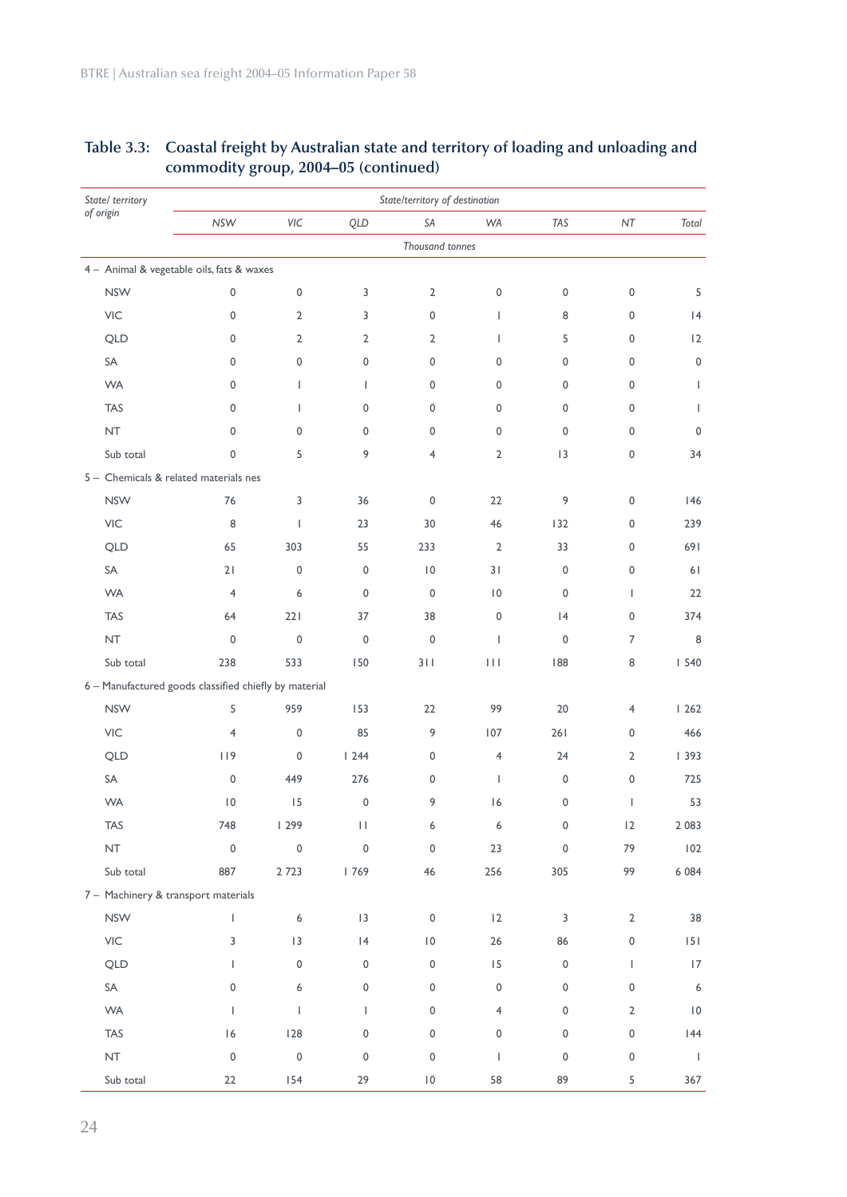## Table 3.3: Coastal freight by Australian state and territory of loading and unloading and commodity group, 2004–05 (continued)

| *State/ territory of origin* | *State/territory of destination* | | | | | | | |
|---|---|---|---|---|---|---|---|---|
| | *NSW* | *VIC* | *QLD* | *SA* | *WA* | *TAS* | *NT* | *Total* |
| | *Thousand tonnes* | | | | | | | |
| **4 – Animal & vegetable oils, fats & waxes** | | | | | | | | |
| NSW | 0 | 0 | 3 | 2 | 0 | 0 | 0 | 5 |
| VIC | 0 | 2 | 3 | 0 | 1 | 8 | 0 | 14 |
| QLD | 0 | 2 | 2 | 2 | 1 | 5 | 0 | 12 |
| SA | 0 | 0 | 0 | 0 | 0 | 0 | 0 | 0 |
| WA | 0 | 1 | 1 | 0 | 0 | 0 | 0 | 1 |
| TAS | 0 | 1 | 0 | 0 | 0 | 0 | 0 | 1 |
| NT | 0 | 0 | 0 | 0 | 0 | 0 | 0 | 0 |
| Sub total | 0 | 5 | 9 | 4 | 2 | 13 | 0 | 34 |
| **5 – Chemicals & related materials nes** | | | | | | | | |
| NSW | 76 | 3 | 36 | 0 | 22 | 9 | 0 | 146 |
| VIC | 8 | 1 | 23 | 30 | 46 | 132 | 0 | 239 |
| QLD | 65 | 303 | 55 | 233 | 2 | 33 | 0 | 691 |
| SA | 21 | 0 | 0 | 10 | 31 | 0 | 0 | 61 |
| WA | 4 | 6 | 0 | 0 | 10 | 0 | 1 | 22 |
| TAS | 64 | 221 | 37 | 38 | 0 | 14 | 0 | 374 |
| NT | 0 | 0 | 0 | 0 | 1 | 0 | 7 | 8 |
| Sub total | 238 | 533 | 150 | 311 | 111 | 188 | 8 | 1 540 |
| **6 – Manufactured goods classified chiefly by material** | | | | | | | | |
| NSW | 5 | 959 | 153 | 22 | 99 | 20 | 4 | 1 262 |
| VIC | 4 | 0 | 85 | 9 | 107 | 261 | 0 | 466 |
| QLD | 119 | 0 | 1 244 | 0 | 4 | 24 | 2 | 1 393 |
| SA | 0 | 449 | 276 | 0 | 1 | 0 | 0 | 725 |
| WA | 10 | 15 | 0 | 9 | 16 | 0 | 1 | 53 |
| TAS | 748 | 1 299 | 11 | 6 | 6 | 0 | 12 | 2 083 |
| NT | 0 | 0 | 0 | 0 | 23 | 0 | 79 | 102 |
| Sub total | 887 | 2 723 | 1 769 | 46 | 256 | 305 | 99 | 6 084 |
| **7 – Machinery & transport materials** | | | | | | | | |
| NSW | 1 | 6 | 13 | 0 | 12 | 3 | 2 | 38 |
| VIC | 3 | 13 | 14 | 10 | 26 | 86 | 0 | 151 |
| QLD | 1 | 0 | 0 | 0 | 15 | 0 | 1 | 17 |
| SA | 0 | 6 | 0 | 0 | 0 | 0 | 0 | 6 |
| WA | 1 | 1 | 1 | 0 | 4 | 0 | 2 | 10 |
| TAS | 16 | 128 | 0 | 0 | 0 | 0 | 0 | 144 |
| NT | 0 | 0 | 0 | 0 | 1 | 0 | 0 | 1 |
| Sub total | 22 | 154 | 29 | 10 | 58 | 89 | 5 | 367 |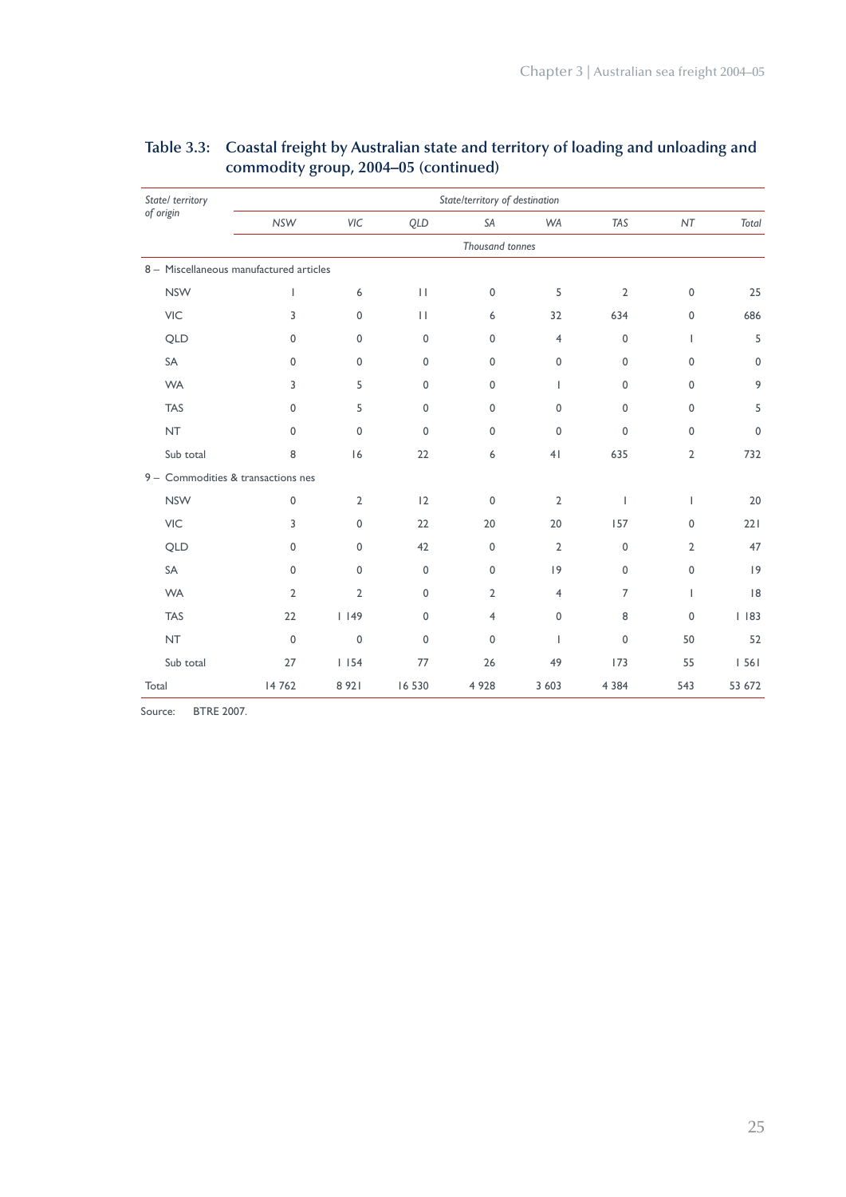**Table 3.3: Coastal freight by Australian state and territory of loading and unloading and commodity group, 2004–05 (continued)**

| *State/ territory of origin* | *State/territory of destination* | | | | | | | |
|---|---|---|---|---|---|---|---|---|
| | *NSW* | *VIC* | *QLD* | *SA* | *WA* | *TAS* | *NT* | *Total* |
| | *Thousand tonnes* | | | | | | | |
| 8 – Miscellaneous manufactured articles | | | | | | | | |
| NSW | 1 | 6 | 11 | 0 | 5 | 2 | 0 | 25 |
| VIC | 3 | 0 | 11 | 6 | 32 | 634 | 0 | 686 |
| QLD | 0 | 0 | 0 | 0 | 4 | 0 | 1 | 5 |
| SA | 0 | 0 | 0 | 0 | 0 | 0 | 0 | 0 |
| WA | 3 | 5 | 0 | 0 | 1 | 0 | 0 | 9 |
| TAS | 0 | 5 | 0 | 0 | 0 | 0 | 0 | 5 |
| NT | 0 | 0 | 0 | 0 | 0 | 0 | 0 | 0 |
| Sub total | 8 | 16 | 22 | 6 | 41 | 635 | 2 | 732 |
| 9 – Commodities & transactions nes | | | | | | | | |
| NSW | 0 | 2 | 12 | 0 | 2 | 1 | 1 | 20 |
| VIC | 3 | 0 | 22 | 20 | 20 | 157 | 0 | 221 |
| QLD | 0 | 0 | 42 | 0 | 2 | 0 | 2 | 47 |
| SA | 0 | 0 | 0 | 0 | 19 | 0 | 0 | 19 |
| WA | 2 | 2 | 0 | 2 | 4 | 7 | 1 | 18 |
| TAS | 22 | 1 149 | 0 | 4 | 0 | 8 | 0 | 1 183 |
| NT | 0 | 0 | 0 | 0 | 1 | 0 | 50 | 52 |
| Sub total | 27 | 1 154 | 77 | 26 | 49 | 173 | 55 | 1 561 |
| Total | 14 762 | 8 921 | 16 530 | 4 928 | 3 603 | 4 384 | 543 | 53 672 |

Source: BTRE 2007.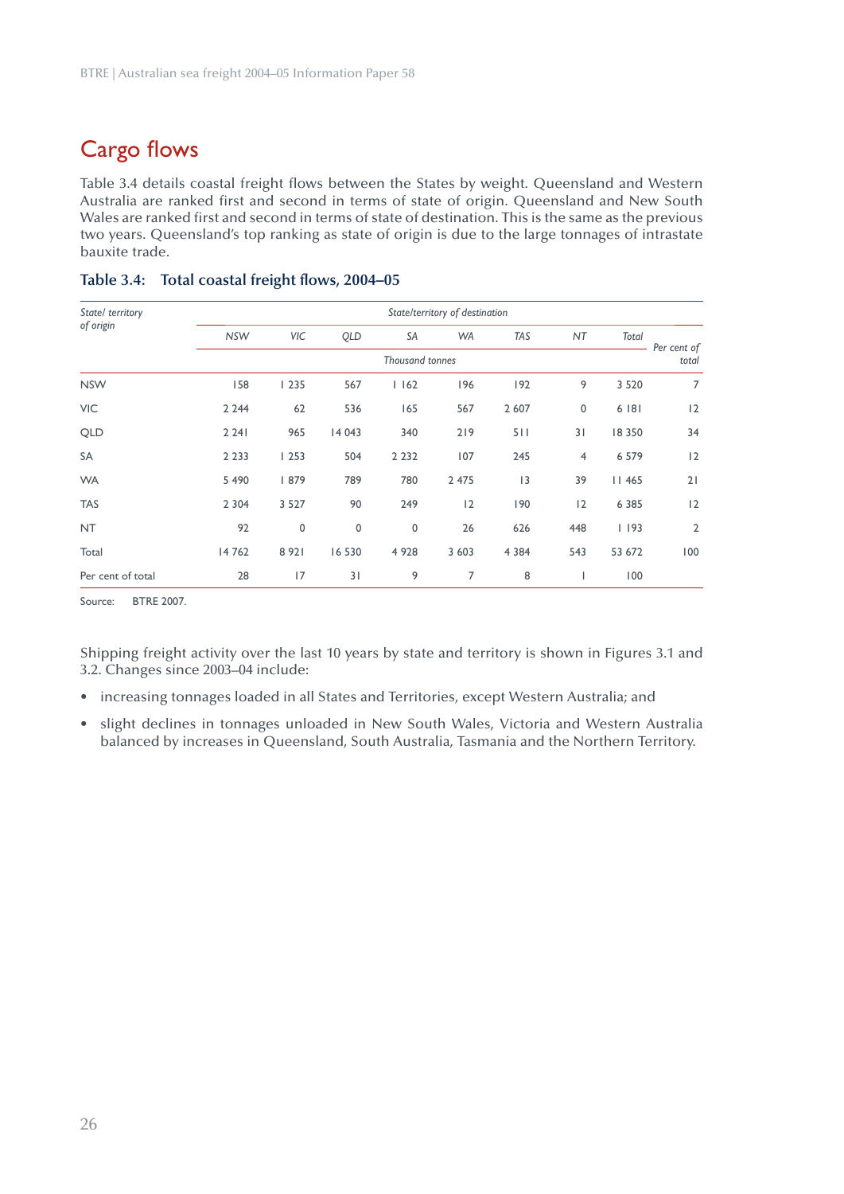## Cargo flows

Table 3.4 details coastal freight flows between the States by weight. Queensland and Western Australia are ranked first and second in terms of state of origin. Queensland and New South Wales are ranked first and second in terms of state of destination. This is the same as the previous two years. Queensland's top ranking as state of origin is due to the large tonnages of intrastate bauxite trade.

**Table 3.4: Total coastal freight flows, 2004–05**

| *State/ territory of origin* | *State/territory of destination* | | | | | | | | *Per cent of total* |
|---|---|---|---|---|---|---|---|---|---|
| | *NSW* | *VIC* | *QLD* | *SA* | *WA* | *TAS* | *NT* | *Total* | |
| | *Thousand tonnes* | | | | | | | | |
| NSW | 158 | 1 235 | 567 | 1 162 | 196 | 192 | 9 | 3 520 | 7 |
| VIC | 2 244 | 62 | 536 | 165 | 567 | 2 607 | 0 | 6 181 | 12 |
| QLD | 2 241 | 965 | 14 043 | 340 | 219 | 511 | 31 | 18 350 | 34 |
| SA | 2 233 | 1 253 | 504 | 2 232 | 107 | 245 | 4 | 6 579 | 12 |
| WA | 5 490 | 1 879 | 789 | 780 | 2 475 | 13 | 39 | 11 465 | 21 |
| TAS | 2 304 | 3 527 | 90 | 249 | 12 | 190 | 12 | 6 385 | 12 |
| NT | 92 | 0 | 0 | 0 | 26 | 626 | 448 | 1 193 | 2 |
| Total | 14 762 | 8 921 | 16 530 | 4 928 | 3 603 | 4 384 | 543 | 53 672 | 100 |
| Per cent of total | 28 | 17 | 31 | 9 | 7 | 8 | 1 | 100 | |

Source: BTRE 2007.

Shipping freight activity over the last 10 years by state and territory is shown in Figures 3.1 and 3.2. Changes since 2003–04 include:

- increasing tonnages loaded in all States and Territories, except Western Australia; and
- slight declines in tonnages unloaded in New South Wales, Victoria and Western Australia balanced by increases in Queensland, South Australia, Tasmania and the Northern Territory.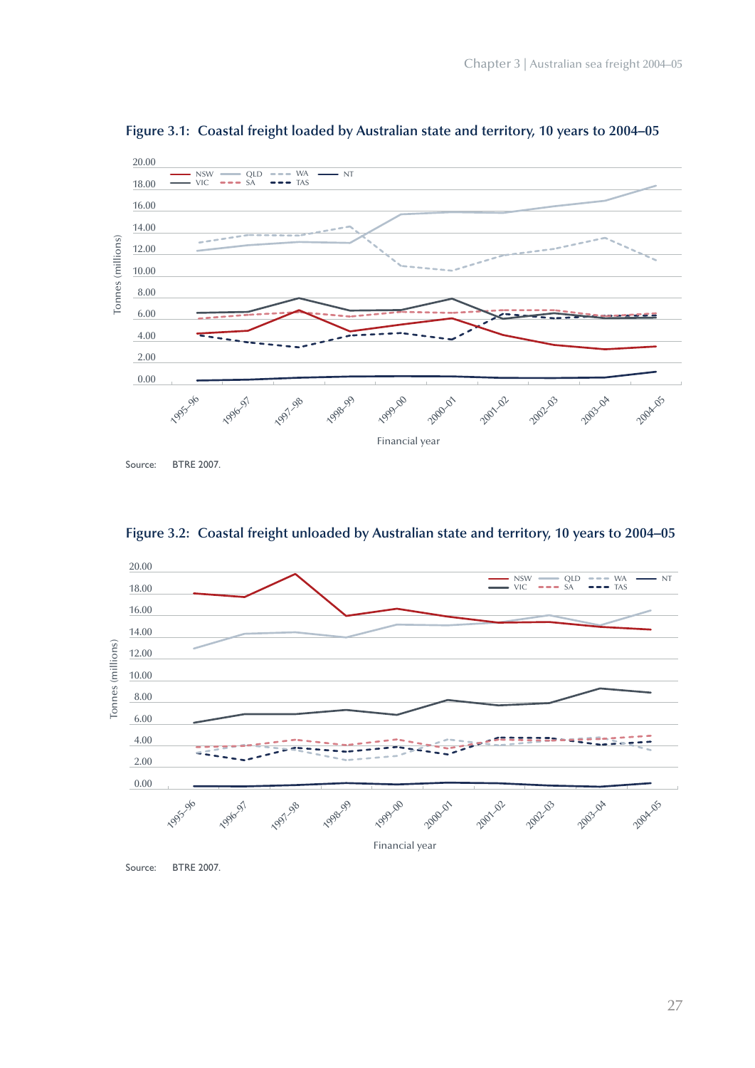**Figure 3.1: Coastal freight loaded by Australian state and territory, 10 years to 2004–05**

Source: BTRE 2007.

**Figure 3.2: Coastal freight unloaded by Australian state and territory, 10 years to 2004–05**

Source: BTRE 2007.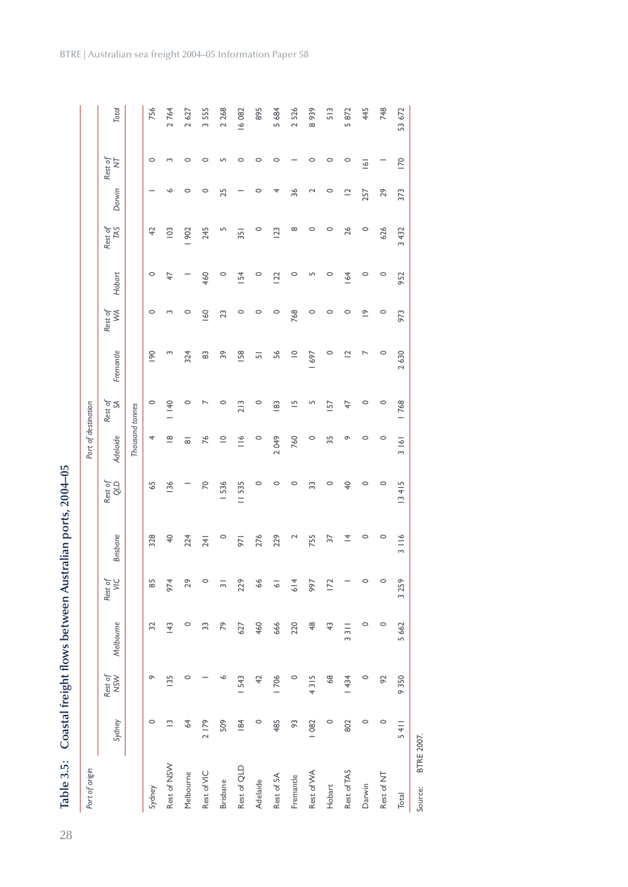# Table 3.5: Coastal freight flows between Australian ports, 2004–05

| Port of origin | Port of destination | | | | | | | | | | | | | | | |
|---|---|---|---|---|---|---|---|---|---|---|---|---|---|---|---|---|
| | Sydney | Rest of NSW | Melbourne | Rest of VIC | Brisbane | Rest of QLD | Adelaide | Rest of SA | Fremantle | Rest of WA | Hobart | Rest of TAS | Darwin | Rest of NT | Total |
| | *Thousand tonnes* | | | | | | | | | | | | | | |
| Sydney | 0 | 9 | 32 | 85 | 328 | 65 | 4 | 0 | 190 | 0 | 0 | 42 | 1 | 0 | 756 |
| Rest of NSW | 13 | 135 | 143 | 974 | 40 | 136 | 18 | 1 140 | 3 | 3 | 47 | 103 | 6 | 3 | 2 764 |
| Melbourne | 64 | 0 | 0 | 29 | 224 | 1 | 81 | 0 | 324 | 0 | 1 | 1 902 | 0 | 0 | 2 627 |
| Rest of VIC | 2 179 | 1 | 33 | 0 | 241 | 70 | 76 | 7 | 83 | 160 | 460 | 245 | 0 | 0 | 3 555 |
| Brisbane | 509 | 6 | 79 | 31 | 0 | 1 536 | 10 | 0 | 39 | 23 | 0 | 5 | 25 | 5 | 2 268 |
| Rest of QLD | 184 | 1 543 | 627 | 229 | 971 | 11 535 | 116 | 213 | 158 | 0 | 154 | 351 | 1 | 0 | 16 082 |
| Adelaide | 0 | 42 | 460 | 66 | 276 | 0 | 0 | 0 | 51 | 0 | 0 | 0 | 0 | 0 | 895 |
| Rest of SA | 485 | 1 706 | 666 | 61 | 229 | 0 | 2 049 | 183 | 56 | 0 | 122 | 123 | 4 | 0 | 5 684 |
| Fremantle | 93 | 0 | 220 | 614 | 2 | 0 | 760 | 15 | 10 | 768 | 0 | 8 | 36 | 1 | 2 526 |
| Rest of WA | 1 082 | 4 315 | 48 | 997 | 755 | 33 | 0 | 5 | 1 697 | 0 | 5 | 0 | 2 | 0 | 8 939 |
| Hobart | 0 | 68 | 43 | 172 | 37 | 0 | 35 | 157 | 0 | 0 | 0 | 0 | 0 | 0 | 513 |
| Rest of TAS | 802 | 1 434 | 3 311 | 1 | 14 | 40 | 9 | 47 | 12 | 0 | 164 | 26 | 12 | 0 | 5 872 |
| Darwin | 0 | 0 | 0 | 0 | 0 | 0 | 0 | 0 | 7 | 19 | 0 | 0 | 257 | 161 | 445 |
| Rest of NT | 0 | 92 | 0 | 0 | 0 | 0 | 0 | 0 | 0 | 0 | 0 | 626 | 29 | 1 | 748 |
| Total | 5 411 | 9 350 | 5 662 | 3 259 | 3 116 | 13 415 | 3 161 | 1 768 | 2 630 | 973 | 952 | 3 432 | 373 | 170 | 53 672 |

Source: BTRE 2007.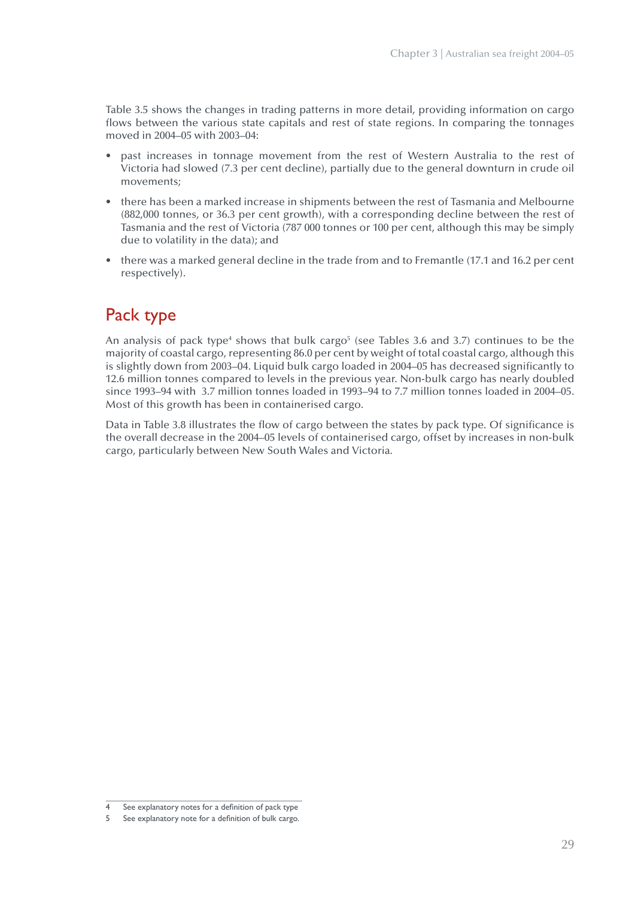Table 3.5 shows the changes in trading patterns in more detail, providing information on cargo flows between the various state capitals and rest of state regions. In comparing the tonnages moved in 2004–05 with 2003–04:

- past increases in tonnage movement from the rest of Western Australia to the rest of Victoria had slowed (7.3 per cent decline), partially due to the general downturn in crude oil movements;
- there has been a marked increase in shipments between the rest of Tasmania and Melbourne (882,000 tonnes, or 36.3 per cent growth), with a corresponding decline between the rest of Tasmania and the rest of Victoria (787 000 tonnes or 100 per cent, although this may be simply due to volatility in the data); and
- there was a marked general decline in the trade from and to Fremantle (17.1 and 16.2 per cent respectively).

## Pack type

An analysis of pack type[4] shows that bulk cargo[5] (see Tables 3.6 and 3.7) continues to be the majority of coastal cargo, representing 86.0 per cent by weight of total coastal cargo, although this is slightly down from 2003–04. Liquid bulk cargo loaded in 2004–05 has decreased significantly to 12.6 million tonnes compared to levels in the previous year. Non-bulk cargo has nearly doubled since 1993–94 with 3.7 million tonnes loaded in 1993–94 to 7.7 million tonnes loaded in 2004–05. Most of this growth has been in containerised cargo.

Data in Table 3.8 illustrates the flow of cargo between the states by pack type. Of significance is the overall decrease in the 2004–05 levels of containerised cargo, offset by increases in non-bulk cargo, particularly between New South Wales and Victoria.

---

4 See explanatory notes for a definition of pack type

5 See explanatory note for a definition of bulk cargo.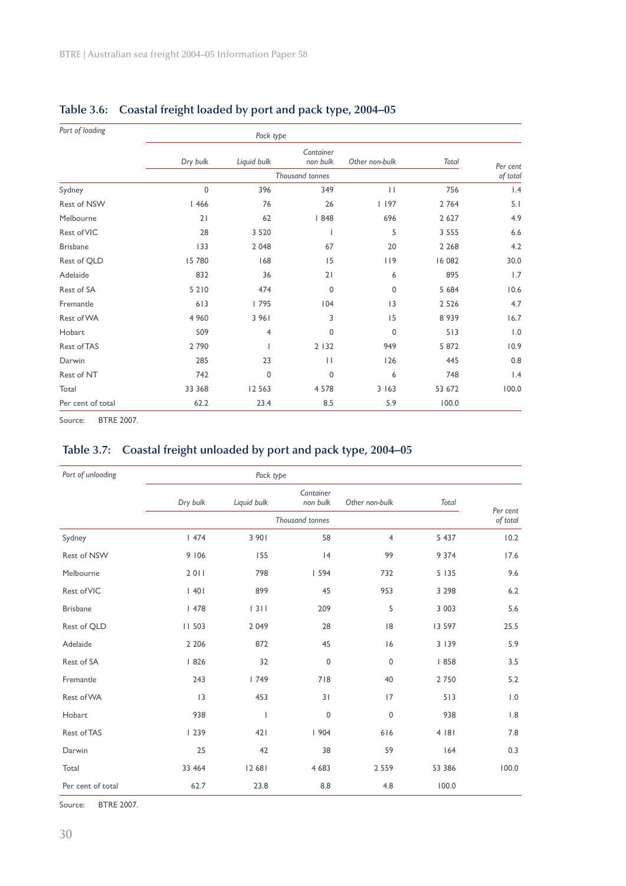## Table 3.6: Coastal freight loaded by port and pack type, 2004–05

| Port of loading | Pack type | | | | | |
|---|---|---|---|---|---|---|
| | Dry bulk | Liquid bulk | Container non bulk | Other non-bulk | Total | Per cent of total |
| | Thousand tonnes | | | | | |
| Sydney | 0 | 396 | 349 | 11 | 756 | 1.4 |
| Rest of NSW | 1 466 | 76 | 26 | 1 197 | 2 764 | 5.1 |
| Melbourne | 21 | 62 | 1 848 | 696 | 2 627 | 4.9 |
| Rest of VIC | 28 | 3 520 | 1 | 5 | 3 555 | 6.6 |
| Brisbane | 133 | 2 048 | 67 | 20 | 2 268 | 4.2 |
| Rest of QLD | 15 780 | 168 | 15 | 119 | 16 082 | 30.0 |
| Adelaide | 832 | 36 | 21 | 6 | 895 | 1.7 |
| Rest of SA | 5 210 | 474 | 0 | 0 | 5 684 | 10.6 |
| Fremantle | 613 | 1 795 | 104 | 13 | 2 526 | 4.7 |
| Rest of WA | 4 960 | 3 961 | 3 | 15 | 8 939 | 16.7 |
| Hobart | 509 | 4 | 0 | 0 | 513 | 1.0 |
| Rest of TAS | 2 790 | 1 | 2 132 | 949 | 5 872 | 10.9 |
| Darwin | 285 | 23 | 11 | 126 | 445 | 0.8 |
| Rest of NT | 742 | 0 | 0 | 6 | 748 | 1.4 |
| Total | 33 368 | 12 563 | 4 578 | 3 163 | 53 672 | 100.0 |
| Per cent of total | 62.2 | 23.4 | 8.5 | 5.9 | 100.0 | |

Source: BTRE 2007.

## Table 3.7: Coastal freight unloaded by port and pack type, 2004–05

| Port of unloading | Pack type | | | | | |
|---|---|---|---|---|---|---|
| | Dry bulk | Liquid bulk | Container non bulk | Other non-bulk | Total | Per cent of total |
| | Thousand tonnes | | | | | |
| Sydney | 1 474 | 3 901 | 58 | 4 | 5 437 | 10.2 |
| Rest of NSW | 9 106 | 155 | 14 | 99 | 9 374 | 17.6 |
| Melbourne | 2 011 | 798 | 1 594 | 732 | 5 135 | 9.6 |
| Rest of VIC | 1 401 | 899 | 45 | 953 | 3 298 | 6.2 |
| Brisbane | 1 478 | 1 311 | 209 | 5 | 3 003 | 5.6 |
| Rest of QLD | 11 503 | 2 049 | 28 | 18 | 13 597 | 25.5 |
| Adelaide | 2 206 | 872 | 45 | 16 | 3 139 | 5.9 |
| Rest of SA | 1 826 | 32 | 0 | 0 | 1 858 | 3.5 |
| Fremantle | 243 | 1 749 | 718 | 40 | 2 750 | 5.2 |
| Rest of WA | 13 | 453 | 31 | 17 | 513 | 1.0 |
| Hobart | 938 | 1 | 0 | 0 | 938 | 1.8 |
| Rest of TAS | 1 239 | 421 | 1 904 | 616 | 4 181 | 7.8 |
| Darwin | 25 | 42 | 38 | 59 | 164 | 0.3 |
| Total | 33 464 | 12 681 | 4 683 | 2 559 | 53 386 | 100.0 |
| Per cent of total | 62.7 | 23.8 | 8.8 | 4.8 | 100.0 | |

Source: BTRE 2007.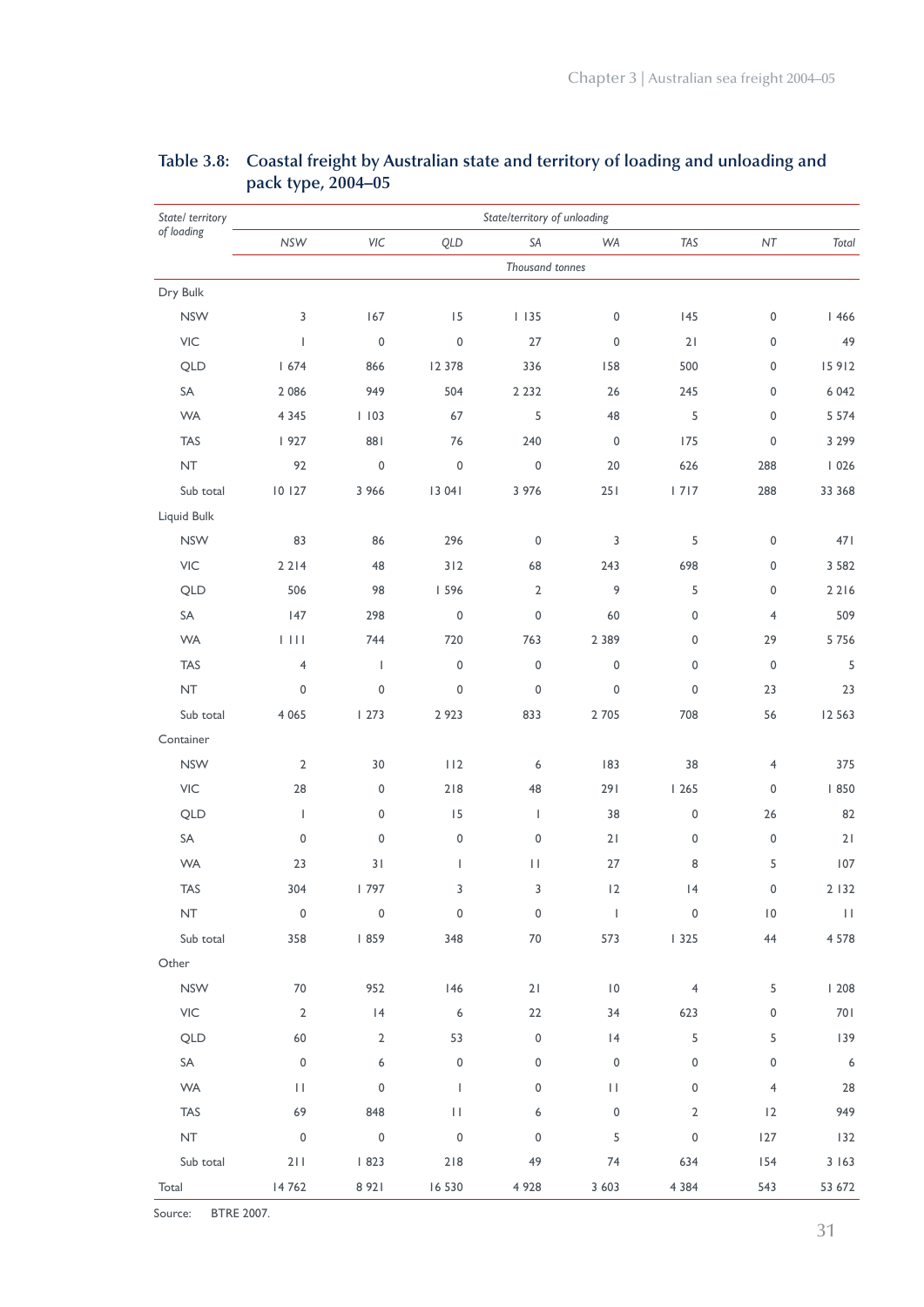**Table 3.8: Coastal freight by Australian state and territory of loading and unloading and pack type, 2004–05**

| *State/ territory of loading* | *State/territory of unloading* | | | | | | | |
|---|---|---|---|---|---|---|---|---|
| | *NSW* | *VIC* | *QLD* | *SA* | *WA* | *TAS* | *NT* | *Total* |
| | *Thousand tonnes* | | | | | | | |
| Dry Bulk | | | | | | | | |
| NSW | 3 | 167 | 15 | 1 135 | 0 | 145 | 0 | 1 466 |
| VIC | 1 | 0 | 0 | 27 | 0 | 21 | 0 | 49 |
| QLD | 1 674 | 866 | 12 378 | 336 | 158 | 500 | 0 | 15 912 |
| SA | 2 086 | 949 | 504 | 2 232 | 26 | 245 | 0 | 6 042 |
| WA | 4 345 | 1 103 | 67 | 5 | 48 | 5 | 0 | 5 574 |
| TAS | 1 927 | 881 | 76 | 240 | 0 | 175 | 0 | 3 299 |
| NT | 92 | 0 | 0 | 0 | 20 | 626 | 288 | 1 026 |
| Sub total | 10 127 | 3 966 | 13 041 | 3 976 | 251 | 1 717 | 288 | 33 368 |
| Liquid Bulk | | | | | | | | |
| NSW | 83 | 86 | 296 | 0 | 3 | 5 | 0 | 471 |
| VIC | 2 214 | 48 | 312 | 68 | 243 | 698 | 0 | 3 582 |
| QLD | 506 | 98 | 1 596 | 2 | 9 | 5 | 0 | 2 216 |
| SA | 147 | 298 | 0 | 0 | 60 | 0 | 4 | 509 |
| WA | 1 111 | 744 | 720 | 763 | 2 389 | 0 | 29 | 5 756 |
| TAS | 4 | 1 | 0 | 0 | 0 | 0 | 0 | 5 |
| NT | 0 | 0 | 0 | 0 | 0 | 0 | 23 | 23 |
| Sub total | 4 065 | 1 273 | 2 923 | 833 | 2 705 | 708 | 56 | 12 563 |
| Container | | | | | | | | |
| NSW | 2 | 30 | 112 | 6 | 183 | 38 | 4 | 375 |
| VIC | 28 | 0 | 218 | 48 | 291 | 1 265 | 0 | 1 850 |
| QLD | 1 | 0 | 15 | 1 | 38 | 0 | 26 | 82 |
| SA | 0 | 0 | 0 | 0 | 21 | 0 | 0 | 21 |
| WA | 23 | 31 | 1 | 11 | 27 | 8 | 5 | 107 |
| TAS | 304 | 1 797 | 3 | 3 | 12 | 14 | 0 | 2 132 |
| NT | 0 | 0 | 0 | 0 | 1 | 0 | 10 | 11 |
| Sub total | 358 | 1 859 | 348 | 70 | 573 | 1 325 | 44 | 4 578 |
| Other | | | | | | | | |
| NSW | 70 | 952 | 146 | 21 | 10 | 4 | 5 | 1 208 |
| VIC | 2 | 14 | 6 | 22 | 34 | 623 | 0 | 701 |
| QLD | 60 | 2 | 53 | 0 | 14 | 5 | 5 | 139 |
| SA | 0 | 6 | 0 | 0 | 0 | 0 | 0 | 6 |
| WA | 11 | 0 | 1 | 0 | 11 | 0 | 4 | 28 |
| TAS | 69 | 848 | 11 | 6 | 0 | 2 | 12 | 949 |
| NT | 0 | 0 | 0 | 0 | 5 | 0 | 127 | 132 |
| Sub total | 211 | 1 823 | 218 | 49 | 74 | 634 | 154 | 3 163 |
| Total | 14 762 | 8 921 | 16 530 | 4 928 | 3 603 | 4 384 | 543 | 53 672 |

Source: BTRE 2007.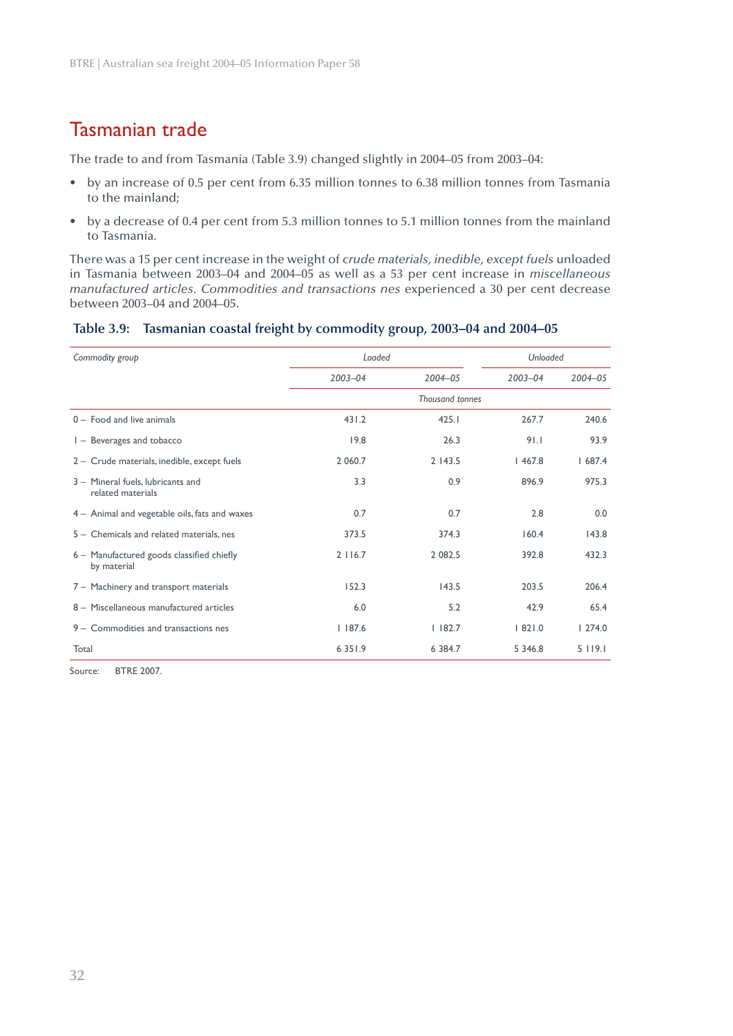## Tasmanian trade

The trade to and from Tasmania (Table 3.9) changed slightly in 2004–05 from 2003–04:

- by an increase of 0.5 per cent from 6.35 million tonnes to 6.38 million tonnes from Tasmania to the mainland;
- by a decrease of 0.4 per cent from 5.3 million tonnes to 5.1 million tonnes from the mainland to Tasmania.

There was a 15 per cent increase in the weight of *crude materials, inedible, except fuels* unloaded in Tasmania between 2003–04 and 2004–05 as well as a 53 per cent increase in *miscellaneous manufactured articles*. *Commodities and transactions nes* experienced a 30 per cent decrease between 2003–04 and 2004–05.

**Table 3.9: Tasmanian coastal freight by commodity group, 2003–04 and 2004–05**

| *Commodity group* | *Loaded* | | *Unloaded* | |
|---|---|---|---|---|
| | *2003–04* | *2004–05* | *2003–04* | *2004–05* |
| | *Thousand tonnes* | | | |
| 0 – Food and live animals | 431.2 | 425.1 | 267.7 | 240.6 |
| 1 – Beverages and tobacco | 19.8 | 26.3 | 91.1 | 93.9 |
| 2 – Crude materials, inedible, except fuels | 2 060.7 | 2 143.5 | 1 467.8 | 1 687.4 |
| 3 – Mineral fuels, lubricants and related materials | 3.3 | 0.9 | 896.9 | 975.3 |
| 4 – Animal and vegetable oils, fats and waxes | 0.7 | 0.7 | 2.8 | 0.0 |
| 5 – Chemicals and related materials, nes | 373.5 | 374.3 | 160.4 | 143.8 |
| 6 – Manufactured goods classified chiefly by material | 2 116.7 | 2 082.5 | 392.8 | 432.3 |
| 7 – Machinery and transport materials | 152.3 | 143.5 | 203.5 | 206.4 |
| 8 – Miscellaneous manufactured articles | 6.0 | 5.2 | 42.9 | 65.4 |
| 9 – Commodities and transactions nes | 1 187.6 | 1 182.7 | 1 821.0 | 1 274.0 |
| Total | 6 351.9 | 6 384.7 | 5 346.8 | 5 119.1 |

Source: BTRE 2007.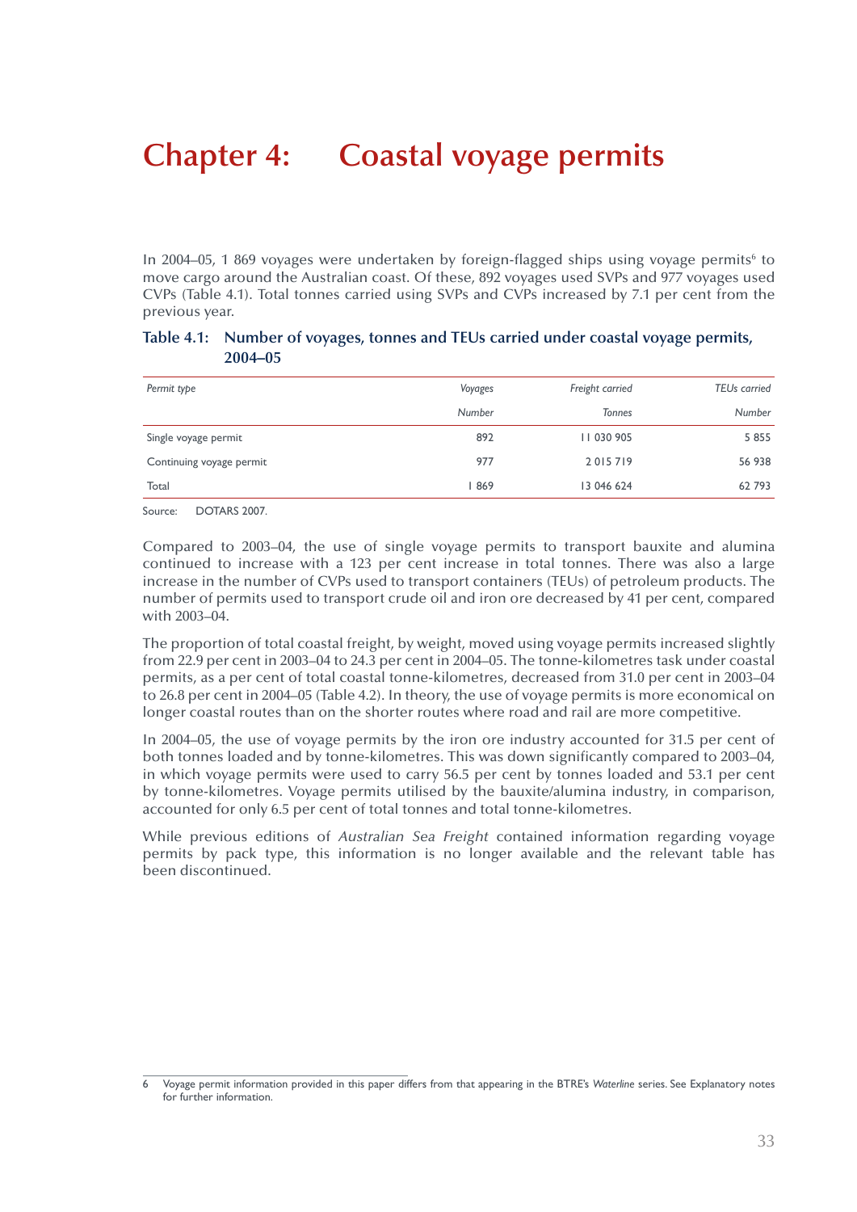# Chapter 4: Coastal voyage permits

In 2004–05, 1 869 voyages were undertaken by foreign-flagged ships using voyage permits[6] to move cargo around the Australian coast. Of these, 892 voyages used SVPs and 977 voyages used CVPs (Table 4.1). Total tonnes carried using SVPs and CVPs increased by 7.1 per cent from the previous year.

**Table 4.1: Number of voyages, tonnes and TEUs carried under coastal voyage permits, 2004–05**

| *Permit type* | *Voyages* | *Freight carried* | *TEUs carried* |
|---|---|---|---|
| | *Number* | *Tonnes* | *Number* |
| Single voyage permit | 892 | 11 030 905 | 5 855 |
| Continuing voyage permit | 977 | 2 015 719 | 56 938 |
| Total | 1 869 | 13 046 624 | 62 793 |

Source: DOTARS 2007.

Compared to 2003–04, the use of single voyage permits to transport bauxite and alumina continued to increase with a 123 per cent increase in total tonnes. There was also a large increase in the number of CVPs used to transport containers (TEUs) of petroleum products. The number of permits used to transport crude oil and iron ore decreased by 41 per cent, compared with 2003–04.

The proportion of total coastal freight, by weight, moved using voyage permits increased slightly from 22.9 per cent in 2003–04 to 24.3 per cent in 2004–05. The tonne-kilometres task under coastal permits, as a per cent of total coastal tonne-kilometres, decreased from 31.0 per cent in 2003–04 to 26.8 per cent in 2004–05 (Table 4.2). In theory, the use of voyage permits is more economical on longer coastal routes than on the shorter routes where road and rail are more competitive.

In 2004–05, the use of voyage permits by the iron ore industry accounted for 31.5 per cent of both tonnes loaded and by tonne-kilometres. This was down significantly compared to 2003–04, in which voyage permits were used to carry 56.5 per cent by tonnes loaded and 53.1 per cent by tonne-kilometres. Voyage permits utilised by the bauxite/alumina industry, in comparison, accounted for only 6.5 per cent of total tonnes and total tonne-kilometres.

While previous editions of *Australian Sea Freight* contained information regarding voyage permits by pack type, this information is no longer available and the relevant table has been discontinued.

---

6 Voyage permit information provided in this paper differs from that appearing in the BTRE's *Waterline* series. See Explanatory notes for further information.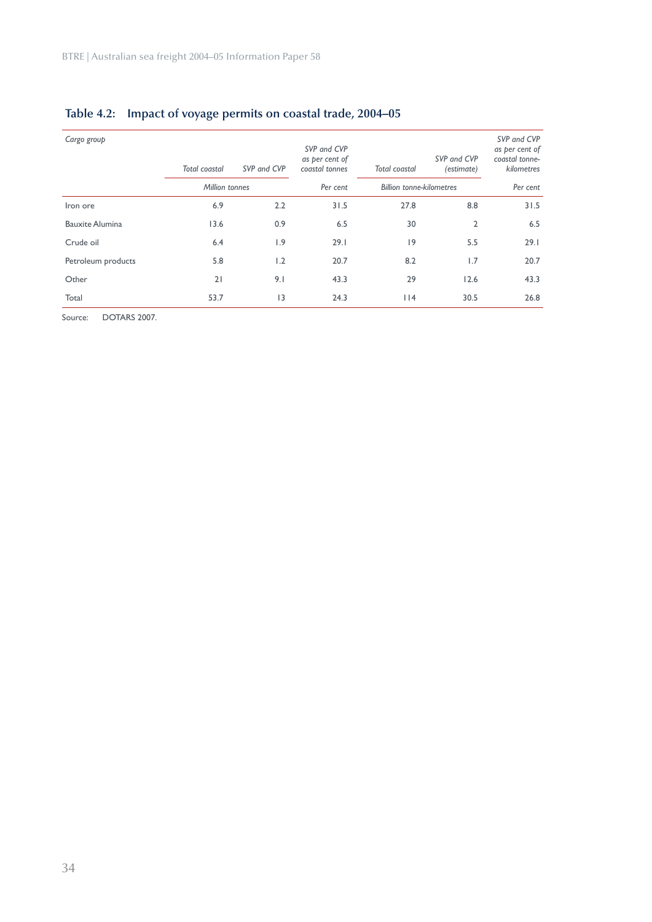## Table 4.2: Impact of voyage permits on coastal trade, 2004–05

| *Cargo group* | *Total coastal* | *SVP and CVP* | *SVP and CVP as per cent of coastal tonnes* | *Total coastal* | *SVP and CVP (estimate)* | *SVP and CVP as per cent of coastal tonne-kilometres* |
|---|---|---|---|---|---|---|
| | *Million tonnes* | | *Per cent* | *Billion tonne-kilometres* | | *Per cent* |
| Iron ore | 6.9 | 2.2 | 31.5 | 27.8 | 8.8 | 31.5 |
| Bauxite Alumina | 13.6 | 0.9 | 6.5 | 30 | 2 | 6.5 |
| Crude oil | 6.4 | 1.9 | 29.1 | 19 | 5.5 | 29.1 |
| Petroleum products | 5.8 | 1.2 | 20.7 | 8.2 | 1.7 | 20.7 |
| Other | 21 | 9.1 | 43.3 | 29 | 12.6 | 43.3 |
| Total | 53.7 | 13 | 24.3 | 114 | 30.5 | 26.8 |

Source: DOTARS 2007.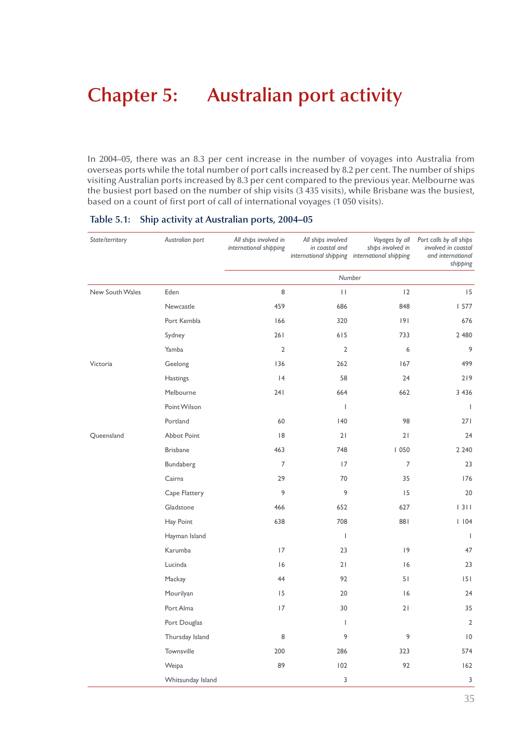# Chapter 5: Australian port activity

In 2004–05, there was an 8.3 per cent increase in the number of voyages into Australia from overseas ports while the total number of port calls increased by 8.2 per cent. The number of ships visiting Australian ports increased by 8.3 per cent compared to the previous year. Melbourne was the busiest port based on the number of ship visits (3 435 visits), while Brisbane was the busiest, based on a count of first port of call of international voyages (1 050 visits).

**Table 5.1: Ship activity at Australian ports, 2004–05**

| *State/territory* | *Australian port* | *All ships involved in international shipping* | *All ships involved in coastal and international shipping* | *Voyages by all ships involved in international shipping* | *Port calls by all ships involved in coastal and international shipping* |
|---|---|---|---|---|---|
| | | *Number* | | | |
| New South Wales | Eden | 8 | 11 | 12 | 15 |
| | Newcastle | 459 | 686 | 848 | 1 577 |
| | Port Kembla | 166 | 320 | 191 | 676 |
| | Sydney | 261 | 615 | 733 | 2 480 |
| | Yamba | 2 | 2 | 6 | 9 |
| Victoria | Geelong | 136 | 262 | 167 | 499 |
| | Hastings | 14 | 58 | 24 | 219 |
| | Melbourne | 241 | 664 | 662 | 3 436 |
| | Point Wilson | | 1 | | 1 |
| | Portland | 60 | 140 | 98 | 271 |
| Queensland | Abbot Point | 18 | 21 | 21 | 24 |
| | Brisbane | 463 | 748 | 1 050 | 2 240 |
| | Bundaberg | 7 | 17 | 7 | 23 |
| | Cairns | 29 | 70 | 35 | 176 |
| | Cape Flattery | 9 | 9 | 15 | 20 |
| | Gladstone | 466 | 652 | 627 | 1 311 |
| | Hay Point | 638 | 708 | 881 | 1 104 |
| | Hayman Island | | 1 | | 1 |
| | Karumba | 17 | 23 | 19 | 47 |
| | Lucinda | 16 | 21 | 16 | 23 |
| | Mackay | 44 | 92 | 51 | 151 |
| | Mourilyan | 15 | 20 | 16 | 24 |
| | Port Alma | 17 | 30 | 21 | 35 |
| | Port Douglas | | 1 | | 2 |
| | Thursday Island | 8 | 9 | 9 | 10 |
| | Townsville | 200 | 286 | 323 | 574 |
| | Weipa | 89 | 102 | 92 | 162 |
| | Whitsunday Island | | 3 | | 3 |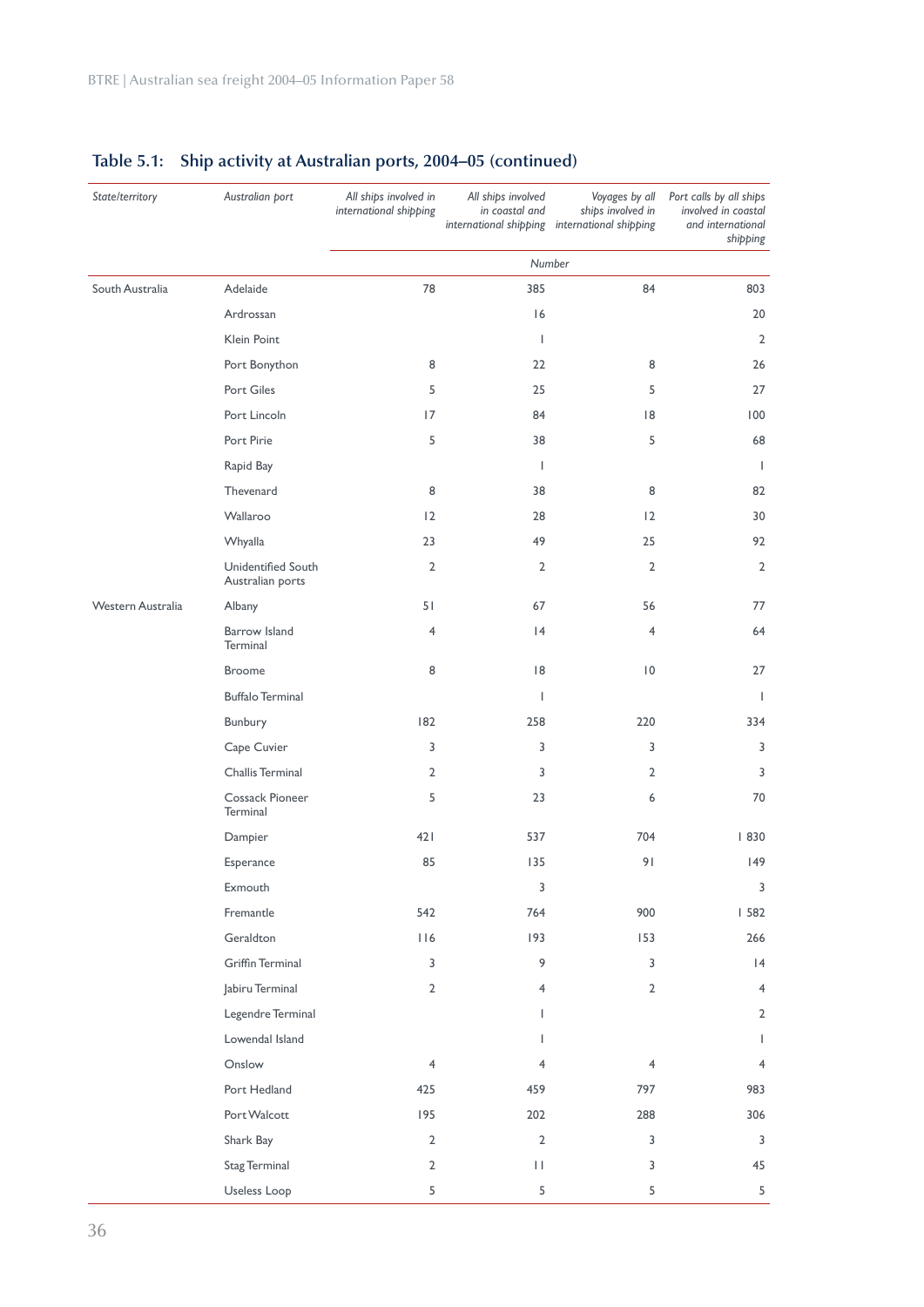## Table 5.1: Ship activity at Australian ports, 2004–05 (continued)

| *State/territory* | *Australian port* | *All ships involved in international shipping* | *All ships involved in coastal and international shipping* | *Voyages by all ships involved in international shipping* | *Port calls by all ships involved in coastal and international shipping* |
|---|---|---|---|---|---|
| | | *Number* | | | |
| South Australia | Adelaide | 78 | 385 | 84 | 803 |
| | Ardrossan | | 16 | | 20 |
| | Klein Point | | 1 | | 2 |
| | Port Bonython | 8 | 22 | 8 | 26 |
| | Port Giles | 5 | 25 | 5 | 27 |
| | Port Lincoln | 17 | 84 | 18 | 100 |
| | Port Pirie | 5 | 38 | 5 | 68 |
| | Rapid Bay | | 1 | | 1 |
| | Thevenard | 8 | 38 | 8 | 82 |
| | Wallaroo | 12 | 28 | 12 | 30 |
| | Whyalla | 23 | 49 | 25 | 92 |
| | Unidentified South Australian ports | 2 | 2 | 2 | 2 |
| Western Australia | Albany | 51 | 67 | 56 | 77 |
| | Barrow Island Terminal | 4 | 14 | 4 | 64 |
| | Broome | 8 | 18 | 10 | 27 |
| | Buffalo Terminal | | 1 | | 1 |
| | Bunbury | 182 | 258 | 220 | 334 |
| | Cape Cuvier | 3 | 3 | 3 | 3 |
| | Challis Terminal | 2 | 3 | 2 | 3 |
| | Cossack Pioneer Terminal | 5 | 23 | 6 | 70 |
| | Dampier | 421 | 537 | 704 | 1 830 |
| | Esperance | 85 | 135 | 91 | 149 |
| | Exmouth | | 3 | | 3 |
| | Fremantle | 542 | 764 | 900 | 1 582 |
| | Geraldton | 116 | 193 | 153 | 266 |
| | Griffin Terminal | 3 | 9 | 3 | 14 |
| | Jabiru Terminal | 2 | 4 | 2 | 4 |
| | Legendre Terminal | | 1 | | 2 |
| | Lowendal Island | | 1 | | 1 |
| | Onslow | 4 | 4 | 4 | 4 |
| | Port Hedland | 425 | 459 | 797 | 983 |
| | Port Walcott | 195 | 202 | 288 | 306 |
| | Shark Bay | 2 | 2 | 3 | 3 |
| | Stag Terminal | 2 | 11 | 3 | 45 |
| | Useless Loop | 5 | 5 | 5 | 5 |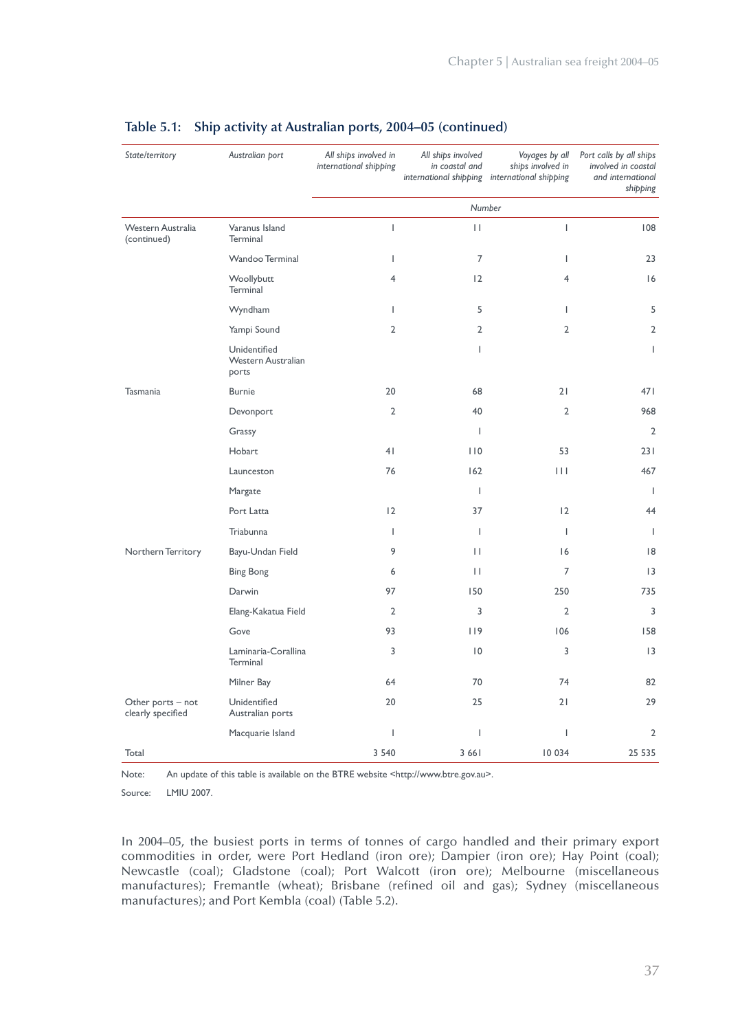**Table 5.1: Ship activity at Australian ports, 2004–05 (continued)**

| *State/territory* | *Australian port* | *All ships involved in international shipping* | *All ships involved in coastal and international shipping* | *Voyages by all ships involved in international shipping* | *Port calls by all ships involved in coastal and international shipping* |
|---|---|---|---|---|---|
| | | *Number* | | | |
| Western Australia (continued) | Varanus Island Terminal | 1 | 11 | 1 | 108 |
| | Wandoo Terminal | 1 | 7 | 1 | 23 |
| | Woollybutt Terminal | 4 | 12 | 4 | 16 |
| | Wyndham | 1 | 5 | 1 | 5 |
| | Yampi Sound | 2 | 2 | 2 | 2 |
| | Unidentified Western Australian ports | | 1 | | 1 |
| Tasmania | Burnie | 20 | 68 | 21 | 471 |
| | Devonport | 2 | 40 | 2 | 968 |
| | Grassy | | 1 | | 2 |
| | Hobart | 41 | 110 | 53 | 231 |
| | Launceston | 76 | 162 | 111 | 467 |
| | Margate | | 1 | | 1 |
| | Port Latta | 12 | 37 | 12 | 44 |
| | Triabunna | 1 | 1 | 1 | 1 |
| Northern Territory | Bayu-Undan Field | 9 | 11 | 16 | 18 |
| | Bing Bong | 6 | 11 | 7 | 13 |
| | Darwin | 97 | 150 | 250 | 735 |
| | Elang-Kakatua Field | 2 | 3 | 2 | 3 |
| | Gove | 93 | 119 | 106 | 158 |
| | Laminaria-Corallina Terminal | 3 | 10 | 3 | 13 |
| | Milner Bay | 64 | 70 | 74 | 82 |
| Other ports – not clearly specified | Unidentified Australian ports | 20 | 25 | 21 | 29 |
| | Macquarie Island | 1 | 1 | 1 | 2 |
| Total | | 3 540 | 3 661 | 10 034 | 25 535 |

Note: An update of this table is available on the BTRE website <http://www.btre.gov.au>.

Source: LMIU 2007.

In 2004–05, the busiest ports in terms of tonnes of cargo handled and their primary export commodities in order, were Port Hedland (iron ore); Dampier (iron ore); Hay Point (coal); Newcastle (coal); Gladstone (coal); Port Walcott (iron ore); Melbourne (miscellaneous manufactures); Fremantle (wheat); Brisbane (refined oil and gas); Sydney (miscellaneous manufactures); and Port Kembla (coal) (Table 5.2).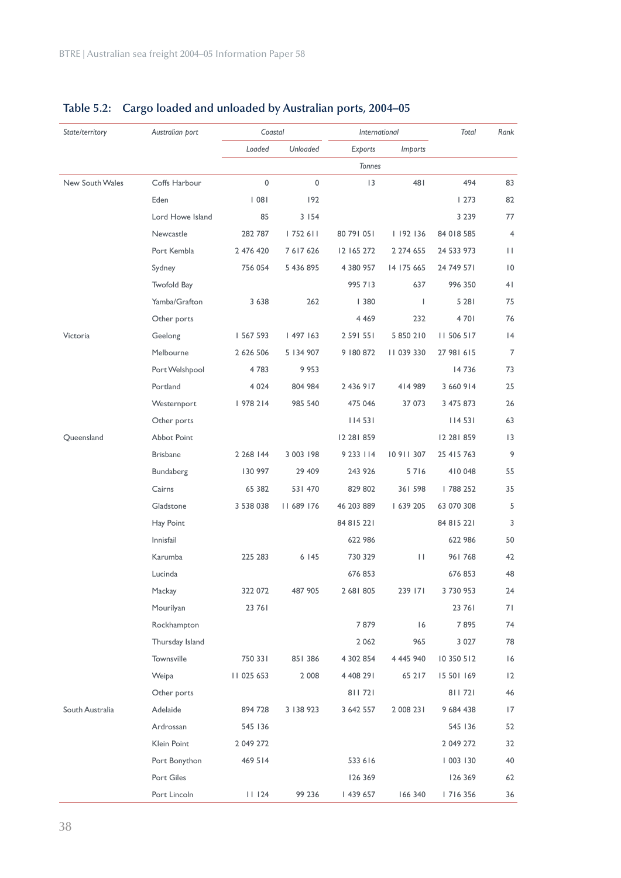## Table 5.2: Cargo loaded and unloaded by Australian ports, 2004–05

| State/territory | Australian port | Coastal | | International | | Total | Rank |
|---|---|---|---|---|---|---|---|
| | | Loaded | Unloaded | Exports | Imports | | |
| | | Tonnes | | | | | |
| New South Wales | Coffs Harbour | 0 | 0 | 13 | 481 | 494 | 83 |
| | Eden | 1 081 | 192 | | | 1 273 | 82 |
| | Lord Howe Island | 85 | 3 154 | | | 3 239 | 77 |
| | Newcastle | 282 787 | 1 752 611 | 80 791 051 | 1 192 136 | 84 018 585 | 4 |
| | Port Kembla | 2 476 420 | 7 617 626 | 12 165 272 | 2 274 655 | 24 533 973 | 11 |
| | Sydney | 756 054 | 5 436 895 | 4 380 957 | 14 175 665 | 24 749 571 | 10 |
| | Twofold Bay | | | 995 713 | 637 | 996 350 | 41 |
| | Yamba/Grafton | 3 638 | 262 | 1 380 | 1 | 5 281 | 75 |
| | Other ports | | | 4 469 | 232 | 4 701 | 76 |
| Victoria | Geelong | 1 567 593 | 1 497 163 | 2 591 551 | 5 850 210 | 11 506 517 | 14 |
| | Melbourne | 2 626 506 | 5 134 907 | 9 180 872 | 11 039 330 | 27 981 615 | 7 |
| | Port Welshpool | 4 783 | 9 953 | | | 14 736 | 73 |
| | Portland | 4 024 | 804 984 | 2 436 917 | 414 989 | 3 660 914 | 25 |
| | Westernport | 1 978 214 | 985 540 | 475 046 | 37 073 | 3 475 873 | 26 |
| | Other ports | | | 114 531 | | 114 531 | 63 |
| Queensland | Abbot Point | | | 12 281 859 | | 12 281 859 | 13 |
| | Brisbane | 2 268 144 | 3 003 198 | 9 233 114 | 10 911 307 | 25 415 763 | 9 |
| | Bundaberg | 130 997 | 29 409 | 243 926 | 5 716 | 410 048 | 55 |
| | Cairns | 65 382 | 531 470 | 829 802 | 361 598 | 1 788 252 | 35 |
| | Gladstone | 3 538 038 | 11 689 176 | 46 203 889 | 1 639 205 | 63 070 308 | 5 |
| | Hay Point | | | 84 815 221 | | 84 815 221 | 3 |
| | Innisfail | | | 622 986 | | 622 986 | 50 |
| | Karumba | 225 283 | 6 145 | 730 329 | 11 | 961 768 | 42 |
| | Lucinda | | | 676 853 | | 676 853 | 48 |
| | Mackay | 322 072 | 487 905 | 2 681 805 | 239 171 | 3 730 953 | 24 |
| | Mourilyan | 23 761 | | | | 23 761 | 71 |
| | Rockhampton | | | 7 879 | 16 | 7 895 | 74 |
| | Thursday Island | | | 2 062 | 965 | 3 027 | 78 |
| | Townsville | 750 331 | 851 386 | 4 302 854 | 4 445 940 | 10 350 512 | 16 |
| | Weipa | 11 025 653 | 2 008 | 4 408 291 | 65 217 | 15 501 169 | 12 |
| | Other ports | | | 811 721 | | 811 721 | 46 |
| South Australia | Adelaide | 894 728 | 3 138 923 | 3 642 557 | 2 008 231 | 9 684 438 | 17 |
| | Ardrossan | 545 136 | | | | 545 136 | 52 |
| | Klein Point | 2 049 272 | | | | 2 049 272 | 32 |
| | Port Bonython | 469 514 | | 533 616 | | 1 003 130 | 40 |
| | Port Giles | | | 126 369 | | 126 369 | 62 |
| | Port Lincoln | 11 124 | 99 236 | 1 439 657 | 166 340 | 1 716 356 | 36 |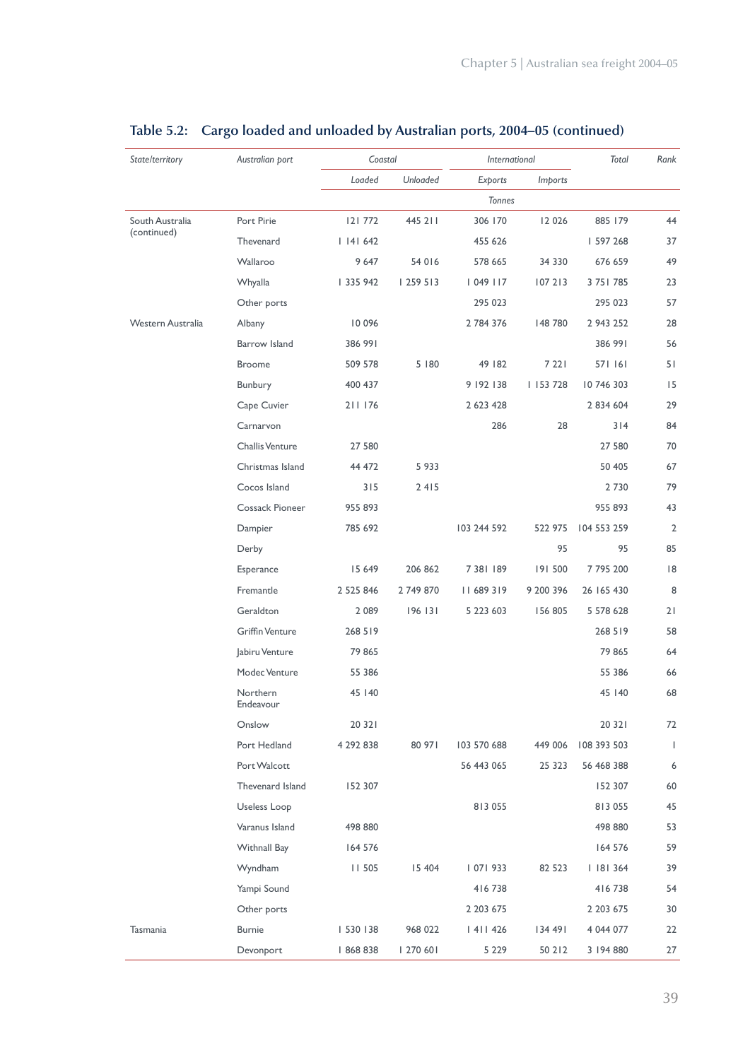## Table 5.2: Cargo loaded and unloaded by Australian ports, 2004–05 (continued)

| State/territory | Australian port | Coastal | | International | | Total | Rank |
|---|---|---|---|---|---|---|---|
| | | Loaded | Unloaded | Exports | Imports | | |
| | | Tonnes | | | | | |
| South Australia (continued) | Port Pirie | 121 772 | 445 211 | 306 170 | 12 026 | 885 179 | 44 |
| | Thevenard | 1 141 642 | | 455 626 | | 1 597 268 | 37 |
| | Wallaroo | 9 647 | 54 016 | 578 665 | 34 330 | 676 659 | 49 |
| | Whyalla | 1 335 942 | 1 259 513 | 1 049 117 | 107 213 | 3 751 785 | 23 |
| | Other ports | | | 295 023 | | 295 023 | 57 |
| Western Australia | Albany | 10 096 | | 2 784 376 | 148 780 | 2 943 252 | 28 |
| | Barrow Island | 386 991 | | | | 386 991 | 56 |
| | Broome | 509 578 | 5 180 | 49 182 | 7 221 | 571 161 | 51 |
| | Bunbury | 400 437 | | 9 192 138 | 1 153 728 | 10 746 303 | 15 |
| | Cape Cuvier | 211 176 | | 2 623 428 | | 2 834 604 | 29 |
| | Carnarvon | | | 286 | 28 | 314 | 84 |
| | Challis Venture | 27 580 | | | | 27 580 | 70 |
| | Christmas Island | 44 472 | 5 933 | | | 50 405 | 67 |
| | Cocos Island | 315 | 2 415 | | | 2 730 | 79 |
| | Cossack Pioneer | 955 893 | | | | 955 893 | 43 |
| | Dampier | 785 692 | | 103 244 592 | 522 975 | 104 553 259 | 2 |
| | Derby | | | | 95 | 95 | 85 |
| | Esperance | 15 649 | 206 862 | 7 381 189 | 191 500 | 7 795 200 | 18 |
| | Fremantle | 2 525 846 | 2 749 870 | 11 689 319 | 9 200 396 | 26 165 430 | 8 |
| | Geraldton | 2 089 | 196 131 | 5 223 603 | 156 805 | 5 578 628 | 21 |
| | Griffin Venture | 268 519 | | | | 268 519 | 58 |
| | Jabiru Venture | 79 865 | | | | 79 865 | 64 |
| | Modec Venture | 55 386 | | | | 55 386 | 66 |
| | Northern Endeavour | 45 140 | | | | 45 140 | 68 |
| | Onslow | 20 321 | | | | 20 321 | 72 |
| | Port Hedland | 4 292 838 | 80 971 | 103 570 688 | 449 006 | 108 393 503 | 1 |
| | Port Walcott | | | 56 443 065 | 25 323 | 56 468 388 | 6 |
| | Thevenard Island | 152 307 | | | | 152 307 | 60 |
| | Useless Loop | | | 813 055 | | 813 055 | 45 |
| | Varanus Island | 498 880 | | | | 498 880 | 53 |
| | Withnall Bay | 164 576 | | | | 164 576 | 59 |
| | Wyndham | 11 505 | 15 404 | 1 071 933 | 82 523 | 1 181 364 | 39 |
| | Yampi Sound | | | 416 738 | | 416 738 | 54 |
| | Other ports | | | 2 203 675 | | 2 203 675 | 30 |
| Tasmania | Burnie | 1 530 138 | 968 022 | 1 411 426 | 134 491 | 4 044 077 | 22 |
| | Devonport | 1 868 838 | 1 270 601 | 5 229 | 50 212 | 3 194 880 | 27 |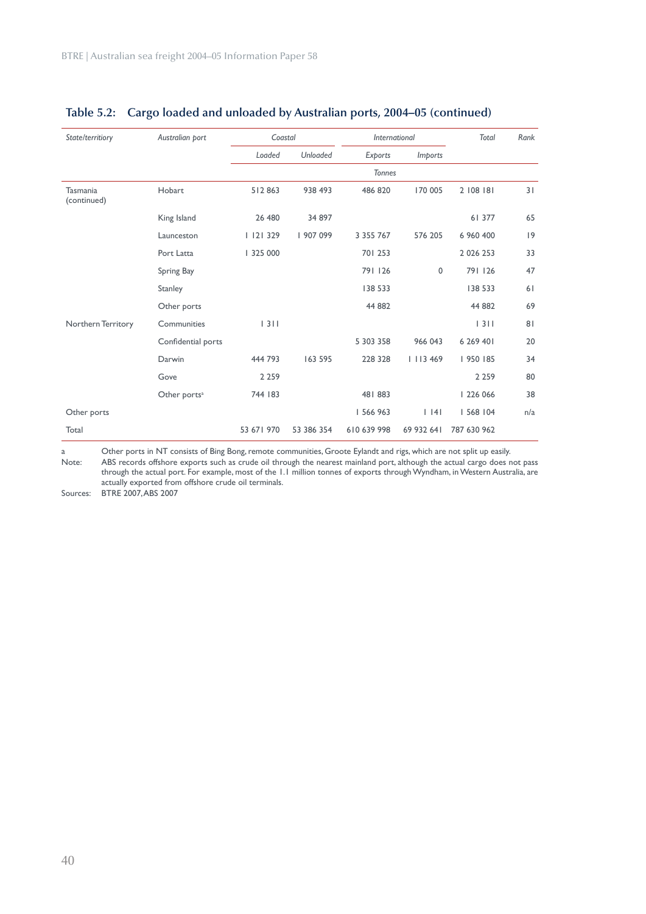## Table 5.2: Cargo loaded and unloaded by Australian ports, 2004–05 (continued)

| *State/territiory* | *Australian port* | *Coastal* | | *International* | | *Total* | *Rank* |
|---|---|---|---|---|---|---|---|
| | | *Loaded* | *Unloaded* | *Exports* | *Imports* | | |
| | | | | *Tonnes* | | | |
| Tasmania (continued) | Hobart | 512 863 | 938 493 | 486 820 | 170 005 | 2 108 181 | 31 |
| | King Island | 26 480 | 34 897 | | | 61 377 | 65 |
| | Launceston | 1 121 329 | 1 907 099 | 3 355 767 | 576 205 | 6 960 400 | 19 |
| | Port Latta | 1 325 000 | | 701 253 | | 2 026 253 | 33 |
| | Spring Bay | | | 791 126 | 0 | 791 126 | 47 |
| | Stanley | | | 138 533 | | 138 533 | 61 |
| | Other ports | | | 44 882 | | 44 882 | 69 |
| Northern Territory | Communities | 1 311 | | | | 1 311 | 81 |
| | Confidential ports | | | 5 303 358 | 966 043 | 6 269 401 | 20 |
| | Darwin | 444 793 | 163 595 | 228 328 | 1 113 469 | 1 950 185 | 34 |
| | Gove | 2 259 | | | | 2 259 | 80 |
| | Other ports[a] | 744 183 | | 481 883 | | 1 226 066 | 38 |
| Other ports | | | | 1 566 963 | 1 141 | 1 568 104 | n/a |
| Total | | 53 671 970 | 53 386 354 | 610 639 998 | 69 932 641 | 787 630 962 | |

a Other ports in NT consists of Bing Bong, remote communities, Groote Eylandt and rigs, which are not split up easily.

Note: ABS records offshore exports such as crude oil through the nearest mainland port, although the actual cargo does not pass through the actual port. For example, most of the 1.1 million tonnes of exports through Wyndham, in Western Australia, are actually exported from offshore crude oil terminals.

Sources: BTRE 2007, ABS 2007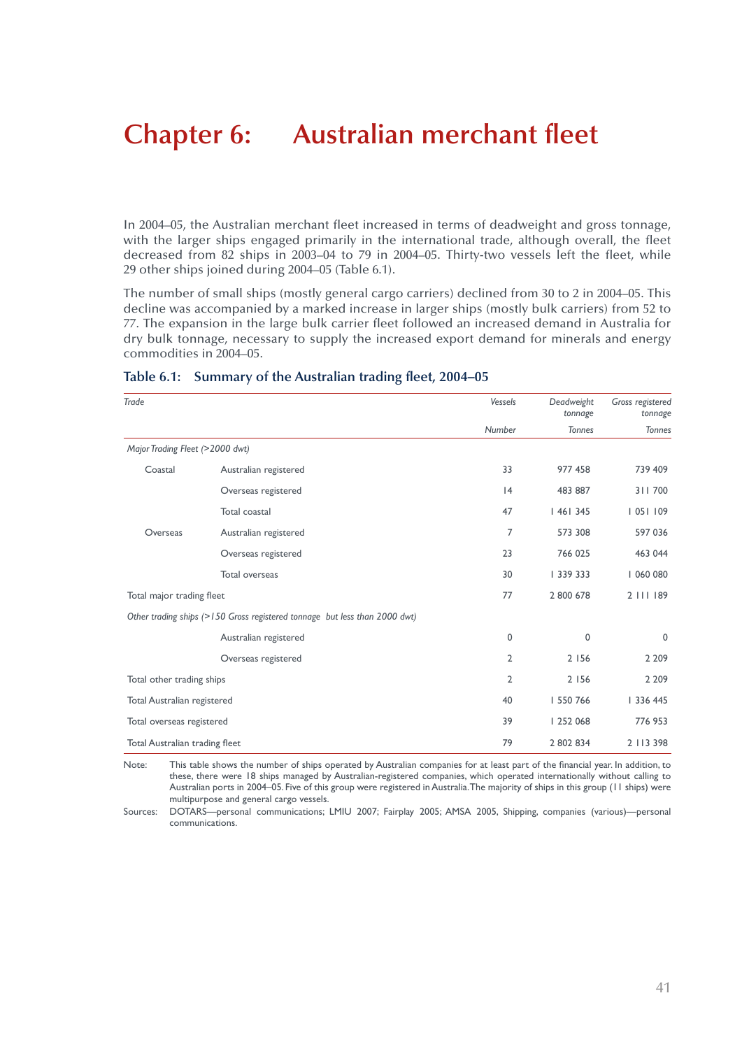# Chapter 6: Australian merchant fleet

In 2004–05, the Australian merchant fleet increased in terms of deadweight and gross tonnage, with the larger ships engaged primarily in the international trade, although overall, the fleet decreased from 82 ships in 2003–04 to 79 in 2004–05. Thirty-two vessels left the fleet, while 29 other ships joined during 2004–05 (Table 6.1).

The number of small ships (mostly general cargo carriers) declined from 30 to 2 in 2004–05. This decline was accompanied by a marked increase in larger ships (mostly bulk carriers) from 52 to 77. The expansion in the large bulk carrier fleet followed an increased demand in Australia for dry bulk tonnage, necessary to supply the increased export demand for minerals and energy commodities in 2004–05.

## Table 6.1: Summary of the Australian trading fleet, 2004–05

| *Trade* | | *Vessels* | *Deadweight tonnage* | *Gross registered tonnage* |
|---|---|---|---|---|
| | | *Number* | *Tonnes* | *Tonnes* |
| *Major Trading Fleet (>2000 dwt)* | | | | |
| Coastal | Australian registered | 33 | 977 458 | 739 409 |
| | Overseas registered | 14 | 483 887 | 311 700 |
| | Total coastal | 47 | 1 461 345 | 1 051 109 |
| Overseas | Australian registered | 7 | 573 308 | 597 036 |
| | Overseas registered | 23 | 766 025 | 463 044 |
| | Total overseas | 30 | 1 339 333 | 1 060 080 |
| Total major trading fleet | | 77 | 2 800 678 | 2 111 189 |
| *Other trading ships (>150 Gross registered tonnage but less than 2000 dwt)* | | | | |
| | Australian registered | 0 | 0 | 0 |
| | Overseas registered | 2 | 2 156 | 2 209 |
| Total other trading ships | | 2 | 2 156 | 2 209 |
| Total Australian registered | | 40 | 1 550 766 | 1 336 445 |
| Total overseas registered | | 39 | 1 252 068 | 776 953 |
| Total Australian trading fleet | | 79 | 2 802 834 | 2 113 398 |

Note: This table shows the number of ships operated by Australian companies for at least part of the financial year. In addition, to these, there were 18 ships managed by Australian-registered companies, which operated internationally without calling to Australian ports in 2004–05. Five of this group were registered in Australia. The majority of ships in this group (11 ships) were multipurpose and general cargo vessels.

Sources: DOTARS—personal communications; LMIU 2007; Fairplay 2005; AMSA 2005, Shipping, companies (various)—personal communications.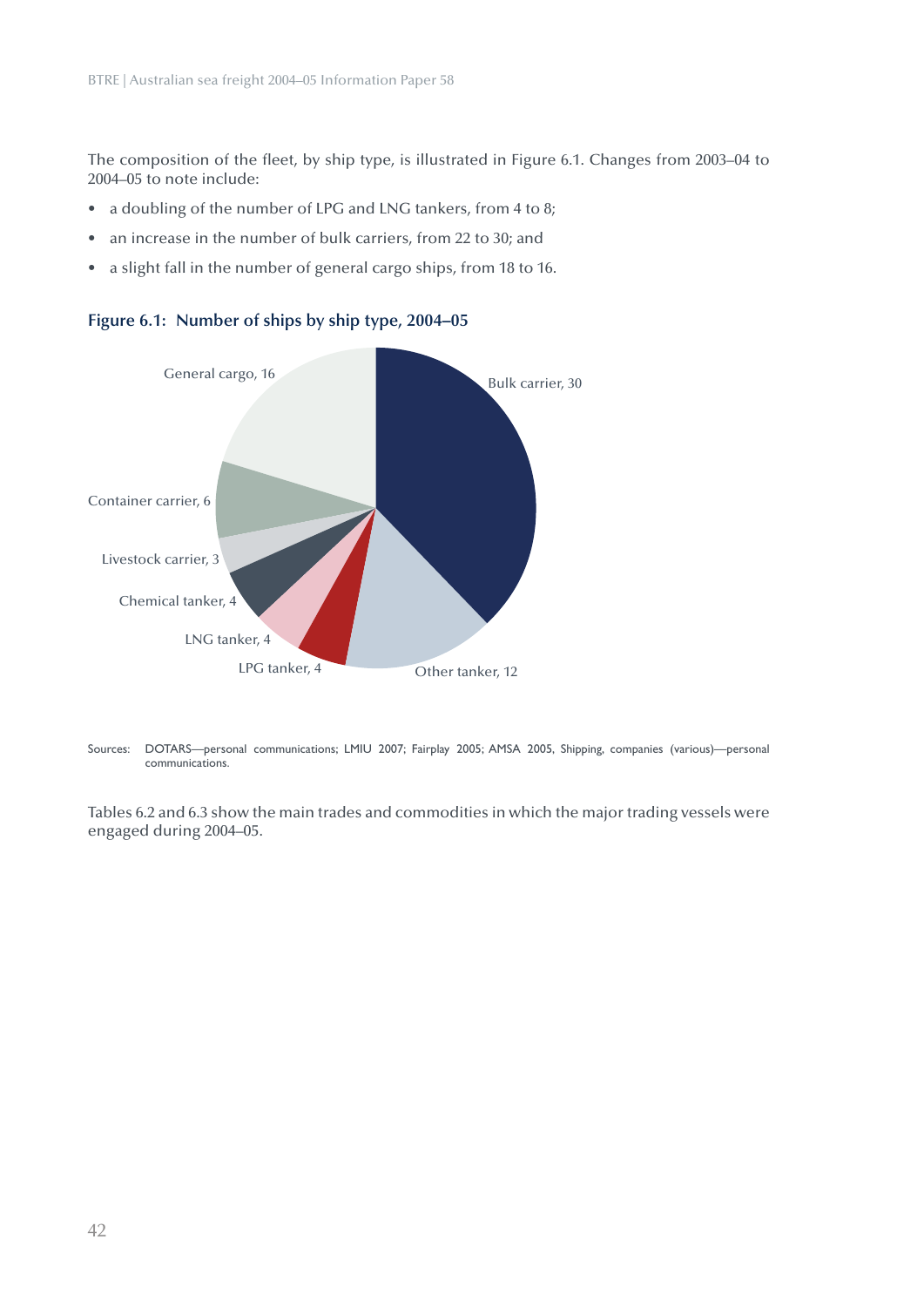The composition of the fleet, by ship type, is illustrated in Figure 6.1. Changes from 2003–04 to 2004–05 to note include:

- a doubling of the number of LPG and LNG tankers, from 4 to 8;
- an increase in the number of bulk carriers, from 22 to 30; and
- a slight fall in the number of general cargo ships, from 18 to 16.

**Figure 6.1: Number of ships by ship type, 2004–05**

General cargo, 16

Bulk carrier, 30

Container carrier, 6

Livestock carrier, 3

Chemical tanker, 4

LNG tanker, 4

LPG tanker, 4

Other tanker, 12

Sources: DOTARS—personal communications; LMIU 2007; Fairplay 2005; AMSA 2005, Shipping, companies (various)—personal communications.

Tables 6.2 and 6.3 show the main trades and commodities in which the major trading vessels were engaged during 2004–05.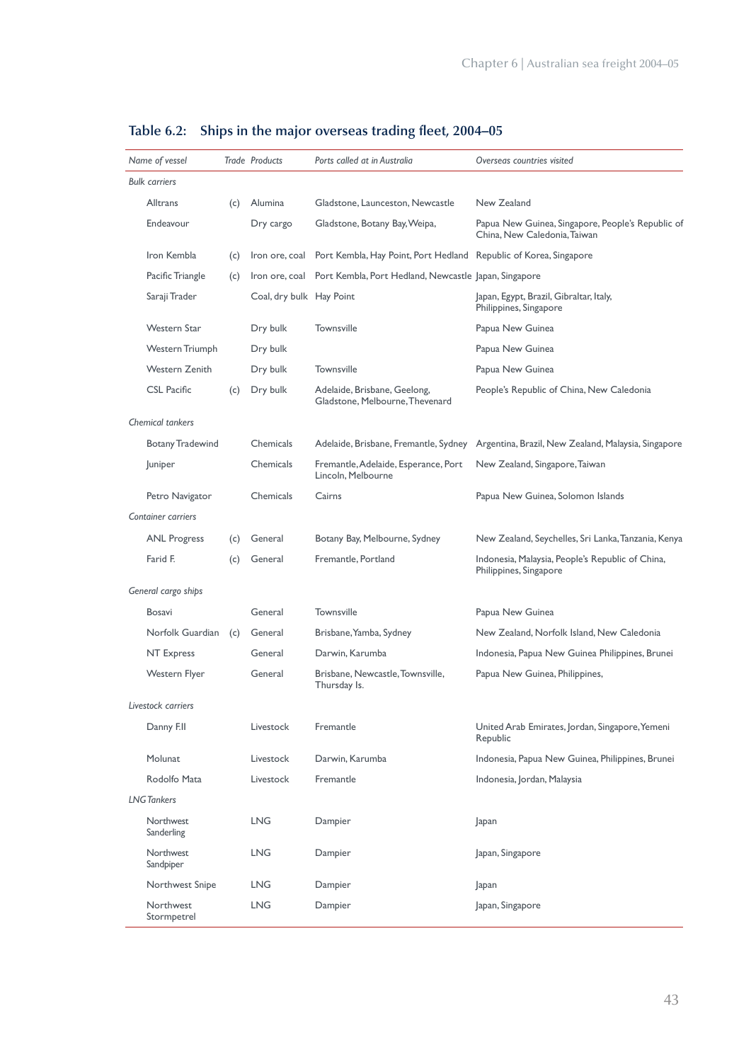## Table 6.2: Ships in the major overseas trading fleet, 2004–05

| Name of vessel | Trade | Products | Ports called at in Australia | Overseas countries visited |
|---|---|---|---|---|
| *Bulk carriers* | | | | |
| Alltrans | (c) | Alumina | Gladstone, Launceston, Newcastle | New Zealand |
| Endeavour | | Dry cargo | Gladstone, Botany Bay, Weipa, | Papua New Guinea, Singapore, People's Republic of China, New Caledonia, Taiwan |
| Iron Kembla | (c) | Iron ore, coal | Port Kembla, Hay Point, Port Hedland | Republic of Korea, Singapore |
| Pacific Triangle | (c) | Iron ore, coal | Port Kembla, Port Hedland, Newcastle | Japan, Singapore |
| Saraji Trader | | Coal, dry bulk | Hay Point | Japan, Egypt, Brazil, Gibraltar, Italy, Philippines, Singapore |
| Western Star | | Dry bulk | Townsville | Papua New Guinea |
| Western Triumph | | Dry bulk | | Papua New Guinea |
| Western Zenith | | Dry bulk | Townsville | Papua New Guinea |
| CSL Pacific | (c) | Dry bulk | Adelaide, Brisbane, Geelong, Gladstone, Melbourne, Thevenard | People's Republic of China, New Caledonia |
| *Chemical tankers* | | | | |
| Botany Tradewind | | Chemicals | Adelaide, Brisbane, Fremantle, Sydney | Argentina, Brazil, New Zealand, Malaysia, Singapore |
| Juniper | | Chemicals | Fremantle, Adelaide, Esperance, Port Lincoln, Melbourne | New Zealand, Singapore, Taiwan |
| Petro Navigator | | Chemicals | Cairns | Papua New Guinea, Solomon Islands |
| *Container carriers* | | | | |
| ANL Progress | (c) | General | Botany Bay, Melbourne, Sydney | New Zealand, Seychelles, Sri Lanka, Tanzania, Kenya |
| Farid F. | (c) | General | Fremantle, Portland | Indonesia, Malaysia, People's Republic of China, Philippines, Singapore |
| *General cargo ships* | | | | |
| Bosavi | | General | Townsville | Papua New Guinea |
| Norfolk Guardian | (c) | General | Brisbane, Yamba, Sydney | New Zealand, Norfolk Island, New Caledonia |
| NT Express | | General | Darwin, Karumba | Indonesia, Papua New Guinea Philippines, Brunei |
| Western Flyer | | General | Brisbane, Newcastle, Townsville, Thursday Is. | Papua New Guinea, Philippines, |
| *Livestock carriers* | | | | |
| Danny F.II | | Livestock | Fremantle | United Arab Emirates, Jordan, Singapore, Yemeni Republic |
| Molunat | | Livestock | Darwin, Karumba | Indonesia, Papua New Guinea, Philippines, Brunei |
| Rodolfo Mata | | Livestock | Fremantle | Indonesia, Jordan, Malaysia |
| *LNG Tankers* | | | | |
| Northwest Sanderling | | LNG | Dampier | Japan |
| Northwest Sandpiper | | LNG | Dampier | Japan, Singapore |
| Northwest Snipe | | LNG | Dampier | Japan |
| Northwest Stormpetrel | | LNG | Dampier | Japan, Singapore |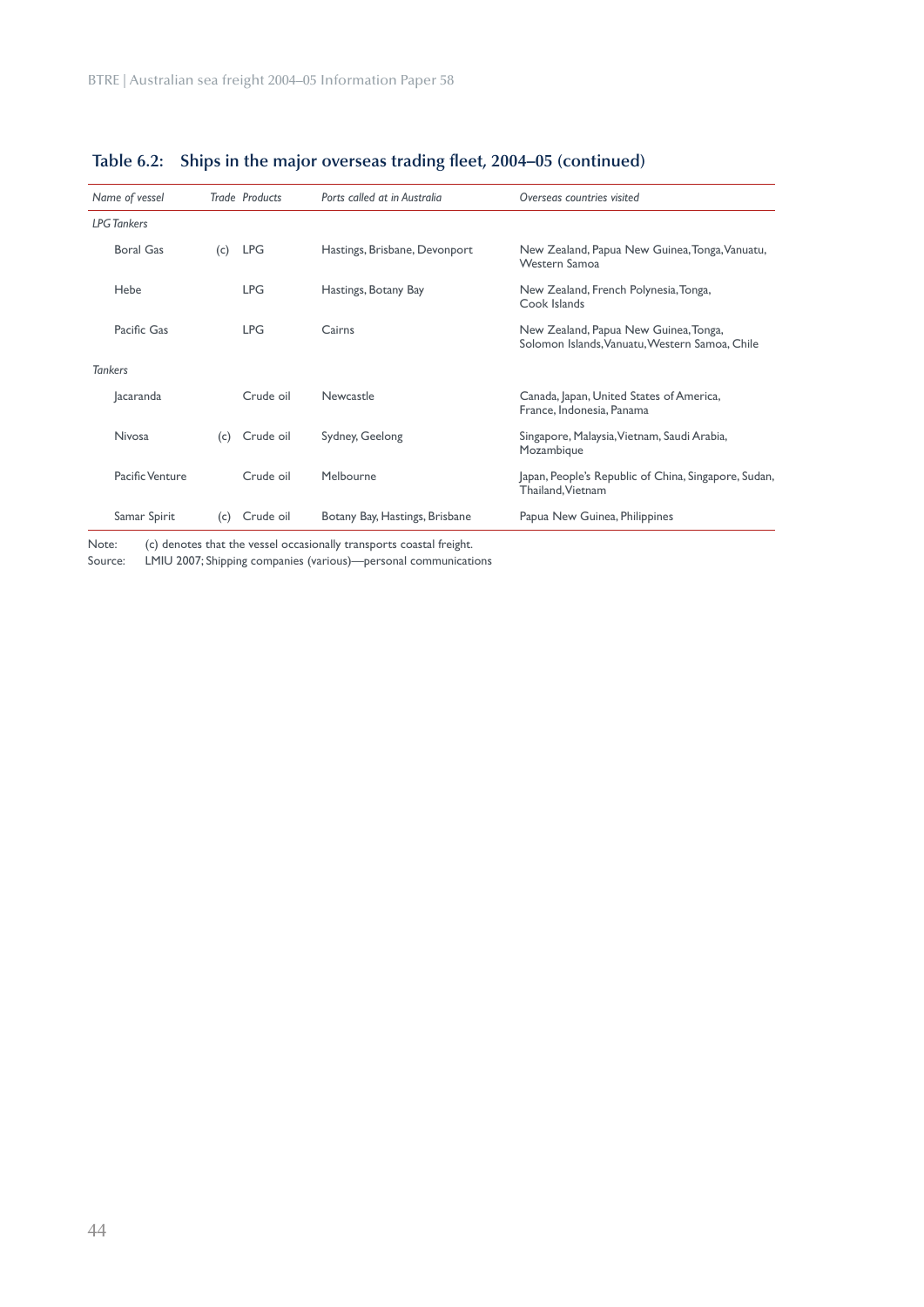## Table 6.2: Ships in the major overseas trading fleet, 2004–05 (continued)

| *Name of vessel* | *Trade* | *Products* | *Ports called at in Australia* | *Overseas countries visited* |
|---|---|---|---|---|
| *LPG Tankers* | | | | |
| Boral Gas | (c) | LPG | Hastings, Brisbane, Devonport | New Zealand, Papua New Guinea, Tonga, Vanuatu, Western Samoa |
| Hebe | | LPG | Hastings, Botany Bay | New Zealand, French Polynesia, Tonga, Cook Islands |
| Pacific Gas | | LPG | Cairns | New Zealand, Papua New Guinea, Tonga, Solomon Islands, Vanuatu, Western Samoa, Chile |
| *Tankers* | | | | |
| Jacaranda | | Crude oil | Newcastle | Canada, Japan, United States of America, France, Indonesia, Panama |
| Nivosa | (c) | Crude oil | Sydney, Geelong | Singapore, Malaysia, Vietnam, Saudi Arabia, Mozambique |
| Pacific Venture | | Crude oil | Melbourne | Japan, People's Republic of China, Singapore, Sudan, Thailand, Vietnam |
| Samar Spirit | (c) | Crude oil | Botany Bay, Hastings, Brisbane | Papua New Guinea, Philippines |

Note: (c) denotes that the vessel occasionally transports coastal freight.
Source: LMIU 2007; Shipping companies (various)—personal communications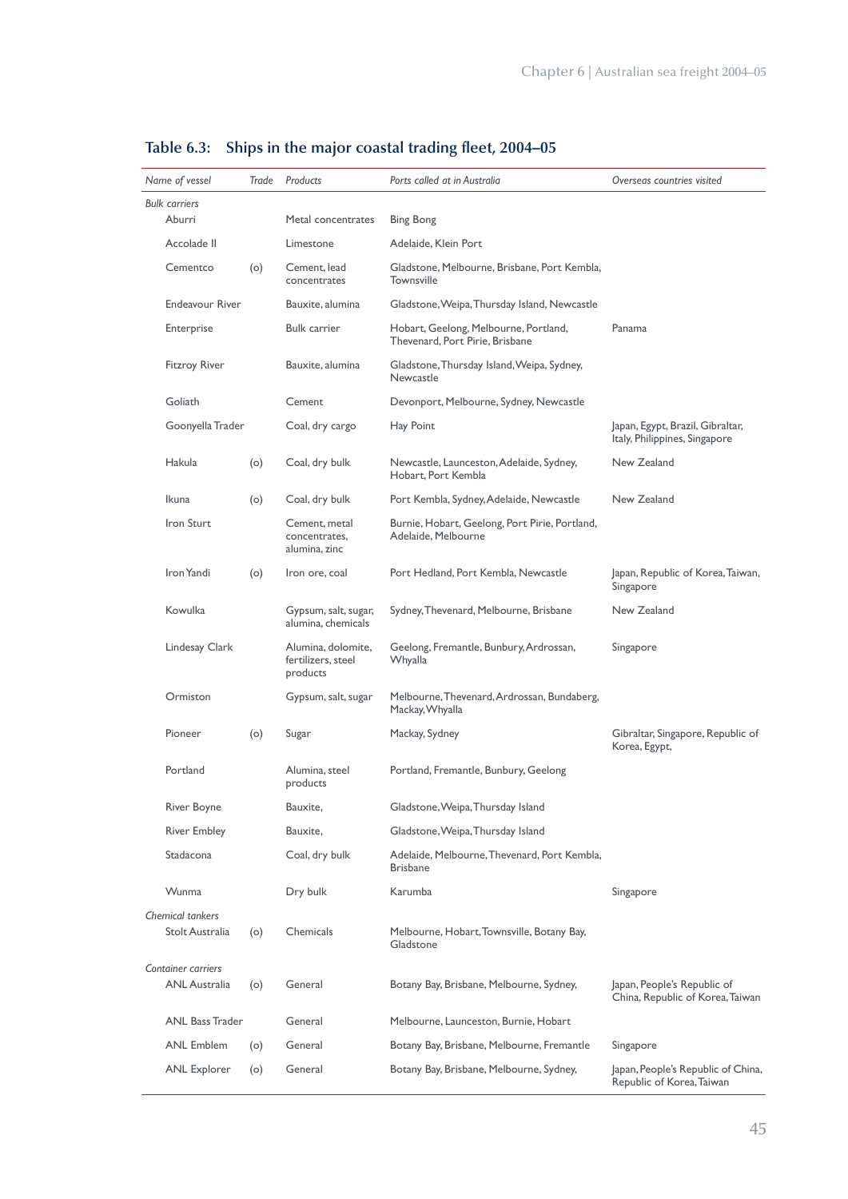## Table 6.3: Ships in the major coastal trading fleet, 2004–05

| *Name of vessel* | *Trade* | *Products* | *Ports called at in Australia* | *Overseas countries visited* |
|---|---|---|---|---|
| *Bulk carriers* | | | | |
| Aburri | | Metal concentrates | Bing Bong | |
| Accolade II | | Limestone | Adelaide, Klein Port | |
| Cementco | (o) | Cement, lead concentrates | Gladstone, Melbourne, Brisbane, Port Kembla, Townsville | |
| Endeavour River | | Bauxite, alumina | Gladstone, Weipa, Thursday Island, Newcastle | |
| Enterprise | | Bulk carrier | Hobart, Geelong, Melbourne, Portland, Thevenard, Port Pirie, Brisbane | Panama |
| Fitzroy River | | Bauxite, alumina | Gladstone, Thursday Island, Weipa, Sydney, Newcastle | |
| Goliath | | Cement | Devonport, Melbourne, Sydney, Newcastle | |
| Goonyella Trader | | Coal, dry cargo | Hay Point | Japan, Egypt, Brazil, Gibraltar, Italy, Philippines, Singapore |
| Hakula | (o) | Coal, dry bulk | Newcastle, Launceston, Adelaide, Sydney, Hobart, Port Kembla | New Zealand |
| Ikuna | (o) | Coal, dry bulk | Port Kembla, Sydney, Adelaide, Newcastle | New Zealand |
| Iron Sturt | | Cement, metal concentrates, alumina, zinc | Burnie, Hobart, Geelong, Port Pirie, Portland, Adelaide, Melbourne | |
| Iron Yandi | (o) | Iron ore, coal | Port Hedland, Port Kembla, Newcastle | Japan, Republic of Korea, Taiwan, Singapore |
| Kowulka | | Gypsum, salt, sugar, alumina, chemicals | Sydney, Thevenard, Melbourne, Brisbane | New Zealand |
| Lindesay Clark | | Alumina, dolomite, fertilizers, steel products | Geelong, Fremantle, Bunbury, Ardrossan, Whyalla | Singapore |
| Ormiston | | Gypsum, salt, sugar | Melbourne, Thevenard, Ardrossan, Bundaberg, Mackay, Whyalla | |
| Pioneer | (o) | Sugar | Mackay, Sydney | Gibraltar, Singapore, Republic of Korea, Egypt, |
| Portland | | Alumina, steel products | Portland, Fremantle, Bunbury, Geelong | |
| River Boyne | | Bauxite, | Gladstone, Weipa, Thursday Island | |
| River Embley | | Bauxite, | Gladstone, Weipa, Thursday Island | |
| Stadacona | | Coal, dry bulk | Adelaide, Melbourne, Thevenard, Port Kembla, Brisbane | |
| Wunma | | Dry bulk | Karumba | Singapore |
| *Chemical tankers* | | | | |
| Stolt Australia | (o) | Chemicals | Melbourne, Hobart, Townsville, Botany Bay, Gladstone | |
| *Container carriers* | | | | |
| ANL Australia | (o) | General | Botany Bay, Brisbane, Melbourne, Sydney, | Japan, People's Republic of China, Republic of Korea, Taiwan |
| ANL Bass Trader | | General | Melbourne, Launceston, Burnie, Hobart | |
| ANL Emblem | (o) | General | Botany Bay, Brisbane, Melbourne, Fremantle | Singapore |
| ANL Explorer | (o) | General | Botany Bay, Brisbane, Melbourne, Sydney, | Japan, People's Republic of China, Republic of Korea, Taiwan |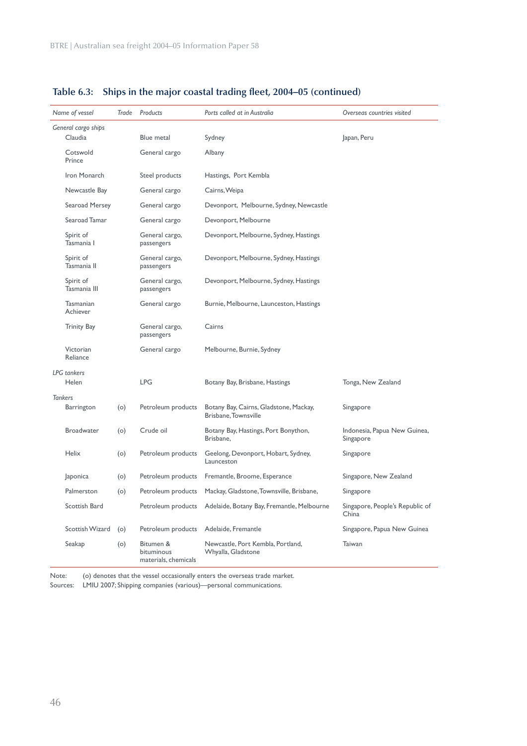## Table 6.3: Ships in the major coastal trading fleet, 2004–05 (continued)

| *Name of vessel* | *Trade* | *Products* | *Ports called at in Australia* | *Overseas countries visited* |
|---|---|---|---|---|
| *General cargo ships* | | | | |
| Claudia | | Blue metal | Sydney | Japan, Peru |
| Cotswold Prince | | General cargo | Albany | |
| Iron Monarch | | Steel products | Hastings, Port Kembla | |
| Newcastle Bay | | General cargo | Cairns, Weipa | |
| Searoad Mersey | | General cargo | Devonport, Melbourne, Sydney, Newcastle | |
| Searoad Tamar | | General cargo | Devonport, Melbourne | |
| Spirit of Tasmania I | | General cargo, passengers | Devonport, Melbourne, Sydney, Hastings | |
| Spirit of Tasmania II | | General cargo, passengers | Devonport, Melbourne, Sydney, Hastings | |
| Spirit of Tasmania III | | General cargo, passengers | Devonport, Melbourne, Sydney, Hastings | |
| Tasmanian Achiever | | General cargo | Burnie, Melbourne, Launceston, Hastings | |
| Trinity Bay | | General cargo, passengers | Cairns | |
| Victorian Reliance | | General cargo | Melbourne, Burnie, Sydney | |
| *LPG tankers* | | | | |
| Helen | | LPG | Botany Bay, Brisbane, Hastings | Tonga, New Zealand |
| *Tankers* | | | | |
| Barrington | (o) | Petroleum products | Botany Bay, Cairns, Gladstone, Mackay, Brisbane, Townsville | Singapore |
| Broadwater | (o) | Crude oil | Botany Bay, Hastings, Port Bonython, Brisbane, | Indonesia, Papua New Guinea, Singapore |
| Helix | (o) | Petroleum products | Geelong, Devonport, Hobart, Sydney, Launceston | Singapore |
| Japonica | (o) | Petroleum products | Fremantle, Broome, Esperance | Singapore, New Zealand |
| Palmerston | (o) | Petroleum products | Mackay, Gladstone, Townsville, Brisbane, | Singapore |
| Scottish Bard | | Petroleum products | Adelaide, Botany Bay, Fremantle, Melbourne | Singapore, People's Republic of China |
| Scottish Wizard | (o) | Petroleum products | Adelaide, Fremantle | Singapore, Papua New Guinea |
| Seakap | (o) | Bitumen & bituminous materials, chemicals | Newcastle, Port Kembla, Portland, Whyalla, Gladstone | Taiwan |

Note: (o) denotes that the vessel occasionally enters the overseas trade market.

Sources: LMIU 2007; Shipping companies (various)—personal communications.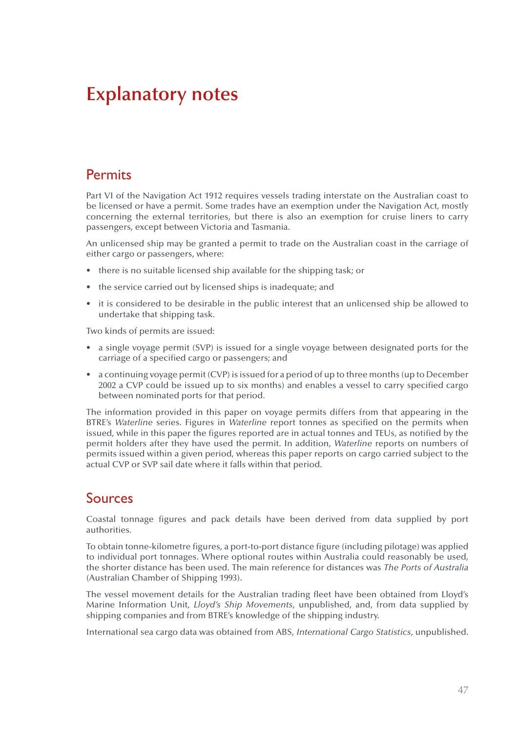# Explanatory notes

## Permits

Part VI of the Navigation Act 1912 requires vessels trading interstate on the Australian coast to be licensed or have a permit. Some trades have an exemption under the Navigation Act, mostly concerning the external territories, but there is also an exemption for cruise liners to carry passengers, except between Victoria and Tasmania.

An unlicensed ship may be granted a permit to trade on the Australian coast in the carriage of either cargo or passengers, where:

- there is no suitable licensed ship available for the shipping task; or
- the service carried out by licensed ships is inadequate; and
- it is considered to be desirable in the public interest that an unlicensed ship be allowed to undertake that shipping task.

Two kinds of permits are issued:

- a single voyage permit (SVP) is issued for a single voyage between designated ports for the carriage of a specified cargo or passengers; and
- a continuing voyage permit (CVP) is issued for a period of up to three months (up to December 2002 a CVP could be issued up to six months) and enables a vessel to carry specified cargo between nominated ports for that period.

The information provided in this paper on voyage permits differs from that appearing in the BTRE's *Waterline* series. Figures in *Waterline* report tonnes as specified on the permits when issued, while in this paper the figures reported are in actual tonnes and TEUs, as notified by the permit holders after they have used the permit. In addition, *Waterline* reports on numbers of permits issued within a given period, whereas this paper reports on cargo carried subject to the actual CVP or SVP sail date where it falls within that period.

## Sources

Coastal tonnage figures and pack details have been derived from data supplied by port authorities.

To obtain tonne-kilometre figures, a port-to-port distance figure (including pilotage) was applied to individual port tonnages. Where optional routes within Australia could reasonably be used, the shorter distance has been used. The main reference for distances was *The Ports of Australia* (Australian Chamber of Shipping 1993).

The vessel movement details for the Australian trading fleet have been obtained from Lloyd's Marine Information Unit, *Lloyd's Ship Movements*, unpublished, and, from data supplied by shipping companies and from BTRE's knowledge of the shipping industry.

International sea cargo data was obtained from ABS, *International Cargo Statistics*, unpublished.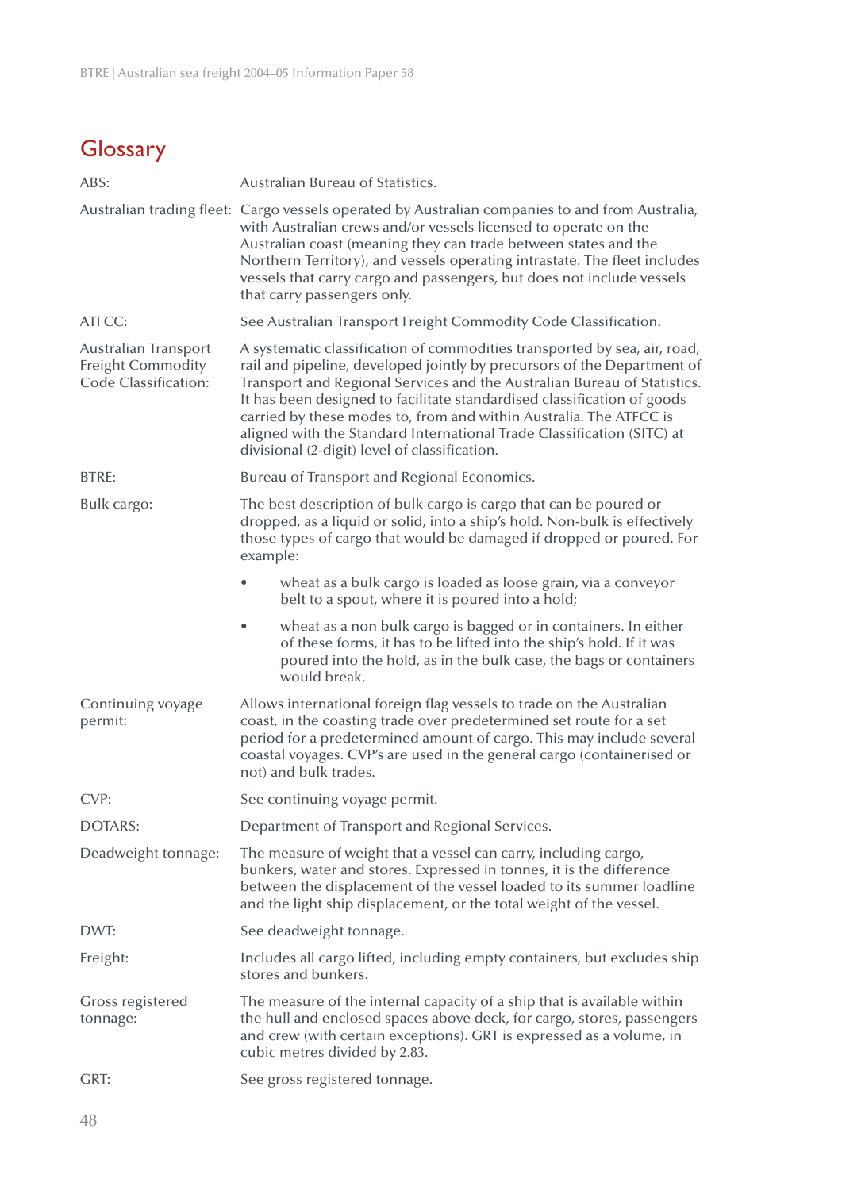# Glossary

| | |
|---|---|
| ABS: | Australian Bureau of Statistics. |
| Australian trading fleet: | Cargo vessels operated by Australian companies to and from Australia, with Australian crews and/or vessels licensed to operate on the Australian coast (meaning they can trade between states and the Northern Territory), and vessels operating intrastate. The fleet includes vessels that carry cargo and passengers, but does not include vessels that carry passengers only. |
| ATFCC: | See Australian Transport Freight Commodity Code Classification. |
| Australian Transport Freight Commodity Code Classification: | A systematic classification of commodities transported by sea, air, road, rail and pipeline, developed jointly by precursors of the Department of Transport and Regional Services and the Australian Bureau of Statistics. It has been designed to facilitate standardised classification of goods carried by these modes to, from and within Australia. The ATFCC is aligned with the Standard International Trade Classification (SITC) at divisional (2-digit) level of classification. |
| BTRE: | Bureau of Transport and Regional Economics. |
| Bulk cargo: | The best description of bulk cargo is cargo that can be poured or dropped, as a liquid or solid, into a ship's hold. Non-bulk is effectively those types of cargo that would be damaged if dropped or poured. For example:<br>• wheat as a bulk cargo is loaded as loose grain, via a conveyor belt to a spout, where it is poured into a hold;<br>• wheat as a non bulk cargo is bagged or in containers. In either of these forms, it has to be lifted into the ship's hold. If it was poured into the hold, as in the bulk case, the bags or containers would break. |
| Continuing voyage permit: | Allows international foreign flag vessels to trade on the Australian coast, in the coasting trade over predetermined set route for a set period for a predetermined amount of cargo. This may include several coastal voyages. CVP's are used in the general cargo (containerised or not) and bulk trades. |
| CVP: | See continuing voyage permit. |
| DOTARS: | Department of Transport and Regional Services. |
| Deadweight tonnage: | The measure of weight that a vessel can carry, including cargo, bunkers, water and stores. Expressed in tonnes, it is the difference between the displacement of the vessel loaded to its summer loadline and the light ship displacement, or the total weight of the vessel. |
| DWT: | See deadweight tonnage. |
| Freight: | Includes all cargo lifted, including empty containers, but excludes ship stores and bunkers. |
| Gross registered tonnage: | The measure of the internal capacity of a ship that is available within the hull and enclosed spaces above deck, for cargo, stores, passengers and crew (with certain exceptions). GRT is expressed as a volume, in cubic metres divided by 2.83. |
| GRT: | See gross registered tonnage. |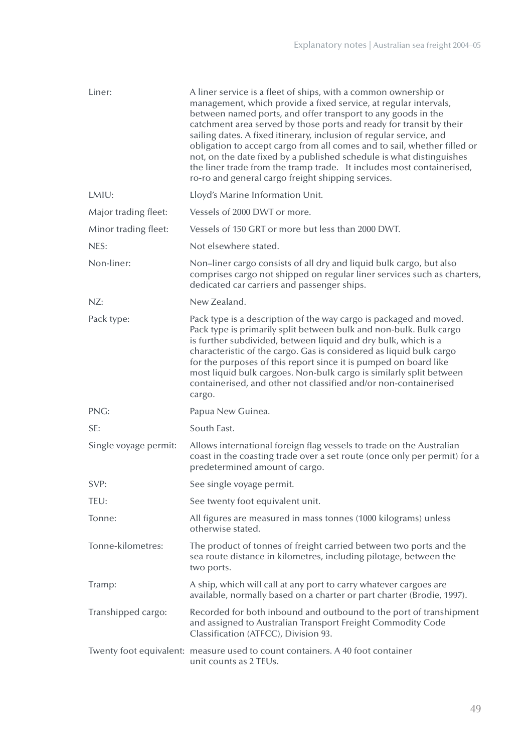| | |
|---|---|
| Liner: | A liner service is a fleet of ships, with a common ownership or management, which provide a fixed service, at regular intervals, between named ports, and offer transport to any goods in the catchment area served by those ports and ready for transit by their sailing dates. A fixed itinerary, inclusion of regular service, and obligation to accept cargo from all comes and to sail, whether filled or not, on the date fixed by a published schedule is what distinguishes the liner trade from the tramp trade. It includes most containerised, ro-ro and general cargo freight shipping services. |
| LMIU: | Lloyd's Marine Information Unit. |
| Major trading fleet: | Vessels of 2000 DWT or more. |
| Minor trading fleet: | Vessels of 150 GRT or more but less than 2000 DWT. |
| NES: | Not elsewhere stated. |
| Non-liner: | Non–liner cargo consists of all dry and liquid bulk cargo, but also comprises cargo not shipped on regular liner services such as charters, dedicated car carriers and passenger ships. |
| NZ: | New Zealand. |
| Pack type: | Pack type is a description of the way cargo is packaged and moved. Pack type is primarily split between bulk and non-bulk. Bulk cargo is further subdivided, between liquid and dry bulk, which is a characteristic of the cargo. Gas is considered as liquid bulk cargo for the purposes of this report since it is pumped on board like most liquid bulk cargoes. Non-bulk cargo is similarly split between containerised, and other not classified and/or non-containerised cargo. |
| PNG: | Papua New Guinea. |
| SE: | South East. |
| Single voyage permit: | Allows international foreign flag vessels to trade on the Australian coast in the coasting trade over a set route (once only per permit) for a predetermined amount of cargo. |
| SVP: | See single voyage permit. |
| TEU: | See twenty foot equivalent unit. |
| Tonne: | All figures are measured in mass tonnes (1000 kilograms) unless otherwise stated. |
| Tonne-kilometres: | The product of tonnes of freight carried between two ports and the sea route distance in kilometres, including pilotage, between the two ports. |
| Tramp: | A ship, which will call at any port to carry whatever cargoes are available, normally based on a charter or part charter (Brodie, 1997). |
| Transhipped cargo: | Recorded for both inbound and outbound to the port of transhipment and assigned to Australian Transport Freight Commodity Code Classification (ATFCC), Division 93. |
| Twenty foot equivalent: | measure used to count containers. A 40 foot container unit counts as 2 TEUs. |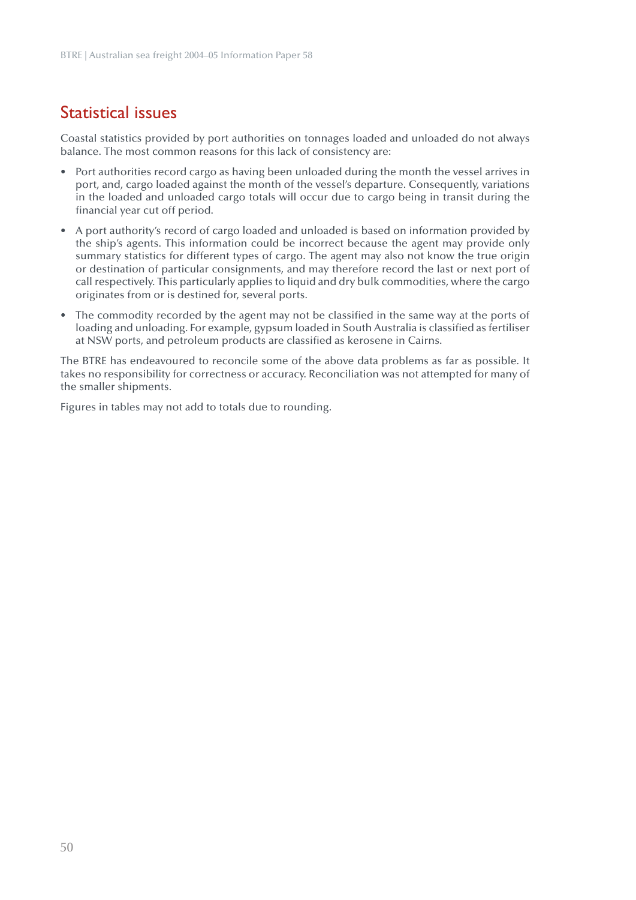## Statistical issues

Coastal statistics provided by port authorities on tonnages loaded and unloaded do not always balance. The most common reasons for this lack of consistency are:

- Port authorities record cargo as having been unloaded during the month the vessel arrives in port, and, cargo loaded against the month of the vessel's departure. Consequently, variations in the loaded and unloaded cargo totals will occur due to cargo being in transit during the financial year cut off period.
- A port authority's record of cargo loaded and unloaded is based on information provided by the ship's agents. This information could be incorrect because the agent may provide only summary statistics for different types of cargo. The agent may also not know the true origin or destination of particular consignments, and may therefore record the last or next port of call respectively. This particularly applies to liquid and dry bulk commodities, where the cargo originates from or is destined for, several ports.
- The commodity recorded by the agent may not be classified in the same way at the ports of loading and unloading. For example, gypsum loaded in South Australia is classified as fertiliser at NSW ports, and petroleum products are classified as kerosene in Cairns.

The BTRE has endeavoured to reconcile some of the above data problems as far as possible. It takes no responsibility for correctness or accuracy. Reconciliation was not attempted for many of the smaller shipments.

Figures in tables may not add to totals due to rounding.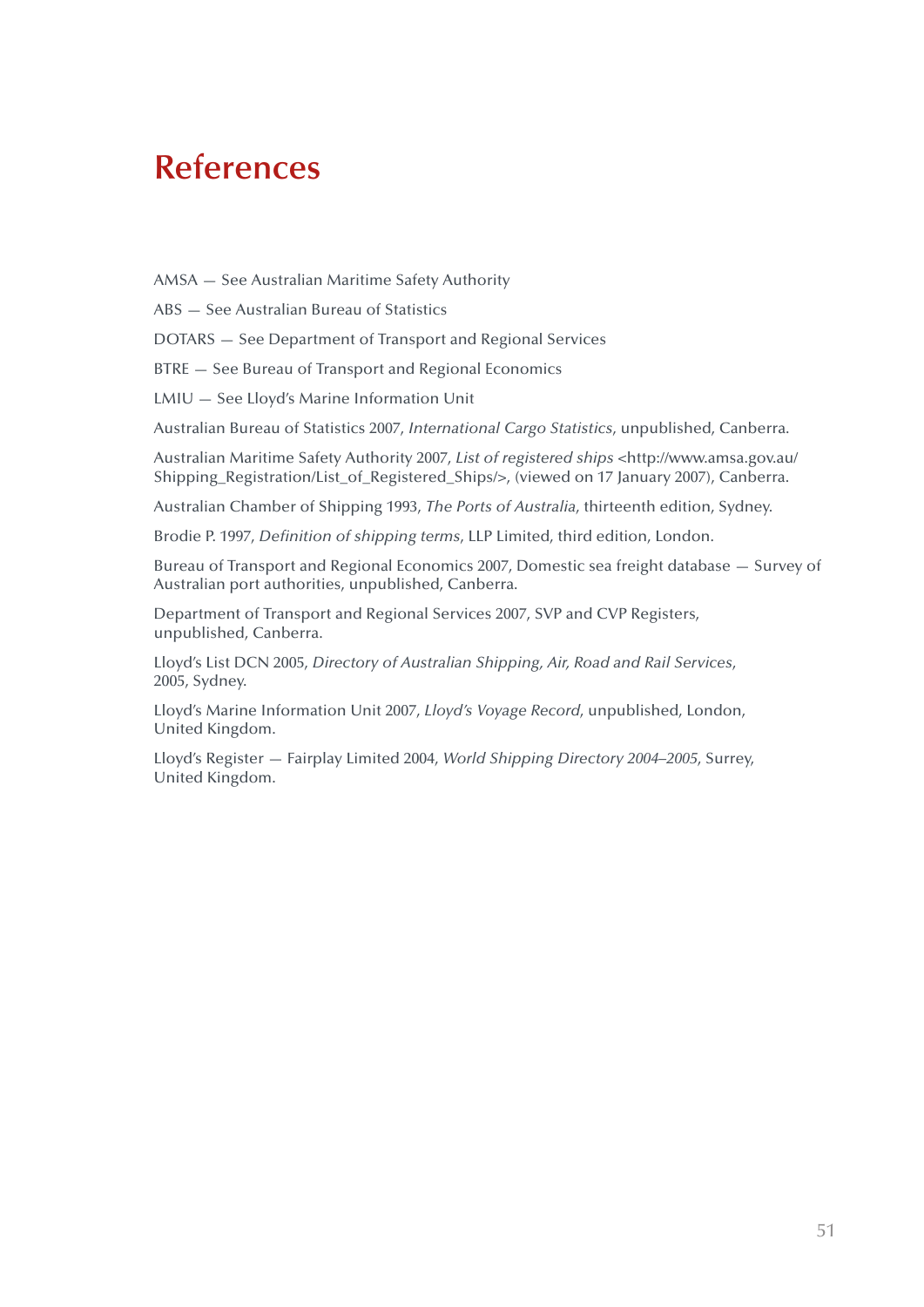# References

AMSA — See Australian Maritime Safety Authority

ABS — See Australian Bureau of Statistics

DOTARS — See Department of Transport and Regional Services

BTRE — See Bureau of Transport and Regional Economics

LMIU — See Lloyd's Marine Information Unit

Australian Bureau of Statistics 2007, *International Cargo Statistics*, unpublished, Canberra.

Australian Maritime Safety Authority 2007, *List of registered ships* <http://www.amsa.gov.au/Shipping_Registration/List_of_Registered_Ships/>, (viewed on 17 January 2007), Canberra.

Australian Chamber of Shipping 1993, *The Ports of Australia*, thirteenth edition, Sydney.

Brodie P. 1997, *Definition of shipping terms*, LLP Limited, third edition, London.

Bureau of Transport and Regional Economics 2007, Domestic sea freight database — Survey of Australian port authorities, unpublished, Canberra.

Department of Transport and Regional Services 2007, SVP and CVP Registers, unpublished, Canberra.

Lloyd's List DCN 2005, *Directory of Australian Shipping, Air, Road and Rail Services*, 2005, Sydney.

Lloyd's Marine Information Unit 2007, *Lloyd's Voyage Record*, unpublished, London, United Kingdom.

Lloyd's Register — Fairplay Limited 2004, *World Shipping Directory 2004–2005*, Surrey, United Kingdom.